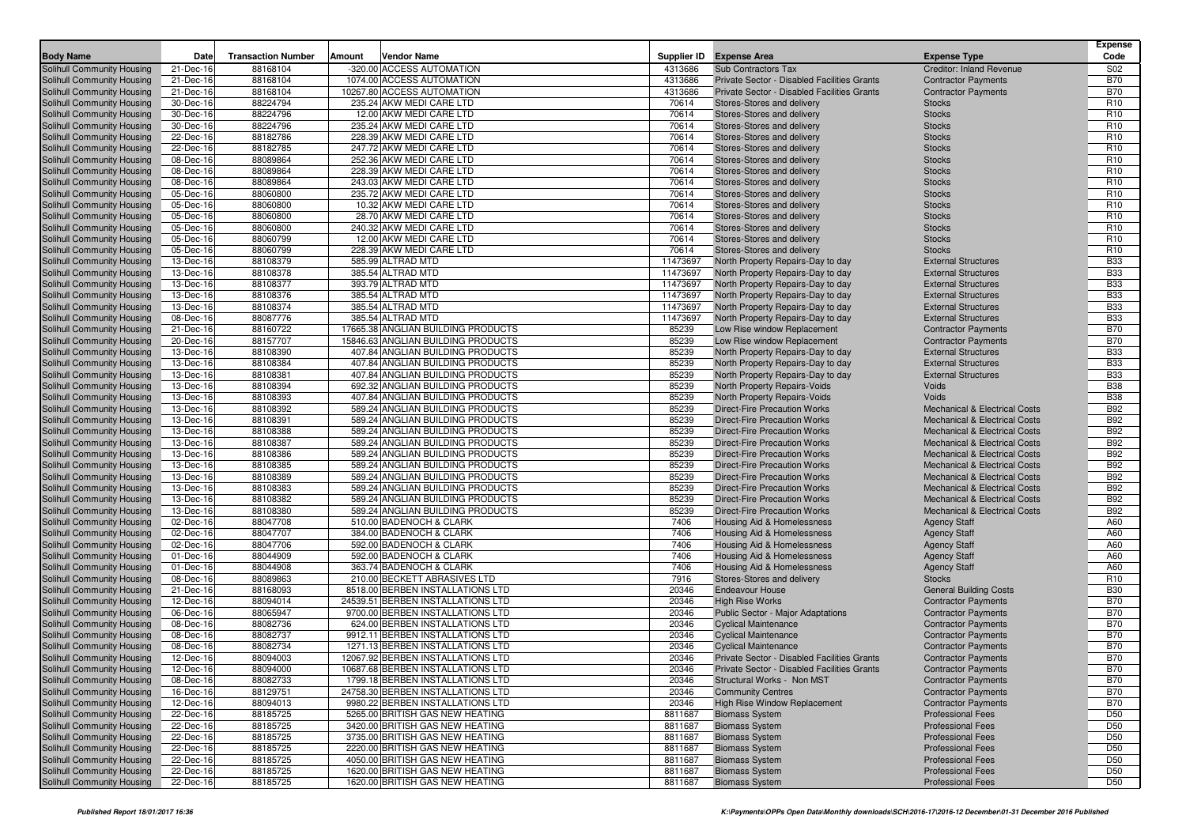| Body Name | Date | Transaction Number | Amount | Vendor Name | Supplier ID | Expense Area | Expense Type | Expense Code |
|---|---|---|---|---|---|---|---|---|
| Solihull Community Housing | 21-Dec-16 | 88168104 | -320.00 | ACCESS AUTOMATION | 4313686 | Sub Contractors Tax | Creditor: Inland Revenue | S02 |
| Solihull Community Housing | 21-Dec-16 | 88168104 | 1074.00 | ACCESS AUTOMATION | 4313686 | Private Sector - Disabled Facilities Grants | Contractor Payments | B70 |
| Solihull Community Housing | 21-Dec-16 | 88168104 | 10267.80 | ACCESS AUTOMATION | 4313686 | Private Sector - Disabled Facilities Grants | Contractor Payments | B70 |
| Solihull Community Housing | 30-Dec-16 | 88224794 | 235.24 | AKW MEDI CARE LTD | 70614 | Stores-Stores and delivery | Stocks | R10 |
| Solihull Community Housing | 30-Dec-16 | 88224796 | 12.00 | AKW MEDI CARE LTD | 70614 | Stores-Stores and delivery | Stocks | R10 |
| Solihull Community Housing | 30-Dec-16 | 88224796 | 235.24 | AKW MEDI CARE LTD | 70614 | Stores-Stores and delivery | Stocks | R10 |
| Solihull Community Housing | 22-Dec-16 | 88182786 | 228.39 | AKW MEDI CARE LTD | 70614 | Stores-Stores and delivery | Stocks | R10 |
| Solihull Community Housing | 22-Dec-16 | 88182785 | 247.72 | AKW MEDI CARE LTD | 70614 | Stores-Stores and delivery | Stocks | R10 |
| Solihull Community Housing | 08-Dec-16 | 88089864 | 252.36 | AKW MEDI CARE LTD | 70614 | Stores-Stores and delivery | Stocks | R10 |
| Solihull Community Housing | 08-Dec-16 | 88089864 | 228.39 | AKW MEDI CARE LTD | 70614 | Stores-Stores and delivery | Stocks | R10 |
| Solihull Community Housing | 08-Dec-16 | 88089864 | 243.03 | AKW MEDI CARE LTD | 70614 | Stores-Stores and delivery | Stocks | R10 |
| Solihull Community Housing | 05-Dec-16 | 88060800 | 235.72 | AKW MEDI CARE LTD | 70614 | Stores-Stores and delivery | Stocks | R10 |
| Solihull Community Housing | 05-Dec-16 | 88060800 | 10.32 | AKW MEDI CARE LTD | 70614 | Stores-Stores and delivery | Stocks | R10 |
| Solihull Community Housing | 05-Dec-16 | 88060800 | 28.70 | AKW MEDI CARE LTD | 70614 | Stores-Stores and delivery | Stocks | R10 |
| Solihull Community Housing | 05-Dec-16 | 88060800 | 240.32 | AKW MEDI CARE LTD | 70614 | Stores-Stores and delivery | Stocks | R10 |
| Solihull Community Housing | 05-Dec-16 | 88060799 | 12.00 | AKW MEDI CARE LTD | 70614 | Stores-Stores and delivery | Stocks | R10 |
| Solihull Community Housing | 05-Dec-16 | 88060799 | 228.39 | AKW MEDI CARE LTD | 70614 | Stores-Stores and delivery | Stocks | R10 |
| Solihull Community Housing | 13-Dec-16 | 88108379 | 585.99 | ALTRAD MTD | 11473697 | North Property Repairs-Day to day | External Structures | B33 |
| Solihull Community Housing | 13-Dec-16 | 88108378 | 385.54 | ALTRAD MTD | 11473697 | North Property Repairs-Day to day | External Structures | B33 |
| Solihull Community Housing | 13-Dec-16 | 88108377 | 393.79 | ALTRAD MTD | 11473697 | North Property Repairs-Day to day | External Structures | B33 |
| Solihull Community Housing | 13-Dec-16 | 88108376 | 385.54 | ALTRAD MTD | 11473697 | North Property Repairs-Day to day | External Structures | B33 |
| Solihull Community Housing | 13-Dec-16 | 88108374 | 385.54 | ALTRAD MTD | 11473697 | North Property Repairs-Day to day | External Structures | B33 |
| Solihull Community Housing | 08-Dec-16 | 88087776 | 385.54 | ALTRAD MTD | 11473697 | North Property Repairs-Day to day | External Structures | B33 |
| Solihull Community Housing | 21-Dec-16 | 88160722 | 17665.38 | ANGLIAN BUILDING PRODUCTS | 85239 | Low Rise window Replacement | Contractor Payments | B70 |
| Solihull Community Housing | 20-Dec-16 | 88157707 | 15846.63 | ANGLIAN BUILDING PRODUCTS | 85239 | Low Rise window Replacement | Contractor Payments | B70 |
| Solihull Community Housing | 13-Dec-16 | 88108390 | 407.84 | ANGLIAN BUILDING PRODUCTS | 85239 | North Property Repairs-Day to day | External Structures | B33 |
| Solihull Community Housing | 13-Dec-16 | 88108384 | 407.84 | ANGLIAN BUILDING PRODUCTS | 85239 | North Property Repairs-Day to day | External Structures | B33 |
| Solihull Community Housing | 13-Dec-16 | 88108381 | 407.84 | ANGLIAN BUILDING PRODUCTS | 85239 | North Property Repairs-Day to day | External Structures | B33 |
| Solihull Community Housing | 13-Dec-16 | 88108394 | 692.32 | ANGLIAN BUILDING PRODUCTS | 85239 | North Property Repairs-Voids | Voids | B38 |
| Solihull Community Housing | 13-Dec-16 | 88108393 | 407.84 | ANGLIAN BUILDING PRODUCTS | 85239 | North Property Repairs-Voids | Voids | B38 |
| Solihull Community Housing | 13-Dec-16 | 88108392 | 589.24 | ANGLIAN BUILDING PRODUCTS | 85239 | Direct-Fire Precaution Works | Mechanical & Electrical Costs | B92 |
| Solihull Community Housing | 13-Dec-16 | 88108391 | 589.24 | ANGLIAN BUILDING PRODUCTS | 85239 | Direct-Fire Precaution Works | Mechanical & Electrical Costs | B92 |
| Solihull Community Housing | 13-Dec-16 | 88108388 | 589.24 | ANGLIAN BUILDING PRODUCTS | 85239 | Direct-Fire Precaution Works | Mechanical & Electrical Costs | B92 |
| Solihull Community Housing | 13-Dec-16 | 88108387 | 589.24 | ANGLIAN BUILDING PRODUCTS | 85239 | Direct-Fire Precaution Works | Mechanical & Electrical Costs | B92 |
| Solihull Community Housing | 13-Dec-16 | 88108386 | 589.24 | ANGLIAN BUILDING PRODUCTS | 85239 | Direct-Fire Precaution Works | Mechanical & Electrical Costs | B92 |
| Solihull Community Housing | 13-Dec-16 | 88108385 | 589.24 | ANGLIAN BUILDING PRODUCTS | 85239 | Direct-Fire Precaution Works | Mechanical & Electrical Costs | B92 |
| Solihull Community Housing | 13-Dec-16 | 88108389 | 589.24 | ANGLIAN BUILDING PRODUCTS | 85239 | Direct-Fire Precaution Works | Mechanical & Electrical Costs | B92 |
| Solihull Community Housing | 13-Dec-16 | 88108383 | 589.24 | ANGLIAN BUILDING PRODUCTS | 85239 | Direct-Fire Precaution Works | Mechanical & Electrical Costs | B92 |
| Solihull Community Housing | 13-Dec-16 | 88108382 | 589.24 | ANGLIAN BUILDING PRODUCTS | 85239 | Direct-Fire Precaution Works | Mechanical & Electrical Costs | B92 |
| Solihull Community Housing | 13-Dec-16 | 88108380 | 589.24 | ANGLIAN BUILDING PRODUCTS | 85239 | Direct-Fire Precaution Works | Mechanical & Electrical Costs | B92 |
| Solihull Community Housing | 02-Dec-16 | 88047708 | 510.00 | BADENOCH & CLARK | 7406 | Housing Aid & Homelessness | Agency Staff | A60 |
| Solihull Community Housing | 02-Dec-16 | 88047707 | 384.00 | BADENOCH & CLARK | 7406 | Housing Aid & Homelessness | Agency Staff | A60 |
| Solihull Community Housing | 02-Dec-16 | 88047706 | 592.00 | BADENOCH & CLARK | 7406 | Housing Aid & Homelessness | Agency Staff | A60 |
| Solihull Community Housing | 01-Dec-16 | 88044909 | 592.00 | BADENOCH & CLARK | 7406 | Housing Aid & Homelessness | Agency Staff | A60 |
| Solihull Community Housing | 01-Dec-16 | 88044908 | 363.74 | BADENOCH & CLARK | 7406 | Housing Aid & Homelessness | Agency Staff | A60 |
| Solihull Community Housing | 08-Dec-16 | 88089863 | 210.00 | BECKETT ABRASIVES LTD | 7916 | Stores-Stores and delivery | Stocks | R10 |
| Solihull Community Housing | 21-Dec-16 | 88168093 | 8518.00 | BERBEN INSTALLATIONS LTD | 20346 | Endeavour House | General Building Costs | B30 |
| Solihull Community Housing | 12-Dec-16 | 88094014 | 24539.51 | BERBEN INSTALLATIONS LTD | 20346 | High Rise Works | Contractor Payments | B70 |
| Solihull Community Housing | 06-Dec-16 | 88065947 | 9700.00 | BERBEN INSTALLATIONS LTD | 20346 | Public Sector - Major Adaptations | Contractor Payments | B70 |
| Solihull Community Housing | 08-Dec-16 | 88082736 | 624.00 | BERBEN INSTALLATIONS LTD | 20346 | Cyclical Maintenance | Contractor Payments | B70 |
| Solihull Community Housing | 08-Dec-16 | 88082737 | 9912.11 | BERBEN INSTALLATIONS LTD | 20346 | Cyclical Maintenance | Contractor Payments | B70 |
| Solihull Community Housing | 08-Dec-16 | 88082734 | 1271.13 | BERBEN INSTALLATIONS LTD | 20346 | Cyclical Maintenance | Contractor Payments | B70 |
| Solihull Community Housing | 12-Dec-16 | 88094003 | 12067.92 | BERBEN INSTALLATIONS LTD | 20346 | Private Sector - Disabled Facilities Grants | Contractor Payments | B70 |
| Solihull Community Housing | 12-Dec-16 | 88094000 | 10687.68 | BERBEN INSTALLATIONS LTD | 20346 | Private Sector - Disabled Facilities Grants | Contractor Payments | B70 |
| Solihull Community Housing | 08-Dec-16 | 88082733 | 1799.18 | BERBEN INSTALLATIONS LTD | 20346 | Structural Works - Non MST | Contractor Payments | B70 |
| Solihull Community Housing | 16-Dec-16 | 88129751 | 24758.30 | BERBEN INSTALLATIONS LTD | 20346 | Community Centres | Contractor Payments | B70 |
| Solihull Community Housing | 12-Dec-16 | 88094013 | 9980.22 | BERBEN INSTALLATIONS LTD | 20346 | High Rise Window Replacement | Contractor Payments | B70 |
| Solihull Community Housing | 22-Dec-16 | 88185725 | 5265.00 | BRITISH GAS NEW HEATING | 8811687 | Biomass System | Professional Fees | D50 |
| Solihull Community Housing | 22-Dec-16 | 88185725 | 3420.00 | BRITISH GAS NEW HEATING | 8811687 | Biomass System | Professional Fees | D50 |
| Solihull Community Housing | 22-Dec-16 | 88185725 | 3735.00 | BRITISH GAS NEW HEATING | 8811687 | Biomass System | Professional Fees | D50 |
| Solihull Community Housing | 22-Dec-16 | 88185725 | 2220.00 | BRITISH GAS NEW HEATING | 8811687 | Biomass System | Professional Fees | D50 |
| Solihull Community Housing | 22-Dec-16 | 88185725 | 4050.00 | BRITISH GAS NEW HEATING | 8811687 | Biomass System | Professional Fees | D50 |
| Solihull Community Housing | 22-Dec-16 | 88185725 | 1620.00 | BRITISH GAS NEW HEATING | 8811687 | Biomass System | Professional Fees | D50 |
| Solihull Community Housing | 22-Dec-16 | 88185725 | 1620.00 | BRITISH GAS NEW HEATING | 8811687 | Biomass System | Professional Fees | D50 |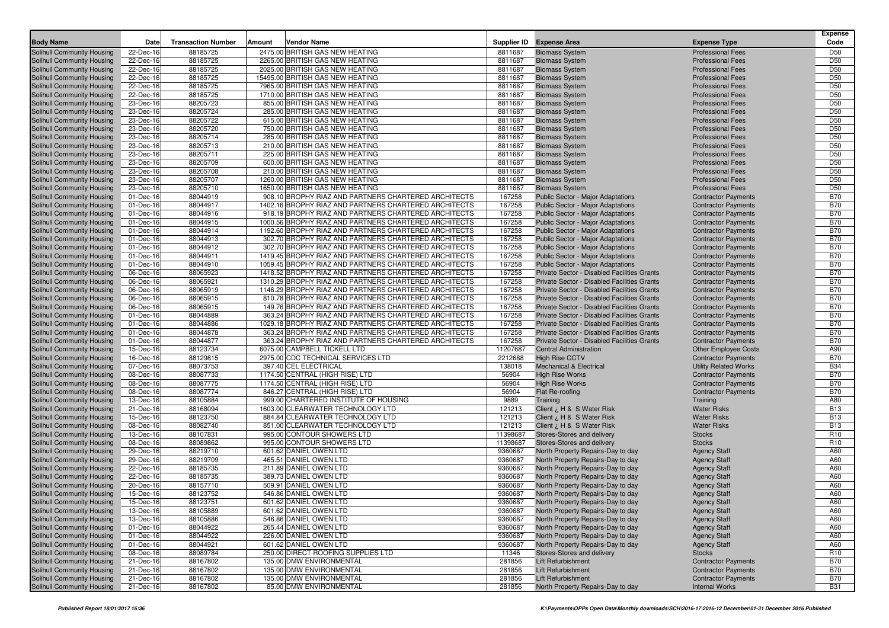| Body Name | Date | Transaction Number | Amount | Vendor Name | Supplier ID | Expense Area | Expense Type | Expense Code |
|---|---|---|---|---|---|---|---|---|
| Solihull Community Housing | 22-Dec-16 | 88185725 | 2475.00 | BRITISH GAS NEW HEATING | 8811687 | Biomass System | Professional Fees | D50 |
| Solihull Community Housing | 22-Dec-16 | 88185725 | 2265.00 | BRITISH GAS NEW HEATING | 8811687 | Biomass System | Professional Fees | D50 |
| Solihull Community Housing | 22-Dec-16 | 88185725 | 2025.00 | BRITISH GAS NEW HEATING | 8811687 | Biomass System | Professional Fees | D50 |
| Solihull Community Housing | 22-Dec-16 | 88185725 | 15495.00 | BRITISH GAS NEW HEATING | 8811687 | Biomass System | Professional Fees | D50 |
| Solihull Community Housing | 22-Dec-16 | 88185725 | 7965.00 | BRITISH GAS NEW HEATING | 8811687 | Biomass System | Professional Fees | D50 |
| Solihull Community Housing | 22-Dec-16 | 88185725 | 1710.00 | BRITISH GAS NEW HEATING | 8811687 | Biomass System | Professional Fees | D50 |
| Solihull Community Housing | 23-Dec-16 | 88205723 | 855.00 | BRITISH GAS NEW HEATING | 8811687 | Biomass System | Professional Fees | D50 |
| Solihull Community Housing | 23-Dec-16 | 88205724 | 285.00 | BRITISH GAS NEW HEATING | 8811687 | Biomass System | Professional Fees | D50 |
| Solihull Community Housing | 23-Dec-16 | 88205722 | 615.00 | BRITISH GAS NEW HEATING | 8811687 | Biomass System | Professional Fees | D50 |
| Solihull Community Housing | 23-Dec-16 | 88205720 | 750.00 | BRITISH GAS NEW HEATING | 8811687 | Biomass System | Professional Fees | D50 |
| Solihull Community Housing | 23-Dec-16 | 88205714 | 285.00 | BRITISH GAS NEW HEATING | 8811687 | Biomass System | Professional Fees | D50 |
| Solihull Community Housing | 23-Dec-16 | 88205713 | 210.00 | BRITISH GAS NEW HEATING | 8811687 | Biomass System | Professional Fees | D50 |
| Solihull Community Housing | 23-Dec-16 | 88205711 | 225.00 | BRITISH GAS NEW HEATING | 8811687 | Biomass System | Professional Fees | D50 |
| Solihull Community Housing | 23-Dec-16 | 88205709 | 600.00 | BRITISH GAS NEW HEATING | 8811687 | Biomass System | Professional Fees | D50 |
| Solihull Community Housing | 23-Dec-16 | 88205708 | 210.00 | BRITISH GAS NEW HEATING | 8811687 | Biomass System | Professional Fees | D50 |
| Solihull Community Housing | 23-Dec-16 | 88205707 | 1260.00 | BRITISH GAS NEW HEATING | 8811687 | Biomass System | Professional Fees | D50 |
| Solihull Community Housing | 23-Dec-16 | 88205710 | 1650.00 | BRITISH GAS NEW HEATING | 8811687 | Biomass System | Professional Fees | D50 |
| Solihull Community Housing | 01-Dec-16 | 88044919 | 908.10 | BROPHY RIAZ AND PARTNERS CHARTERED ARCHITECTS | 167258 | Public Sector - Major Adaptations | Contractor Payments | B70 |
| Solihull Community Housing | 01-Dec-16 | 88044917 | 1402.16 | BROPHY RIAZ AND PARTNERS CHARTERED ARCHITECTS | 167258 | Public Sector - Major Adaptations | Contractor Payments | B70 |
| Solihull Community Housing | 01-Dec-16 | 88044916 | 918.19 | BROPHY RIAZ AND PARTNERS CHARTERED ARCHITECTS | 167258 | Public Sector - Major Adaptations | Contractor Payments | B70 |
| Solihull Community Housing | 01-Dec-16 | 88044915 | 1000.56 | BROPHY RIAZ AND PARTNERS CHARTERED ARCHITECTS | 167258 | Public Sector - Major Adaptations | Contractor Payments | B70 |
| Solihull Community Housing | 01-Dec-16 | 88044914 | 1192.60 | BROPHY RIAZ AND PARTNERS CHARTERED ARCHITECTS | 167258 | Public Sector - Major Adaptations | Contractor Payments | B70 |
| Solihull Community Housing | 01-Dec-16 | 88044913 | 302.70 | BROPHY RIAZ AND PARTNERS CHARTERED ARCHITECTS | 167258 | Public Sector - Major Adaptations | Contractor Payments | B70 |
| Solihull Community Housing | 01-Dec-16 | 88044912 | 302.70 | BROPHY RIAZ AND PARTNERS CHARTERED ARCHITECTS | 167258 | Public Sector - Major Adaptations | Contractor Payments | B70 |
| Solihull Community Housing | 01-Dec-16 | 88044911 | 1419.45 | BROPHY RIAZ AND PARTNERS CHARTERED ARCHITECTS | 167258 | Public Sector - Major Adaptations | Contractor Payments | B70 |
| Solihull Community Housing | 01-Dec-16 | 88044910 | 1059.45 | BROPHY RIAZ AND PARTNERS CHARTERED ARCHITECTS | 167258 | Public Sector - Major Adaptations | Contractor Payments | B70 |
| Solihull Community Housing | 06-Dec-16 | 88065923 | 1418.52 | BROPHY RIAZ AND PARTNERS CHARTERED ARCHITECTS | 167258 | Private Sector - Disabled Facilities Grants | Contractor Payments | B70 |
| Solihull Community Housing | 06-Dec-16 | 88065921 | 1310.29 | BROPHY RIAZ AND PARTNERS CHARTERED ARCHITECTS | 167258 | Private Sector - Disabled Facilities Grants | Contractor Payments | B70 |
| Solihull Community Housing | 06-Dec-16 | 88065919 | 1146.29 | BROPHY RIAZ AND PARTNERS CHARTERED ARCHITECTS | 167258 | Private Sector - Disabled Facilities Grants | Contractor Payments | B70 |
| Solihull Community Housing | 06-Dec-16 | 88065915 | 810.78 | BROPHY RIAZ AND PARTNERS CHARTERED ARCHITECTS | 167258 | Private Sector - Disabled Facilities Grants | Contractor Payments | B70 |
| Solihull Community Housing | 06-Dec-16 | 88065915 | 149.76 | BROPHY RIAZ AND PARTNERS CHARTERED ARCHITECTS | 167258 | Private Sector - Disabled Facilities Grants | Contractor Payments | B70 |
| Solihull Community Housing | 01-Dec-16 | 88044889 | 363.24 | BROPHY RIAZ AND PARTNERS CHARTERED ARCHITECTS | 167258 | Private Sector - Disabled Facilities Grants | Contractor Payments | B70 |
| Solihull Community Housing | 01-Dec-16 | 88044886 | 1029.18 | BROPHY RIAZ AND PARTNERS CHARTERED ARCHITECTS | 167258 | Private Sector - Disabled Facilities Grants | Contractor Payments | B70 |
| Solihull Community Housing | 01-Dec-16 | 88044878 | 363.24 | BROPHY RIAZ AND PARTNERS CHARTERED ARCHITECTS | 167258 | Private Sector - Disabled Facilities Grants | Contractor Payments | B70 |
| Solihull Community Housing | 01-Dec-16 | 88044877 | 363.24 | BROPHY RIAZ AND PARTNERS CHARTERED ARCHITECTS | 167258 | Private Sector - Disabled Facilities Grants | Contractor Payments | B70 |
| Solihull Community Housing | 15-Dec-16 | 88123734 | 6075.00 | CAMPBELL TICKELL LTD | 11207687 | Central Administration | Other Employee Costs | A90 |
| Solihull Community Housing | 16-Dec-16 | 88129815 | 2975.00 | CDC TECHNICAL SERVICES LTD | 2212688 | High Rise CCTV | Contractor Payments | B70 |
| Solihull Community Housing | 07-Dec-16 | 88073753 | 397.40 | CEL ELECTRICAL | 138018 | Mechanical & Electrical | Utility Related Works | B34 |
| Solihull Community Housing | 08-Dec-16 | 88087733 | 1174.50 | CENTRAL (HIGH RISE) LTD | 56904 | High Rise Works | Contractor Payments | B70 |
| Solihull Community Housing | 08-Dec-16 | 88087775 | 1174.50 | CENTRAL (HIGH RISE) LTD | 56904 | High Rise Works | Contractor Payments | B70 |
| Solihull Community Housing | 08-Dec-16 | 88087774 | 846.27 | CENTRAL (HIGH RISE) LTD | 56904 | Flat Re-roofing | Contractor Payments | B70 |
| Solihull Community Housing | 13-Dec-16 | 88105884 | 999.00 | CHARTERED INSTITUTE OF HOUSING | 9889 | Training | Training | A80 |
| Solihull Community Housing | 21-Dec-16 | 88168094 | 1603.00 | CLEARWATER TECHNOLOGY LTD | 121213 | Client ¿ H & S Water Risk | Water Risks | B13 |
| Solihull Community Housing | 15-Dec-16 | 88123750 | 884.84 | CLEARWATER TECHNOLOGY LTD | 121213 | Client ¿ H & S Water Risk | Water Risks | B13 |
| Solihull Community Housing | 08-Dec-16 | 88082740 | 851.00 | CLEARWATER TECHNOLOGY LTD | 121213 | Client ¿ H & S Water Risk | Water Risks | B13 |
| Solihull Community Housing | 13-Dec-16 | 88107831 | 995.00 | CONTOUR SHOWERS LTD | 11398687 | Stores-Stores and delivery | Stocks | R10 |
| Solihull Community Housing | 08-Dec-16 | 88089862 | 995.00 | CONTOUR SHOWERS LTD | 11398687 | Stores-Stores and delivery | Stocks | R10 |
| Solihull Community Housing | 29-Dec-16 | 88219710 | 601.62 | DANIEL OWEN LTD | 9360687 | North Property Repairs-Day to day | Agency Staff | A60 |
| Solihull Community Housing | 29-Dec-16 | 88219709 | 465.51 | DANIEL OWEN LTD | 9360687 | North Property Repairs-Day to day | Agency Staff | A60 |
| Solihull Community Housing | 22-Dec-16 | 88185735 | 211.89 | DANIEL OWEN LTD | 9360687 | North Property Repairs-Day to day | Agency Staff | A60 |
| Solihull Community Housing | 22-Dec-16 | 88185735 | 389.73 | DANIEL OWEN LTD | 9360687 | North Property Repairs-Day to day | Agency Staff | A60 |
| Solihull Community Housing | 20-Dec-16 | 88157710 | 509.91 | DANIEL OWEN LTD | 9360687 | North Property Repairs-Day to day | Agency Staff | A60 |
| Solihull Community Housing | 15-Dec-16 | 88123752 | 546.86 | DANIEL OWEN LTD | 9360687 | North Property Repairs-Day to day | Agency Staff | A60 |
| Solihull Community Housing | 15-Dec-16 | 88123751 | 601.62 | DANIEL OWEN LTD | 9360687 | North Property Repairs-Day to day | Agency Staff | A60 |
| Solihull Community Housing | 13-Dec-16 | 88105889 | 601.62 | DANIEL OWEN LTD | 9360687 | North Property Repairs-Day to day | Agency Staff | A60 |
| Solihull Community Housing | 13-Dec-16 | 88105886 | 546.86 | DANIEL OWEN LTD | 9360687 | North Property Repairs-Day to day | Agency Staff | A60 |
| Solihull Community Housing | 01-Dec-16 | 88044922 | 265.44 | DANIEL OWEN LTD | 9360687 | North Property Repairs-Day to day | Agency Staff | A60 |
| Solihull Community Housing | 01-Dec-16 | 88044922 | 226.00 | DANIEL OWEN LTD | 9360687 | North Property Repairs-Day to day | Agency Staff | A60 |
| Solihull Community Housing | 01-Dec-16 | 88044921 | 601.62 | DANIEL OWEN LTD | 9360687 | North Property Repairs-Day to day | Agency Staff | A60 |
| Solihull Community Housing | 08-Dec-16 | 88089784 | 250.00 | DIRECT ROOFING SUPPLIES LTD | 11346 | Stores-Stores and delivery | Stocks | R10 |
| Solihull Community Housing | 21-Dec-16 | 88167802 | 135.00 | DMW ENVIRONMENTAL | 281856 | Lift Refurbishment | Contractor Payments | B70 |
| Solihull Community Housing | 21-Dec-16 | 88167802 | 135.00 | DMW ENVIRONMENTAL | 281856 | Lift Refurbishment | Contractor Payments | B70 |
| Solihull Community Housing | 21-Dec-16 | 88167802 | 135.00 | DMW ENVIRONMENTAL | 281856 | Lift Refurbishment | Contractor Payments | B70 |
| Solihull Community Housing | 21-Dec-16 | 88167802 | 85.00 | DMW ENVIRONMENTAL | 281856 | North Property Repairs-Day to day | Internal Works | B31 |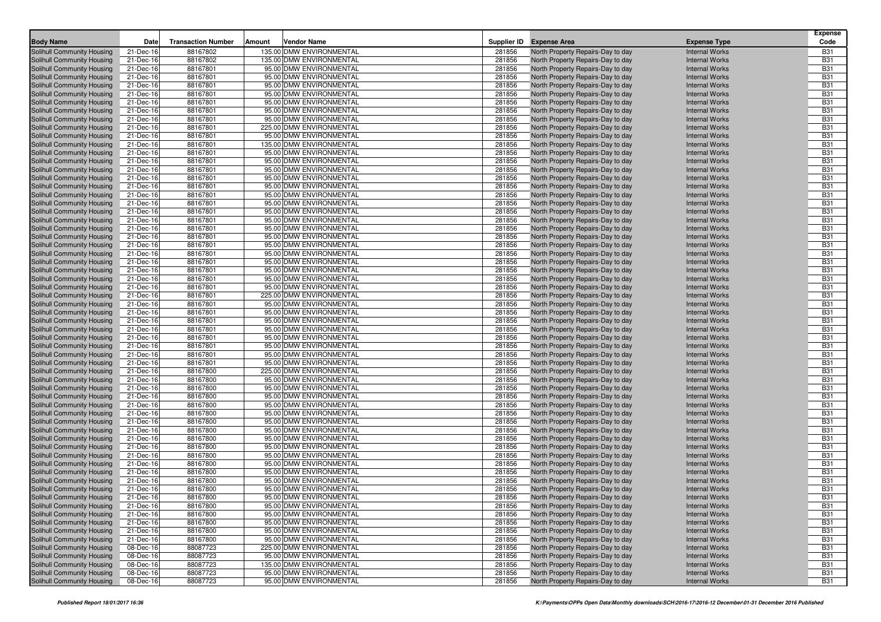| Body Name | Date | Transaction Number | Amount | Vendor Name | Supplier ID | Expense Area | Expense Type | Expense Code |
|---|---|---|---|---|---|---|---|---|
| Solihull Community Housing | 21-Dec-16 | 88167802 | 135.00 | DMW ENVIRONMENTAL | 281856 | North Property Repairs-Day to day | Internal Works | B31 |
| Solihull Community Housing | 21-Dec-16 | 88167802 | 135.00 | DMW ENVIRONMENTAL | 281856 | North Property Repairs-Day to day | Internal Works | B31 |
| Solihull Community Housing | 21-Dec-16 | 88167801 | 95.00 | DMW ENVIRONMENTAL | 281856 | North Property Repairs-Day to day | Internal Works | B31 |
| Solihull Community Housing | 21-Dec-16 | 88167801 | 95.00 | DMW ENVIRONMENTAL | 281856 | North Property Repairs-Day to day | Internal Works | B31 |
| Solihull Community Housing | 21-Dec-16 | 88167801 | 95.00 | DMW ENVIRONMENTAL | 281856 | North Property Repairs-Day to day | Internal Works | B31 |
| Solihull Community Housing | 21-Dec-16 | 88167801 | 95.00 | DMW ENVIRONMENTAL | 281856 | North Property Repairs-Day to day | Internal Works | B31 |
| Solihull Community Housing | 21-Dec-16 | 88167801 | 95.00 | DMW ENVIRONMENTAL | 281856 | North Property Repairs-Day to day | Internal Works | B31 |
| Solihull Community Housing | 21-Dec-16 | 88167801 | 95.00 | DMW ENVIRONMENTAL | 281856 | North Property Repairs-Day to day | Internal Works | B31 |
| Solihull Community Housing | 21-Dec-16 | 88167801 | 95.00 | DMW ENVIRONMENTAL | 281856 | North Property Repairs-Day to day | Internal Works | B31 |
| Solihull Community Housing | 21-Dec-16 | 88167801 | 225.00 | DMW ENVIRONMENTAL | 281856 | North Property Repairs-Day to day | Internal Works | B31 |
| Solihull Community Housing | 21-Dec-16 | 88167801 | 95.00 | DMW ENVIRONMENTAL | 281856 | North Property Repairs-Day to day | Internal Works | B31 |
| Solihull Community Housing | 21-Dec-16 | 88167801 | 135.00 | DMW ENVIRONMENTAL | 281856 | North Property Repairs-Day to day | Internal Works | B31 |
| Solihull Community Housing | 21-Dec-16 | 88167801 | 95.00 | DMW ENVIRONMENTAL | 281856 | North Property Repairs-Day to day | Internal Works | B31 |
| Solihull Community Housing | 21-Dec-16 | 88167801 | 95.00 | DMW ENVIRONMENTAL | 281856 | North Property Repairs-Day to day | Internal Works | B31 |
| Solihull Community Housing | 21-Dec-16 | 88167801 | 95.00 | DMW ENVIRONMENTAL | 281856 | North Property Repairs-Day to day | Internal Works | B31 |
| Solihull Community Housing | 21-Dec-16 | 88167801 | 95.00 | DMW ENVIRONMENTAL | 281856 | North Property Repairs-Day to day | Internal Works | B31 |
| Solihull Community Housing | 21-Dec-16 | 88167801 | 95.00 | DMW ENVIRONMENTAL | 281856 | North Property Repairs-Day to day | Internal Works | B31 |
| Solihull Community Housing | 21-Dec-16 | 88167801 | 95.00 | DMW ENVIRONMENTAL | 281856 | North Property Repairs-Day to day | Internal Works | B31 |
| Solihull Community Housing | 21-Dec-16 | 88167801 | 95.00 | DMW ENVIRONMENTAL | 281856 | North Property Repairs-Day to day | Internal Works | B31 |
| Solihull Community Housing | 21-Dec-16 | 88167801 | 95.00 | DMW ENVIRONMENTAL | 281856 | North Property Repairs-Day to day | Internal Works | B31 |
| Solihull Community Housing | 21-Dec-16 | 88167801 | 95.00 | DMW ENVIRONMENTAL | 281856 | North Property Repairs-Day to day | Internal Works | B31 |
| Solihull Community Housing | 21-Dec-16 | 88167801 | 95.00 | DMW ENVIRONMENTAL | 281856 | North Property Repairs-Day to day | Internal Works | B31 |
| Solihull Community Housing | 21-Dec-16 | 88167801 | 95.00 | DMW ENVIRONMENTAL | 281856 | North Property Repairs-Day to day | Internal Works | B31 |
| Solihull Community Housing | 21-Dec-16 | 88167801 | 95.00 | DMW ENVIRONMENTAL | 281856 | North Property Repairs-Day to day | Internal Works | B31 |
| Solihull Community Housing | 21-Dec-16 | 88167801 | 95.00 | DMW ENVIRONMENTAL | 281856 | North Property Repairs-Day to day | Internal Works | B31 |
| Solihull Community Housing | 21-Dec-16 | 88167801 | 95.00 | DMW ENVIRONMENTAL | 281856 | North Property Repairs-Day to day | Internal Works | B31 |
| Solihull Community Housing | 21-Dec-16 | 88167801 | 95.00 | DMW ENVIRONMENTAL | 281856 | North Property Repairs-Day to day | Internal Works | B31 |
| Solihull Community Housing | 21-Dec-16 | 88167801 | 95.00 | DMW ENVIRONMENTAL | 281856 | North Property Repairs-Day to day | Internal Works | B31 |
| Solihull Community Housing | 21-Dec-16 | 88167801 | 95.00 | DMW ENVIRONMENTAL | 281856 | North Property Repairs-Day to day | Internal Works | B31 |
| Solihull Community Housing | 21-Dec-16 | 88167801 | 225.00 | DMW ENVIRONMENTAL | 281856 | North Property Repairs-Day to day | Internal Works | B31 |
| Solihull Community Housing | 21-Dec-16 | 88167801 | 95.00 | DMW ENVIRONMENTAL | 281856 | North Property Repairs-Day to day | Internal Works | B31 |
| Solihull Community Housing | 21-Dec-16 | 88167801 | 95.00 | DMW ENVIRONMENTAL | 281856 | North Property Repairs-Day to day | Internal Works | B31 |
| Solihull Community Housing | 21-Dec-16 | 88167801 | 95.00 | DMW ENVIRONMENTAL | 281856 | North Property Repairs-Day to day | Internal Works | B31 |
| Solihull Community Housing | 21-Dec-16 | 88167801 | 95.00 | DMW ENVIRONMENTAL | 281856 | North Property Repairs-Day to day | Internal Works | B31 |
| Solihull Community Housing | 21-Dec-16 | 88167801 | 95.00 | DMW ENVIRONMENTAL | 281856 | North Property Repairs-Day to day | Internal Works | B31 |
| Solihull Community Housing | 21-Dec-16 | 88167801 | 95.00 | DMW ENVIRONMENTAL | 281856 | North Property Repairs-Day to day | Internal Works | B31 |
| Solihull Community Housing | 21-Dec-16 | 88167801 | 95.00 | DMW ENVIRONMENTAL | 281856 | North Property Repairs-Day to day | Internal Works | B31 |
| Solihull Community Housing | 21-Dec-16 | 88167801 | 95.00 | DMW ENVIRONMENTAL | 281856 | North Property Repairs-Day to day | Internal Works | B31 |
| Solihull Community Housing | 21-Dec-16 | 88167800 | 225.00 | DMW ENVIRONMENTAL | 281856 | North Property Repairs-Day to day | Internal Works | B31 |
| Solihull Community Housing | 21-Dec-16 | 88167800 | 95.00 | DMW ENVIRONMENTAL | 281856 | North Property Repairs-Day to day | Internal Works | B31 |
| Solihull Community Housing | 21-Dec-16 | 88167800 | 95.00 | DMW ENVIRONMENTAL | 281856 | North Property Repairs-Day to day | Internal Works | B31 |
| Solihull Community Housing | 21-Dec-16 | 88167800 | 95.00 | DMW ENVIRONMENTAL | 281856 | North Property Repairs-Day to day | Internal Works | B31 |
| Solihull Community Housing | 21-Dec-16 | 88167800 | 95.00 | DMW ENVIRONMENTAL | 281856 | North Property Repairs-Day to day | Internal Works | B31 |
| Solihull Community Housing | 21-Dec-16 | 88167800 | 95.00 | DMW ENVIRONMENTAL | 281856 | North Property Repairs-Day to day | Internal Works | B31 |
| Solihull Community Housing | 21-Dec-16 | 88167800 | 95.00 | DMW ENVIRONMENTAL | 281856 | North Property Repairs-Day to day | Internal Works | B31 |
| Solihull Community Housing | 21-Dec-16 | 88167800 | 95.00 | DMW ENVIRONMENTAL | 281856 | North Property Repairs-Day to day | Internal Works | B31 |
| Solihull Community Housing | 21-Dec-16 | 88167800 | 95.00 | DMW ENVIRONMENTAL | 281856 | North Property Repairs-Day to day | Internal Works | B31 |
| Solihull Community Housing | 21-Dec-16 | 88167800 | 95.00 | DMW ENVIRONMENTAL | 281856 | North Property Repairs-Day to day | Internal Works | B31 |
| Solihull Community Housing | 21-Dec-16 | 88167800 | 95.00 | DMW ENVIRONMENTAL | 281856 | North Property Repairs-Day to day | Internal Works | B31 |
| Solihull Community Housing | 21-Dec-16 | 88167800 | 95.00 | DMW ENVIRONMENTAL | 281856 | North Property Repairs-Day to day | Internal Works | B31 |
| Solihull Community Housing | 21-Dec-16 | 88167800 | 95.00 | DMW ENVIRONMENTAL | 281856 | North Property Repairs-Day to day | Internal Works | B31 |
| Solihull Community Housing | 21-Dec-16 | 88167800 | 95.00 | DMW ENVIRONMENTAL | 281856 | North Property Repairs-Day to day | Internal Works | B31 |
| Solihull Community Housing | 21-Dec-16 | 88167800 | 95.00 | DMW ENVIRONMENTAL | 281856 | North Property Repairs-Day to day | Internal Works | B31 |
| Solihull Community Housing | 21-Dec-16 | 88167800 | 95.00 | DMW ENVIRONMENTAL | 281856 | North Property Repairs-Day to day | Internal Works | B31 |
| Solihull Community Housing | 21-Dec-16 | 88167800 | 95.00 | DMW ENVIRONMENTAL | 281856 | North Property Repairs-Day to day | Internal Works | B31 |
| Solihull Community Housing | 21-Dec-16 | 88167800 | 95.00 | DMW ENVIRONMENTAL | 281856 | North Property Repairs-Day to day | Internal Works | B31 |
| Solihull Community Housing | 21-Dec-16 | 88167800 | 95.00 | DMW ENVIRONMENTAL | 281856 | North Property Repairs-Day to day | Internal Works | B31 |
| Solihull Community Housing | 21-Dec-16 | 88167800 | 95.00 | DMW ENVIRONMENTAL | 281856 | North Property Repairs-Day to day | Internal Works | B31 |
| Solihull Community Housing | 21-Dec-16 | 88167800 | 95.00 | DMW ENVIRONMENTAL | 281856 | North Property Repairs-Day to day | Internal Works | B31 |
| Solihull Community Housing | 21-Dec-16 | 88167800 | 95.00 | DMW ENVIRONMENTAL | 281856 | North Property Repairs-Day to day | Internal Works | B31 |
| Solihull Community Housing | 08-Dec-16 | 88087723 | 225.00 | DMW ENVIRONMENTAL | 281856 | North Property Repairs-Day to day | Internal Works | B31 |
| Solihull Community Housing | 08-Dec-16 | 88087723 | 95.00 | DMW ENVIRONMENTAL | 281856 | North Property Repairs-Day to day | Internal Works | B31 |
| Solihull Community Housing | 08-Dec-16 | 88087723 | 135.00 | DMW ENVIRONMENTAL | 281856 | North Property Repairs-Day to day | Internal Works | B31 |
| Solihull Community Housing | 08-Dec-16 | 88087723 | 95.00 | DMW ENVIRONMENTAL | 281856 | North Property Repairs-Day to day | Internal Works | B31 |
| Solihull Community Housing | 08-Dec-16 | 88087723 | 95.00 | DMW ENVIRONMENTAL | 281856 | North Property Repairs-Day to day | Internal Works | B31 |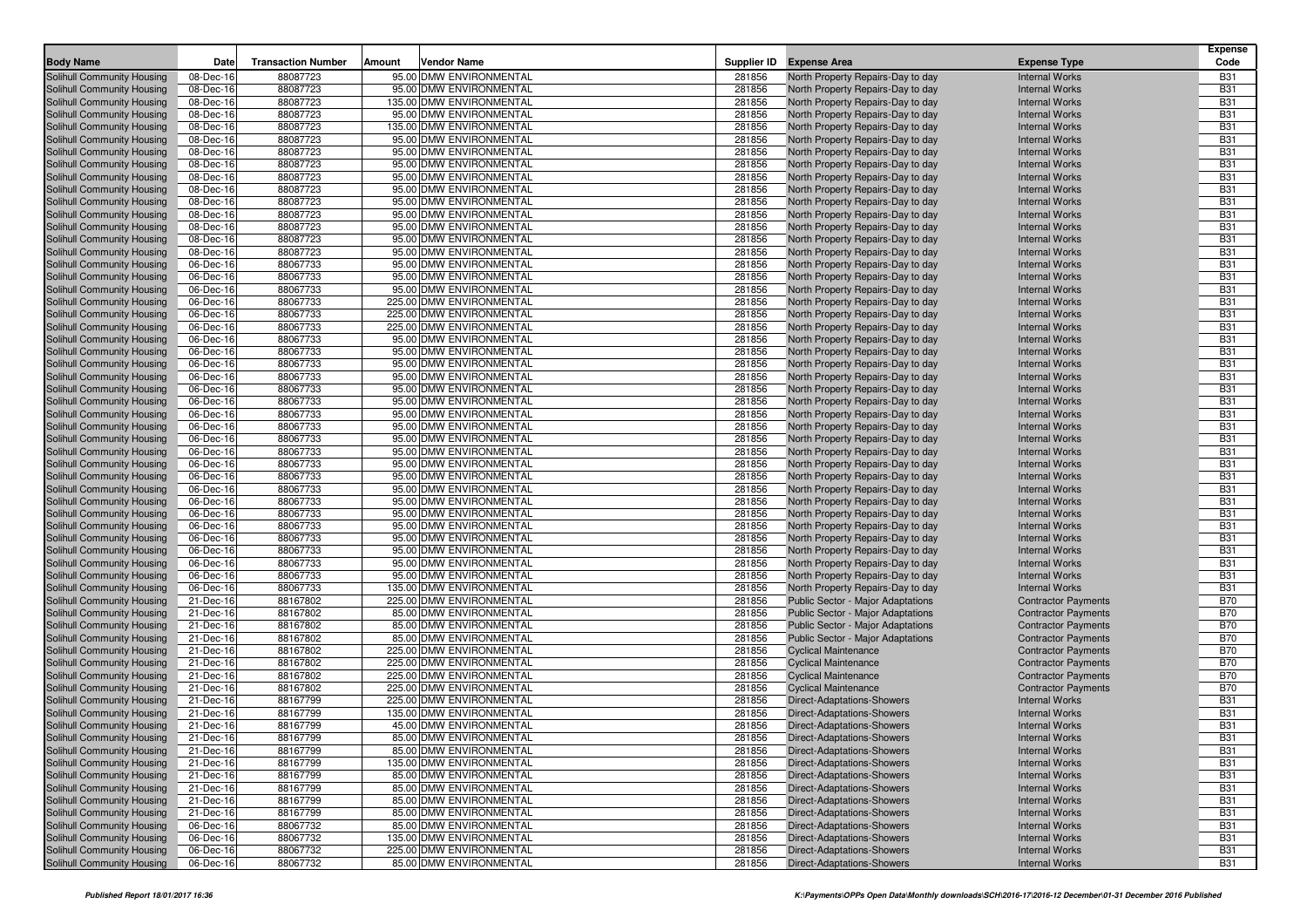| Body Name | Date | Transaction Number | Amount | Vendor Name | Supplier ID | Expense Area | Expense Type | Expense Code |
|---|---|---|---|---|---|---|---|---|
| Solihull Community Housing | 08-Dec-16 | 88087723 | 95.00 | DMW ENVIRONMENTAL | 281856 | North Property Repairs-Day to day | Internal Works | B31 |
| Solihull Community Housing | 08-Dec-16 | 88087723 | 95.00 | DMW ENVIRONMENTAL | 281856 | North Property Repairs-Day to day | Internal Works | B31 |
| Solihull Community Housing | 08-Dec-16 | 88087723 | 135.00 | DMW ENVIRONMENTAL | 281856 | North Property Repairs-Day to day | Internal Works | B31 |
| Solihull Community Housing | 08-Dec-16 | 88087723 | 95.00 | DMW ENVIRONMENTAL | 281856 | North Property Repairs-Day to day | Internal Works | B31 |
| Solihull Community Housing | 08-Dec-16 | 88087723 | 135.00 | DMW ENVIRONMENTAL | 281856 | North Property Repairs-Day to day | Internal Works | B31 |
| Solihull Community Housing | 08-Dec-16 | 88087723 | 95.00 | DMW ENVIRONMENTAL | 281856 | North Property Repairs-Day to day | Internal Works | B31 |
| Solihull Community Housing | 08-Dec-16 | 88087723 | 95.00 | DMW ENVIRONMENTAL | 281856 | North Property Repairs-Day to day | Internal Works | B31 |
| Solihull Community Housing | 08-Dec-16 | 88087723 | 95.00 | DMW ENVIRONMENTAL | 281856 | North Property Repairs-Day to day | Internal Works | B31 |
| Solihull Community Housing | 08-Dec-16 | 88087723 | 95.00 | DMW ENVIRONMENTAL | 281856 | North Property Repairs-Day to day | Internal Works | B31 |
| Solihull Community Housing | 08-Dec-16 | 88087723 | 95.00 | DMW ENVIRONMENTAL | 281856 | North Property Repairs-Day to day | Internal Works | B31 |
| Solihull Community Housing | 08-Dec-16 | 88087723 | 95.00 | DMW ENVIRONMENTAL | 281856 | North Property Repairs-Day to day | Internal Works | B31 |
| Solihull Community Housing | 08-Dec-16 | 88087723 | 95.00 | DMW ENVIRONMENTAL | 281856 | North Property Repairs-Day to day | Internal Works | B31 |
| Solihull Community Housing | 08-Dec-16 | 88087723 | 95.00 | DMW ENVIRONMENTAL | 281856 | North Property Repairs-Day to day | Internal Works | B31 |
| Solihull Community Housing | 08-Dec-16 | 88087723 | 95.00 | DMW ENVIRONMENTAL | 281856 | North Property Repairs-Day to day | Internal Works | B31 |
| Solihull Community Housing | 08-Dec-16 | 88087723 | 95.00 | DMW ENVIRONMENTAL | 281856 | North Property Repairs-Day to day | Internal Works | B31 |
| Solihull Community Housing | 06-Dec-16 | 88067733 | 95.00 | DMW ENVIRONMENTAL | 281856 | North Property Repairs-Day to day | Internal Works | B31 |
| Solihull Community Housing | 06-Dec-16 | 88067733 | 95.00 | DMW ENVIRONMENTAL | 281856 | North Property Repairs-Day to day | Internal Works | B31 |
| Solihull Community Housing | 06-Dec-16 | 88067733 | 95.00 | DMW ENVIRONMENTAL | 281856 | North Property Repairs-Day to day | Internal Works | B31 |
| Solihull Community Housing | 06-Dec-16 | 88067733 | 225.00 | DMW ENVIRONMENTAL | 281856 | North Property Repairs-Day to day | Internal Works | B31 |
| Solihull Community Housing | 06-Dec-16 | 88067733 | 225.00 | DMW ENVIRONMENTAL | 281856 | North Property Repairs-Day to day | Internal Works | B31 |
| Solihull Community Housing | 06-Dec-16 | 88067733 | 225.00 | DMW ENVIRONMENTAL | 281856 | North Property Repairs-Day to day | Internal Works | B31 |
| Solihull Community Housing | 06-Dec-16 | 88067733 | 95.00 | DMW ENVIRONMENTAL | 281856 | North Property Repairs-Day to day | Internal Works | B31 |
| Solihull Community Housing | 06-Dec-16 | 88067733 | 95.00 | DMW ENVIRONMENTAL | 281856 | North Property Repairs-Day to day | Internal Works | B31 |
| Solihull Community Housing | 06-Dec-16 | 88067733 | 95.00 | DMW ENVIRONMENTAL | 281856 | North Property Repairs-Day to day | Internal Works | B31 |
| Solihull Community Housing | 06-Dec-16 | 88067733 | 95.00 | DMW ENVIRONMENTAL | 281856 | North Property Repairs-Day to day | Internal Works | B31 |
| Solihull Community Housing | 06-Dec-16 | 88067733 | 95.00 | DMW ENVIRONMENTAL | 281856 | North Property Repairs-Day to day | Internal Works | B31 |
| Solihull Community Housing | 06-Dec-16 | 88067733 | 95.00 | DMW ENVIRONMENTAL | 281856 | North Property Repairs-Day to day | Internal Works | B31 |
| Solihull Community Housing | 06-Dec-16 | 88067733 | 95.00 | DMW ENVIRONMENTAL | 281856 | North Property Repairs-Day to day | Internal Works | B31 |
| Solihull Community Housing | 06-Dec-16 | 88067733 | 95.00 | DMW ENVIRONMENTAL | 281856 | North Property Repairs-Day to day | Internal Works | B31 |
| Solihull Community Housing | 06-Dec-16 | 88067733 | 95.00 | DMW ENVIRONMENTAL | 281856 | North Property Repairs-Day to day | Internal Works | B31 |
| Solihull Community Housing | 06-Dec-16 | 88067733 | 95.00 | DMW ENVIRONMENTAL | 281856 | North Property Repairs-Day to day | Internal Works | B31 |
| Solihull Community Housing | 06-Dec-16 | 88067733 | 95.00 | DMW ENVIRONMENTAL | 281856 | North Property Repairs-Day to day | Internal Works | B31 |
| Solihull Community Housing | 06-Dec-16 | 88067733 | 95.00 | DMW ENVIRONMENTAL | 281856 | North Property Repairs-Day to day | Internal Works | B31 |
| Solihull Community Housing | 06-Dec-16 | 88067733 | 95.00 | DMW ENVIRONMENTAL | 281856 | North Property Repairs-Day to day | Internal Works | B31 |
| Solihull Community Housing | 06-Dec-16 | 88067733 | 95.00 | DMW ENVIRONMENTAL | 281856 | North Property Repairs-Day to day | Internal Works | B31 |
| Solihull Community Housing | 06-Dec-16 | 88067733 | 95.00 | DMW ENVIRONMENTAL | 281856 | North Property Repairs-Day to day | Internal Works | B31 |
| Solihull Community Housing | 06-Dec-16 | 88067733 | 95.00 | DMW ENVIRONMENTAL | 281856 | North Property Repairs-Day to day | Internal Works | B31 |
| Solihull Community Housing | 06-Dec-16 | 88067733 | 95.00 | DMW ENVIRONMENTAL | 281856 | North Property Repairs-Day to day | Internal Works | B31 |
| Solihull Community Housing | 06-Dec-16 | 88067733 | 95.00 | DMW ENVIRONMENTAL | 281856 | North Property Repairs-Day to day | Internal Works | B31 |
| Solihull Community Housing | 06-Dec-16 | 88067733 | 95.00 | DMW ENVIRONMENTAL | 281856 | North Property Repairs-Day to day | Internal Works | B31 |
| Solihull Community Housing | 06-Dec-16 | 88067733 | 95.00 | DMW ENVIRONMENTAL | 281856 | North Property Repairs-Day to day | Internal Works | B31 |
| Solihull Community Housing | 06-Dec-16 | 88067733 | 95.00 | DMW ENVIRONMENTAL | 281856 | North Property Repairs-Day to day | Internal Works | B31 |
| Solihull Community Housing | 06-Dec-16 | 88067733 | 95.00 | DMW ENVIRONMENTAL | 281856 | North Property Repairs-Day to day | Internal Works | B31 |
| Solihull Community Housing | 06-Dec-16 | 88067733 | 95.00 | DMW ENVIRONMENTAL | 281856 | North Property Repairs-Day to day | Internal Works | B31 |
| Solihull Community Housing | 06-Dec-16 | 88067733 | 135.00 | DMW ENVIRONMENTAL | 281856 | North Property Repairs-Day to day | Internal Works | B31 |
| Solihull Community Housing | 21-Dec-16 | 88167802 | 225.00 | DMW ENVIRONMENTAL | 281856 | Public Sector - Major Adaptations | Contractor Payments | B70 |
| Solihull Community Housing | 21-Dec-16 | 88167802 | 85.00 | DMW ENVIRONMENTAL | 281856 | Public Sector - Major Adaptations | Contractor Payments | B70 |
| Solihull Community Housing | 21-Dec-16 | 88167802 | 85.00 | DMW ENVIRONMENTAL | 281856 | Public Sector - Major Adaptations | Contractor Payments | B70 |
| Solihull Community Housing | 21-Dec-16 | 88167802 | 85.00 | DMW ENVIRONMENTAL | 281856 | Public Sector - Major Adaptations | Contractor Payments | B70 |
| Solihull Community Housing | 21-Dec-16 | 88167802 | 225.00 | DMW ENVIRONMENTAL | 281856 | Cyclical Maintenance | Contractor Payments | B70 |
| Solihull Community Housing | 21-Dec-16 | 88167802 | 225.00 | DMW ENVIRONMENTAL | 281856 | Cyclical Maintenance | Contractor Payments | B70 |
| Solihull Community Housing | 21-Dec-16 | 88167802 | 225.00 | DMW ENVIRONMENTAL | 281856 | Cyclical Maintenance | Contractor Payments | B70 |
| Solihull Community Housing | 21-Dec-16 | 88167802 | 225.00 | DMW ENVIRONMENTAL | 281856 | Cyclical Maintenance | Contractor Payments | B70 |
| Solihull Community Housing | 21-Dec-16 | 88167799 | 225.00 | DMW ENVIRONMENTAL | 281856 | Direct-Adaptations-Showers | Internal Works | B31 |
| Solihull Community Housing | 21-Dec-16 | 88167799 | 135.00 | DMW ENVIRONMENTAL | 281856 | Direct-Adaptations-Showers | Internal Works | B31 |
| Solihull Community Housing | 21-Dec-16 | 88167799 | 45.00 | DMW ENVIRONMENTAL | 281856 | Direct-Adaptations-Showers | Internal Works | B31 |
| Solihull Community Housing | 21-Dec-16 | 88167799 | 85.00 | DMW ENVIRONMENTAL | 281856 | Direct-Adaptations-Showers | Internal Works | B31 |
| Solihull Community Housing | 21-Dec-16 | 88167799 | 85.00 | DMW ENVIRONMENTAL | 281856 | Direct-Adaptations-Showers | Internal Works | B31 |
| Solihull Community Housing | 21-Dec-16 | 88167799 | 135.00 | DMW ENVIRONMENTAL | 281856 | Direct-Adaptations-Showers | Internal Works | B31 |
| Solihull Community Housing | 21-Dec-16 | 88167799 | 85.00 | DMW ENVIRONMENTAL | 281856 | Direct-Adaptations-Showers | Internal Works | B31 |
| Solihull Community Housing | 21-Dec-16 | 88167799 | 85.00 | DMW ENVIRONMENTAL | 281856 | Direct-Adaptations-Showers | Internal Works | B31 |
| Solihull Community Housing | 21-Dec-16 | 88167799 | 85.00 | DMW ENVIRONMENTAL | 281856 | Direct-Adaptations-Showers | Internal Works | B31 |
| Solihull Community Housing | 21-Dec-16 | 88167799 | 85.00 | DMW ENVIRONMENTAL | 281856 | Direct-Adaptations-Showers | Internal Works | B31 |
| Solihull Community Housing | 06-Dec-16 | 88067732 | 85.00 | DMW ENVIRONMENTAL | 281856 | Direct-Adaptations-Showers | Internal Works | B31 |
| Solihull Community Housing | 06-Dec-16 | 88067732 | 135.00 | DMW ENVIRONMENTAL | 281856 | Direct-Adaptations-Showers | Internal Works | B31 |
| Solihull Community Housing | 06-Dec-16 | 88067732 | 225.00 | DMW ENVIRONMENTAL | 281856 | Direct-Adaptations-Showers | Internal Works | B31 |
| Solihull Community Housing | 06-Dec-16 | 88067732 | 85.00 | DMW ENVIRONMENTAL | 281856 | Direct-Adaptations-Showers | Internal Works | B31 |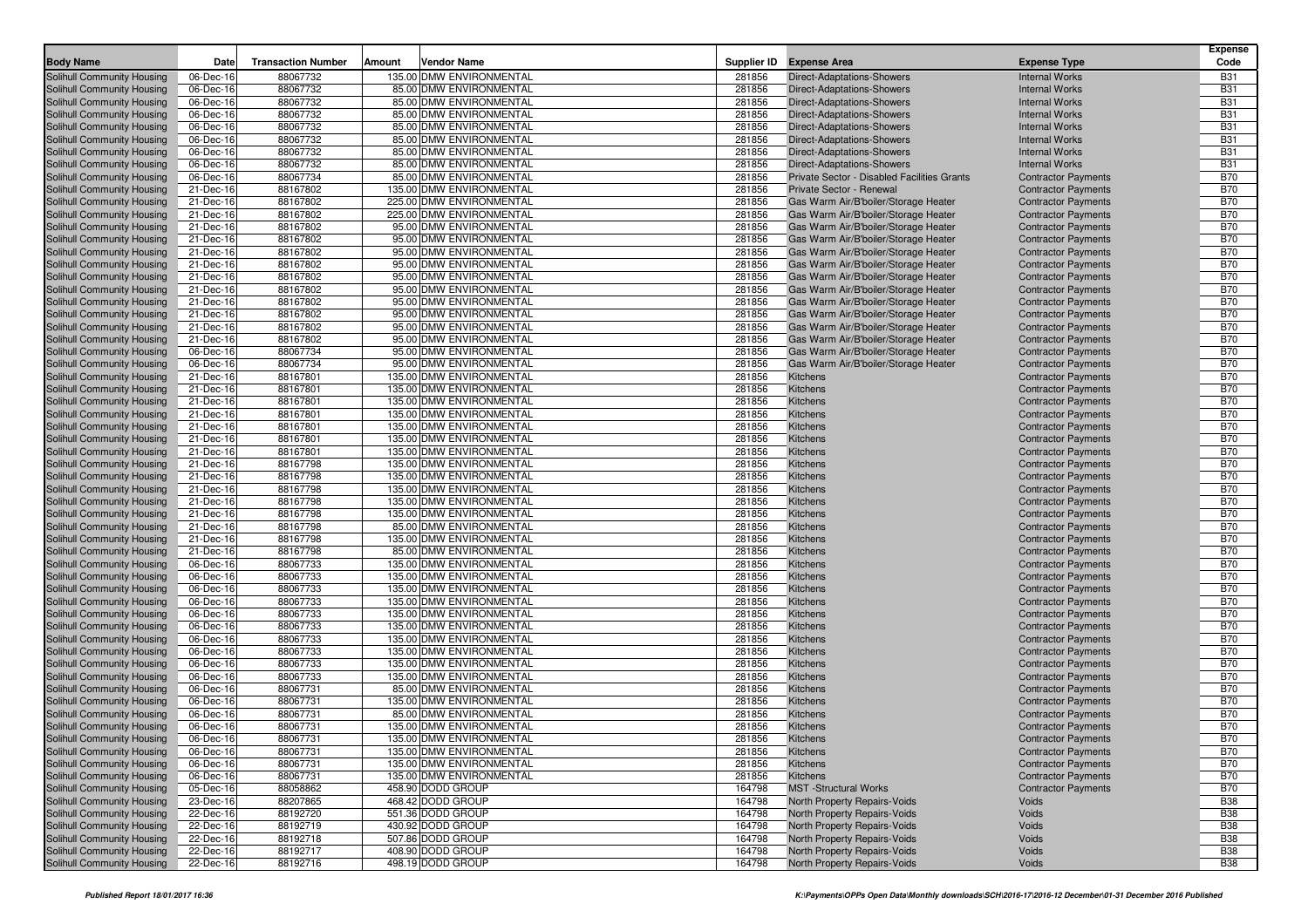| Body Name | Date | Transaction Number | Amount | Vendor Name | Supplier ID | Expense Area | Expense Type | Expense Code |
|---|---|---|---|---|---|---|---|---|
| Solihull Community Housing | 06-Dec-16 | 88067732 | 135.00 | DMW ENVIRONMENTAL | 281856 | Direct-Adaptations-Showers | Internal Works | B31 |
| Solihull Community Housing | 06-Dec-16 | 88067732 | 85.00 | DMW ENVIRONMENTAL | 281856 | Direct-Adaptations-Showers | Internal Works | B31 |
| Solihull Community Housing | 06-Dec-16 | 88067732 | 85.00 | DMW ENVIRONMENTAL | 281856 | Direct-Adaptations-Showers | Internal Works | B31 |
| Solihull Community Housing | 06-Dec-16 | 88067732 | 85.00 | DMW ENVIRONMENTAL | 281856 | Direct-Adaptations-Showers | Internal Works | B31 |
| Solihull Community Housing | 06-Dec-16 | 88067732 | 85.00 | DMW ENVIRONMENTAL | 281856 | Direct-Adaptations-Showers | Internal Works | B31 |
| Solihull Community Housing | 06-Dec-16 | 88067732 | 85.00 | DMW ENVIRONMENTAL | 281856 | Direct-Adaptations-Showers | Internal Works | B31 |
| Solihull Community Housing | 06-Dec-16 | 88067732 | 85.00 | DMW ENVIRONMENTAL | 281856 | Direct-Adaptations-Showers | Internal Works | B31 |
| Solihull Community Housing | 06-Dec-16 | 88067732 | 85.00 | DMW ENVIRONMENTAL | 281856 | Direct-Adaptations-Showers | Internal Works | B31 |
| Solihull Community Housing | 06-Dec-16 | 88067734 | 85.00 | DMW ENVIRONMENTAL | 281856 | Private Sector - Disabled Facilities Grants | Contractor Payments | B70 |
| Solihull Community Housing | 21-Dec-16 | 88167802 | 135.00 | DMW ENVIRONMENTAL | 281856 | Private Sector - Renewal | Contractor Payments | B70 |
| Solihull Community Housing | 21-Dec-16 | 88167802 | 225.00 | DMW ENVIRONMENTAL | 281856 | Gas Warm Air/B'boiler/Storage Heater | Contractor Payments | B70 |
| Solihull Community Housing | 21-Dec-16 | 88167802 | 225.00 | DMW ENVIRONMENTAL | 281856 | Gas Warm Air/B'boiler/Storage Heater | Contractor Payments | B70 |
| Solihull Community Housing | 21-Dec-16 | 88167802 | 95.00 | DMW ENVIRONMENTAL | 281856 | Gas Warm Air/B'boiler/Storage Heater | Contractor Payments | B70 |
| Solihull Community Housing | 21-Dec-16 | 88167802 | 95.00 | DMW ENVIRONMENTAL | 281856 | Gas Warm Air/B'boiler/Storage Heater | Contractor Payments | B70 |
| Solihull Community Housing | 21-Dec-16 | 88167802 | 95.00 | DMW ENVIRONMENTAL | 281856 | Gas Warm Air/B'boiler/Storage Heater | Contractor Payments | B70 |
| Solihull Community Housing | 21-Dec-16 | 88167802 | 95.00 | DMW ENVIRONMENTAL | 281856 | Gas Warm Air/B'boiler/Storage Heater | Contractor Payments | B70 |
| Solihull Community Housing | 21-Dec-16 | 88167802 | 95.00 | DMW ENVIRONMENTAL | 281856 | Gas Warm Air/B'boiler/Storage Heater | Contractor Payments | B70 |
| Solihull Community Housing | 21-Dec-16 | 88167802 | 95.00 | DMW ENVIRONMENTAL | 281856 | Gas Warm Air/B'boiler/Storage Heater | Contractor Payments | B70 |
| Solihull Community Housing | 21-Dec-16 | 88167802 | 95.00 | DMW ENVIRONMENTAL | 281856 | Gas Warm Air/B'boiler/Storage Heater | Contractor Payments | B70 |
| Solihull Community Housing | 21-Dec-16 | 88167802 | 95.00 | DMW ENVIRONMENTAL | 281856 | Gas Warm Air/B'boiler/Storage Heater | Contractor Payments | B70 |
| Solihull Community Housing | 21-Dec-16 | 88167802 | 95.00 | DMW ENVIRONMENTAL | 281856 | Gas Warm Air/B'boiler/Storage Heater | Contractor Payments | B70 |
| Solihull Community Housing | 21-Dec-16 | 88167802 | 95.00 | DMW ENVIRONMENTAL | 281856 | Gas Warm Air/B'boiler/Storage Heater | Contractor Payments | B70 |
| Solihull Community Housing | 06-Dec-16 | 88067734 | 95.00 | DMW ENVIRONMENTAL | 281856 | Gas Warm Air/B'boiler/Storage Heater | Contractor Payments | B70 |
| Solihull Community Housing | 06-Dec-16 | 88067734 | 95.00 | DMW ENVIRONMENTAL | 281856 | Gas Warm Air/B'boiler/Storage Heater | Contractor Payments | B70 |
| Solihull Community Housing | 21-Dec-16 | 88167801 | 135.00 | DMW ENVIRONMENTAL | 281856 | Kitchens | Contractor Payments | B70 |
| Solihull Community Housing | 21-Dec-16 | 88167801 | 135.00 | DMW ENVIRONMENTAL | 281856 | Kitchens | Contractor Payments | B70 |
| Solihull Community Housing | 21-Dec-16 | 88167801 | 135.00 | DMW ENVIRONMENTAL | 281856 | Kitchens | Contractor Payments | B70 |
| Solihull Community Housing | 21-Dec-16 | 88167801 | 135.00 | DMW ENVIRONMENTAL | 281856 | Kitchens | Contractor Payments | B70 |
| Solihull Community Housing | 21-Dec-16 | 88167801 | 135.00 | DMW ENVIRONMENTAL | 281856 | Kitchens | Contractor Payments | B70 |
| Solihull Community Housing | 21-Dec-16 | 88167801 | 135.00 | DMW ENVIRONMENTAL | 281856 | Kitchens | Contractor Payments | B70 |
| Solihull Community Housing | 21-Dec-16 | 88167801 | 135.00 | DMW ENVIRONMENTAL | 281856 | Kitchens | Contractor Payments | B70 |
| Solihull Community Housing | 21-Dec-16 | 88167798 | 135.00 | DMW ENVIRONMENTAL | 281856 | Kitchens | Contractor Payments | B70 |
| Solihull Community Housing | 21-Dec-16 | 88167798 | 135.00 | DMW ENVIRONMENTAL | 281856 | Kitchens | Contractor Payments | B70 |
| Solihull Community Housing | 21-Dec-16 | 88167798 | 135.00 | DMW ENVIRONMENTAL | 281856 | Kitchens | Contractor Payments | B70 |
| Solihull Community Housing | 21-Dec-16 | 88167798 | 135.00 | DMW ENVIRONMENTAL | 281856 | Kitchens | Contractor Payments | B70 |
| Solihull Community Housing | 21-Dec-16 | 88167798 | 135.00 | DMW ENVIRONMENTAL | 281856 | Kitchens | Contractor Payments | B70 |
| Solihull Community Housing | 21-Dec-16 | 88167798 | 85.00 | DMW ENVIRONMENTAL | 281856 | Kitchens | Contractor Payments | B70 |
| Solihull Community Housing | 21-Dec-16 | 88167798 | 135.00 | DMW ENVIRONMENTAL | 281856 | Kitchens | Contractor Payments | B70 |
| Solihull Community Housing | 21-Dec-16 | 88167798 | 85.00 | DMW ENVIRONMENTAL | 281856 | Kitchens | Contractor Payments | B70 |
| Solihull Community Housing | 06-Dec-16 | 88067733 | 135.00 | DMW ENVIRONMENTAL | 281856 | Kitchens | Contractor Payments | B70 |
| Solihull Community Housing | 06-Dec-16 | 88067733 | 135.00 | DMW ENVIRONMENTAL | 281856 | Kitchens | Contractor Payments | B70 |
| Solihull Community Housing | 06-Dec-16 | 88067733 | 135.00 | DMW ENVIRONMENTAL | 281856 | Kitchens | Contractor Payments | B70 |
| Solihull Community Housing | 06-Dec-16 | 88067733 | 135.00 | DMW ENVIRONMENTAL | 281856 | Kitchens | Contractor Payments | B70 |
| Solihull Community Housing | 06-Dec-16 | 88067733 | 135.00 | DMW ENVIRONMENTAL | 281856 | Kitchens | Contractor Payments | B70 |
| Solihull Community Housing | 06-Dec-16 | 88067733 | 135.00 | DMW ENVIRONMENTAL | 281856 | Kitchens | Contractor Payments | B70 |
| Solihull Community Housing | 06-Dec-16 | 88067733 | 135.00 | DMW ENVIRONMENTAL | 281856 | Kitchens | Contractor Payments | B70 |
| Solihull Community Housing | 06-Dec-16 | 88067733 | 135.00 | DMW ENVIRONMENTAL | 281856 | Kitchens | Contractor Payments | B70 |
| Solihull Community Housing | 06-Dec-16 | 88067733 | 135.00 | DMW ENVIRONMENTAL | 281856 | Kitchens | Contractor Payments | B70 |
| Solihull Community Housing | 06-Dec-16 | 88067733 | 135.00 | DMW ENVIRONMENTAL | 281856 | Kitchens | Contractor Payments | B70 |
| Solihull Community Housing | 06-Dec-16 | 88067731 | 85.00 | DMW ENVIRONMENTAL | 281856 | Kitchens | Contractor Payments | B70 |
| Solihull Community Housing | 06-Dec-16 | 88067731 | 135.00 | DMW ENVIRONMENTAL | 281856 | Kitchens | Contractor Payments | B70 |
| Solihull Community Housing | 06-Dec-16 | 88067731 | 85.00 | DMW ENVIRONMENTAL | 281856 | Kitchens | Contractor Payments | B70 |
| Solihull Community Housing | 06-Dec-16 | 88067731 | 135.00 | DMW ENVIRONMENTAL | 281856 | Kitchens | Contractor Payments | B70 |
| Solihull Community Housing | 06-Dec-16 | 88067731 | 135.00 | DMW ENVIRONMENTAL | 281856 | Kitchens | Contractor Payments | B70 |
| Solihull Community Housing | 06-Dec-16 | 88067731 | 135.00 | DMW ENVIRONMENTAL | 281856 | Kitchens | Contractor Payments | B70 |
| Solihull Community Housing | 06-Dec-16 | 88067731 | 135.00 | DMW ENVIRONMENTAL | 281856 | Kitchens | Contractor Payments | B70 |
| Solihull Community Housing | 06-Dec-16 | 88067731 | 135.00 | DMW ENVIRONMENTAL | 281856 | Kitchens | Contractor Payments | B70 |
| Solihull Community Housing | 05-Dec-16 | 88058862 | 458.90 | DODD GROUP | 164798 | MST -Structural Works | Contractor Payments | B70 |
| Solihull Community Housing | 23-Dec-16 | 88207865 | 468.42 | DODD GROUP | 164798 | North Property Repairs-Voids | Voids | B38 |
| Solihull Community Housing | 22-Dec-16 | 88192720 | 551.36 | DODD GROUP | 164798 | North Property Repairs-Voids | Voids | B38 |
| Solihull Community Housing | 22-Dec-16 | 88192719 | 430.92 | DODD GROUP | 164798 | North Property Repairs-Voids | Voids | B38 |
| Solihull Community Housing | 22-Dec-16 | 88192718 | 507.86 | DODD GROUP | 164798 | North Property Repairs-Voids | Voids | B38 |
| Solihull Community Housing | 22-Dec-16 | 88192717 | 408.90 | DODD GROUP | 164798 | North Property Repairs-Voids | Voids | B38 |
| Solihull Community Housing | 22-Dec-16 | 88192716 | 498.19 | DODD GROUP | 164798 | North Property Repairs-Voids | Voids | B38 |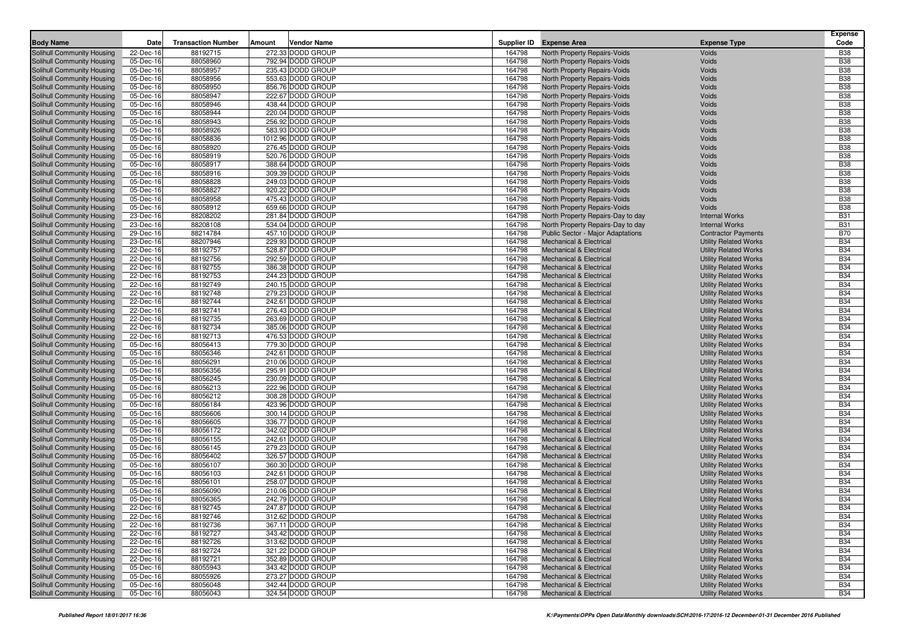| Body Name | Date | Transaction Number | Amount | Vendor Name | Supplier ID | Expense Area | Expense Type | Expense Code |
|---|---|---|---|---|---|---|---|---|
| Solihull Community Housing | 22-Dec-16 | 88192715 | 272.33 | DODD GROUP | 164798 | North Property Repairs-Voids | Voids | B38 |
| Solihull Community Housing | 05-Dec-16 | 88058960 | 792.94 | DODD GROUP | 164798 | North Property Repairs-Voids | Voids | B38 |
| Solihull Community Housing | 05-Dec-16 | 88058957 | 235.43 | DODD GROUP | 164798 | North Property Repairs-Voids | Voids | B38 |
| Solihull Community Housing | 05-Dec-16 | 88058956 | 553.63 | DODD GROUP | 164798 | North Property Repairs-Voids | Voids | B38 |
| Solihull Community Housing | 05-Dec-16 | 88058950 | 856.76 | DODD GROUP | 164798 | North Property Repairs-Voids | Voids | B38 |
| Solihull Community Housing | 05-Dec-16 | 88058947 | 222.67 | DODD GROUP | 164798 | North Property Repairs-Voids | Voids | B38 |
| Solihull Community Housing | 05-Dec-16 | 88058946 | 438.44 | DODD GROUP | 164798 | North Property Repairs-Voids | Voids | B38 |
| Solihull Community Housing | 05-Dec-16 | 88058944 | 220.04 | DODD GROUP | 164798 | North Property Repairs-Voids | Voids | B38 |
| Solihull Community Housing | 05-Dec-16 | 88058943 | 256.92 | DODD GROUP | 164798 | North Property Repairs-Voids | Voids | B38 |
| Solihull Community Housing | 05-Dec-16 | 88058926 | 583.93 | DODD GROUP | 164798 | North Property Repairs-Voids | Voids | B38 |
| Solihull Community Housing | 05-Dec-16 | 88058836 | 1012.96 | DODD GROUP | 164798 | North Property Repairs-Voids | Voids | B38 |
| Solihull Community Housing | 05-Dec-16 | 88058920 | 276.45 | DODD GROUP | 164798 | North Property Repairs-Voids | Voids | B38 |
| Solihull Community Housing | 05-Dec-16 | 88058919 | 520.76 | DODD GROUP | 164798 | North Property Repairs-Voids | Voids | B38 |
| Solihull Community Housing | 05-Dec-16 | 88058917 | 388.64 | DODD GROUP | 164798 | North Property Repairs-Voids | Voids | B38 |
| Solihull Community Housing | 05-Dec-16 | 88058916 | 309.39 | DODD GROUP | 164798 | North Property Repairs-Voids | Voids | B38 |
| Solihull Community Housing | 05-Dec-16 | 88058828 | 249.03 | DODD GROUP | 164798 | North Property Repairs-Voids | Voids | B38 |
| Solihull Community Housing | 05-Dec-16 | 88058827 | 920.22 | DODD GROUP | 164798 | North Property Repairs-Voids | Voids | B38 |
| Solihull Community Housing | 05-Dec-16 | 88058958 | 475.43 | DODD GROUP | 164798 | North Property Repairs-Voids | Voids | B38 |
| Solihull Community Housing | 05-Dec-16 | 88058912 | 659.66 | DODD GROUP | 164798 | North Property Repairs-Voids | Voids | B38 |
| Solihull Community Housing | 23-Dec-16 | 88208202 | 281.84 | DODD GROUP | 164798 | North Property Repairs-Day to day | Internal Works | B31 |
| Solihull Community Housing | 23-Dec-16 | 88208108 | 534.04 | DODD GROUP | 164798 | North Property Repairs-Day to day | Internal Works | B31 |
| Solihull Community Housing | 29-Dec-16 | 88214784 | 457.10 | DODD GROUP | 164798 | Public Sector - Major Adaptations | Contractor Payments | B70 |
| Solihull Community Housing | 23-Dec-16 | 88207946 | 229.93 | DODD GROUP | 164798 | Mechanical & Electrical | Utility Related Works | B34 |
| Solihull Community Housing | 22-Dec-16 | 88192757 | 528.87 | DODD GROUP | 164798 | Mechanical & Electrical | Utility Related Works | B34 |
| Solihull Community Housing | 22-Dec-16 | 88192756 | 292.59 | DODD GROUP | 164798 | Mechanical & Electrical | Utility Related Works | B34 |
| Solihull Community Housing | 22-Dec-16 | 88192755 | 386.38 | DODD GROUP | 164798 | Mechanical & Electrical | Utility Related Works | B34 |
| Solihull Community Housing | 22-Dec-16 | 88192753 | 244.23 | DODD GROUP | 164798 | Mechanical & Electrical | Utility Related Works | B34 |
| Solihull Community Housing | 22-Dec-16 | 88192749 | 240.15 | DODD GROUP | 164798 | Mechanical & Electrical | Utility Related Works | B34 |
| Solihull Community Housing | 22-Dec-16 | 88192748 | 279.23 | DODD GROUP | 164798 | Mechanical & Electrical | Utility Related Works | B34 |
| Solihull Community Housing | 22-Dec-16 | 88192744 | 242.61 | DODD GROUP | 164798 | Mechanical & Electrical | Utility Related Works | B34 |
| Solihull Community Housing | 22-Dec-16 | 88192741 | 276.43 | DODD GROUP | 164798 | Mechanical & Electrical | Utility Related Works | B34 |
| Solihull Community Housing | 22-Dec-16 | 88192735 | 263.69 | DODD GROUP | 164798 | Mechanical & Electrical | Utility Related Works | B34 |
| Solihull Community Housing | 22-Dec-16 | 88192734 | 385.06 | DODD GROUP | 164798 | Mechanical & Electrical | Utility Related Works | B34 |
| Solihull Community Housing | 22-Dec-16 | 88192713 | 476.53 | DODD GROUP | 164798 | Mechanical & Electrical | Utility Related Works | B34 |
| Solihull Community Housing | 05-Dec-16 | 88056413 | 779.30 | DODD GROUP | 164798 | Mechanical & Electrical | Utility Related Works | B34 |
| Solihull Community Housing | 05-Dec-16 | 88056346 | 242.61 | DODD GROUP | 164798 | Mechanical & Electrical | Utility Related Works | B34 |
| Solihull Community Housing | 05-Dec-16 | 88056291 | 210.06 | DODD GROUP | 164798 | Mechanical & Electrical | Utility Related Works | B34 |
| Solihull Community Housing | 05-Dec-16 | 88056356 | 295.91 | DODD GROUP | 164798 | Mechanical & Electrical | Utility Related Works | B34 |
| Solihull Community Housing | 05-Dec-16 | 88056245 | 230.09 | DODD GROUP | 164798 | Mechanical & Electrical | Utility Related Works | B34 |
| Solihull Community Housing | 05-Dec-16 | 88056213 | 222.96 | DODD GROUP | 164798 | Mechanical & Electrical | Utility Related Works | B34 |
| Solihull Community Housing | 05-Dec-16 | 88056212 | 308.28 | DODD GROUP | 164798 | Mechanical & Electrical | Utility Related Works | B34 |
| Solihull Community Housing | 05-Dec-16 | 88056184 | 423.96 | DODD GROUP | 164798 | Mechanical & Electrical | Utility Related Works | B34 |
| Solihull Community Housing | 05-Dec-16 | 88056606 | 300.14 | DODD GROUP | 164798 | Mechanical & Electrical | Utility Related Works | B34 |
| Solihull Community Housing | 05-Dec-16 | 88056605 | 336.77 | DODD GROUP | 164798 | Mechanical & Electrical | Utility Related Works | B34 |
| Solihull Community Housing | 05-Dec-16 | 88056172 | 342.02 | DODD GROUP | 164798 | Mechanical & Electrical | Utility Related Works | B34 |
| Solihull Community Housing | 05-Dec-16 | 88056155 | 242.61 | DODD GROUP | 164798 | Mechanical & Electrical | Utility Related Works | B34 |
| Solihull Community Housing | 05-Dec-16 | 88056145 | 279.23 | DODD GROUP | 164798 | Mechanical & Electrical | Utility Related Works | B34 |
| Solihull Community Housing | 05-Dec-16 | 88056402 | 326.57 | DODD GROUP | 164798 | Mechanical & Electrical | Utility Related Works | B34 |
| Solihull Community Housing | 05-Dec-16 | 88056107 | 360.30 | DODD GROUP | 164798 | Mechanical & Electrical | Utility Related Works | B34 |
| Solihull Community Housing | 05-Dec-16 | 88056103 | 242.61 | DODD GROUP | 164798 | Mechanical & Electrical | Utility Related Works | B34 |
| Solihull Community Housing | 05-Dec-16 | 88056101 | 258.07 | DODD GROUP | 164798 | Mechanical & Electrical | Utility Related Works | B34 |
| Solihull Community Housing | 05-Dec-16 | 88056090 | 210.06 | DODD GROUP | 164798 | Mechanical & Electrical | Utility Related Works | B34 |
| Solihull Community Housing | 05-Dec-16 | 88056365 | 242.79 | DODD GROUP | 164798 | Mechanical & Electrical | Utility Related Works | B34 |
| Solihull Community Housing | 22-Dec-16 | 88192745 | 247.87 | DODD GROUP | 164798 | Mechanical & Electrical | Utility Related Works | B34 |
| Solihull Community Housing | 22-Dec-16 | 88192746 | 312.62 | DODD GROUP | 164798 | Mechanical & Electrical | Utility Related Works | B34 |
| Solihull Community Housing | 22-Dec-16 | 88192736 | 367.11 | DODD GROUP | 164798 | Mechanical & Electrical | Utility Related Works | B34 |
| Solihull Community Housing | 22-Dec-16 | 88192727 | 343.42 | DODD GROUP | 164798 | Mechanical & Electrical | Utility Related Works | B34 |
| Solihull Community Housing | 22-Dec-16 | 88192726 | 313.62 | DODD GROUP | 164798 | Mechanical & Electrical | Utility Related Works | B34 |
| Solihull Community Housing | 22-Dec-16 | 88192724 | 321.22 | DODD GROUP | 164798 | Mechanical & Electrical | Utility Related Works | B34 |
| Solihull Community Housing | 22-Dec-16 | 88192721 | 352.89 | DODD GROUP | 164798 | Mechanical & Electrical | Utility Related Works | B34 |
| Solihull Community Housing | 05-Dec-16 | 88055943 | 343.42 | DODD GROUP | 164798 | Mechanical & Electrical | Utility Related Works | B34 |
| Solihull Community Housing | 05-Dec-16 | 88055926 | 273.27 | DODD GROUP | 164798 | Mechanical & Electrical | Utility Related Works | B34 |
| Solihull Community Housing | 05-Dec-16 | 88056048 | 342.44 | DODD GROUP | 164798 | Mechanical & Electrical | Utility Related Works | B34 |
| Solihull Community Housing | 05-Dec-16 | 88056043 | 324.54 | DODD GROUP | 164798 | Mechanical & Electrical | Utility Related Works | B34 |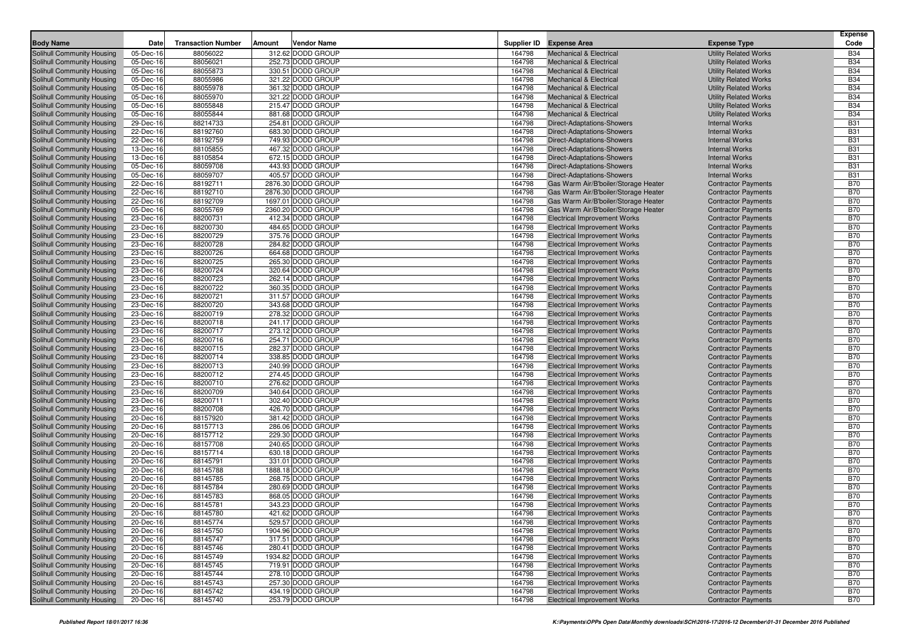| Body Name | Date | Transaction Number | Amount | Vendor Name | Supplier ID | Expense Area | Expense Type | Expense Code |
|---|---|---|---|---|---|---|---|---|
| Solihull Community Housing | 05-Dec-16 | 88056022 | 312.62 | DODD GROUP | 164798 | Mechanical & Electrical | Utility Related Works | B34 |
| Solihull Community Housing | 05-Dec-16 | 88056021 | 252.73 | DODD GROUP | 164798 | Mechanical & Electrical | Utility Related Works | B34 |
| Solihull Community Housing | 05-Dec-16 | 88055873 | 330.51 | DODD GROUP | 164798 | Mechanical & Electrical | Utility Related Works | B34 |
| Solihull Community Housing | 05-Dec-16 | 88055986 | 321.22 | DODD GROUP | 164798 | Mechanical & Electrical | Utility Related Works | B34 |
| Solihull Community Housing | 05-Dec-16 | 88055978 | 361.32 | DODD GROUP | 164798 | Mechanical & Electrical | Utility Related Works | B34 |
| Solihull Community Housing | 05-Dec-16 | 88055970 | 321.22 | DODD GROUP | 164798 | Mechanical & Electrical | Utility Related Works | B34 |
| Solihull Community Housing | 05-Dec-16 | 88055848 | 215.47 | DODD GROUP | 164798 | Mechanical & Electrical | Utility Related Works | B34 |
| Solihull Community Housing | 05-Dec-16 | 88055844 | 881.68 | DODD GROUP | 164798 | Mechanical & Electrical | Utility Related Works | B34 |
| Solihull Community Housing | 29-Dec-16 | 88214733 | 254.81 | DODD GROUP | 164798 | Direct-Adaptations-Showers | Internal Works | B31 |
| Solihull Community Housing | 22-Dec-16 | 88192760 | 683.30 | DODD GROUP | 164798 | Direct-Adaptations-Showers | Internal Works | B31 |
| Solihull Community Housing | 22-Dec-16 | 88192759 | 749.93 | DODD GROUP | 164798 | Direct-Adaptations-Showers | Internal Works | B31 |
| Solihull Community Housing | 13-Dec-16 | 88105855 | 467.32 | DODD GROUP | 164798 | Direct-Adaptations-Showers | Internal Works | B31 |
| Solihull Community Housing | 13-Dec-16 | 88105854 | 672.15 | DODD GROUP | 164798 | Direct-Adaptations-Showers | Internal Works | B31 |
| Solihull Community Housing | 05-Dec-16 | 88059708 | 443.93 | DODD GROUP | 164798 | Direct-Adaptations-Showers | Internal Works | B31 |
| Solihull Community Housing | 05-Dec-16 | 88059707 | 405.57 | DODD GROUP | 164798 | Direct-Adaptations-Showers | Internal Works | B31 |
| Solihull Community Housing | 22-Dec-16 | 88192711 | 2876.30 | DODD GROUP | 164798 | Gas Warm Air/B'boiler/Storage Heater | Contractor Payments | B70 |
| Solihull Community Housing | 22-Dec-16 | 88192710 | 2876.30 | DODD GROUP | 164798 | Gas Warm Air/B'boiler/Storage Heater | Contractor Payments | B70 |
| Solihull Community Housing | 22-Dec-16 | 88192709 | 1697.01 | DODD GROUP | 164798 | Gas Warm Air/B'boiler/Storage Heater | Contractor Payments | B70 |
| Solihull Community Housing | 05-Dec-16 | 88055769 | 2360.20 | DODD GROUP | 164798 | Gas Warm Air/B'boiler/Storage Heater | Contractor Payments | B70 |
| Solihull Community Housing | 23-Dec-16 | 88200731 | 412.34 | DODD GROUP | 164798 | Electrical Improvement Works | Contractor Payments | B70 |
| Solihull Community Housing | 23-Dec-16 | 88200730 | 484.65 | DODD GROUP | 164798 | Electrical Improvement Works | Contractor Payments | B70 |
| Solihull Community Housing | 23-Dec-16 | 88200729 | 375.76 | DODD GROUP | 164798 | Electrical Improvement Works | Contractor Payments | B70 |
| Solihull Community Housing | 23-Dec-16 | 88200728 | 284.82 | DODD GROUP | 164798 | Electrical Improvement Works | Contractor Payments | B70 |
| Solihull Community Housing | 23-Dec-16 | 88200726 | 664.68 | DODD GROUP | 164798 | Electrical Improvement Works | Contractor Payments | B70 |
| Solihull Community Housing | 23-Dec-16 | 88200725 | 265.30 | DODD GROUP | 164798 | Electrical Improvement Works | Contractor Payments | B70 |
| Solihull Community Housing | 23-Dec-16 | 88200724 | 320.64 | DODD GROUP | 164798 | Electrical Improvement Works | Contractor Payments | B70 |
| Solihull Community Housing | 23-Dec-16 | 88200723 | 262.14 | DODD GROUP | 164798 | Electrical Improvement Works | Contractor Payments | B70 |
| Solihull Community Housing | 23-Dec-16 | 88200722 | 360.35 | DODD GROUP | 164798 | Electrical Improvement Works | Contractor Payments | B70 |
| Solihull Community Housing | 23-Dec-16 | 88200721 | 311.57 | DODD GROUP | 164798 | Electrical Improvement Works | Contractor Payments | B70 |
| Solihull Community Housing | 23-Dec-16 | 88200720 | 343.68 | DODD GROUP | 164798 | Electrical Improvement Works | Contractor Payments | B70 |
| Solihull Community Housing | 23-Dec-16 | 88200719 | 278.32 | DODD GROUP | 164798 | Electrical Improvement Works | Contractor Payments | B70 |
| Solihull Community Housing | 23-Dec-16 | 88200718 | 241.17 | DODD GROUP | 164798 | Electrical Improvement Works | Contractor Payments | B70 |
| Solihull Community Housing | 23-Dec-16 | 88200717 | 273.12 | DODD GROUP | 164798 | Electrical Improvement Works | Contractor Payments | B70 |
| Solihull Community Housing | 23-Dec-16 | 88200716 | 254.71 | DODD GROUP | 164798 | Electrical Improvement Works | Contractor Payments | B70 |
| Solihull Community Housing | 23-Dec-16 | 88200715 | 282.37 | DODD GROUP | 164798 | Electrical Improvement Works | Contractor Payments | B70 |
| Solihull Community Housing | 23-Dec-16 | 88200714 | 338.85 | DODD GROUP | 164798 | Electrical Improvement Works | Contractor Payments | B70 |
| Solihull Community Housing | 23-Dec-16 | 88200713 | 240.99 | DODD GROUP | 164798 | Electrical Improvement Works | Contractor Payments | B70 |
| Solihull Community Housing | 23-Dec-16 | 88200712 | 274.45 | DODD GROUP | 164798 | Electrical Improvement Works | Contractor Payments | B70 |
| Solihull Community Housing | 23-Dec-16 | 88200710 | 276.62 | DODD GROUP | 164798 | Electrical Improvement Works | Contractor Payments | B70 |
| Solihull Community Housing | 23-Dec-16 | 88200709 | 340.64 | DODD GROUP | 164798 | Electrical Improvement Works | Contractor Payments | B70 |
| Solihull Community Housing | 23-Dec-16 | 88200711 | 302.40 | DODD GROUP | 164798 | Electrical Improvement Works | Contractor Payments | B70 |
| Solihull Community Housing | 23-Dec-16 | 88200708 | 426.70 | DODD GROUP | 164798 | Electrical Improvement Works | Contractor Payments | B70 |
| Solihull Community Housing | 20-Dec-16 | 88157920 | 381.42 | DODD GROUP | 164798 | Electrical Improvement Works | Contractor Payments | B70 |
| Solihull Community Housing | 20-Dec-16 | 88157713 | 286.06 | DODD GROUP | 164798 | Electrical Improvement Works | Contractor Payments | B70 |
| Solihull Community Housing | 20-Dec-16 | 88157712 | 229.30 | DODD GROUP | 164798 | Electrical Improvement Works | Contractor Payments | B70 |
| Solihull Community Housing | 20-Dec-16 | 88157708 | 240.65 | DODD GROUP | 164798 | Electrical Improvement Works | Contractor Payments | B70 |
| Solihull Community Housing | 20-Dec-16 | 88157714 | 630.18 | DODD GROUP | 164798 | Electrical Improvement Works | Contractor Payments | B70 |
| Solihull Community Housing | 20-Dec-16 | 88145791 | 331.01 | DODD GROUP | 164798 | Electrical Improvement Works | Contractor Payments | B70 |
| Solihull Community Housing | 20-Dec-16 | 88145788 | 1888.18 | DODD GROUP | 164798 | Electrical Improvement Works | Contractor Payments | B70 |
| Solihull Community Housing | 20-Dec-16 | 88145785 | 268.75 | DODD GROUP | 164798 | Electrical Improvement Works | Contractor Payments | B70 |
| Solihull Community Housing | 20-Dec-16 | 88145784 | 280.69 | DODD GROUP | 164798 | Electrical Improvement Works | Contractor Payments | B70 |
| Solihull Community Housing | 20-Dec-16 | 88145783 | 868.05 | DODD GROUP | 164798 | Electrical Improvement Works | Contractor Payments | B70 |
| Solihull Community Housing | 20-Dec-16 | 88145781 | 343.23 | DODD GROUP | 164798 | Electrical Improvement Works | Contractor Payments | B70 |
| Solihull Community Housing | 20-Dec-16 | 88145780 | 421.62 | DODD GROUP | 164798 | Electrical Improvement Works | Contractor Payments | B70 |
| Solihull Community Housing | 20-Dec-16 | 88145774 | 529.57 | DODD GROUP | 164798 | Electrical Improvement Works | Contractor Payments | B70 |
| Solihull Community Housing | 20-Dec-16 | 88145750 | 1904.96 | DODD GROUP | 164798 | Electrical Improvement Works | Contractor Payments | B70 |
| Solihull Community Housing | 20-Dec-16 | 88145747 | 317.51 | DODD GROUP | 164798 | Electrical Improvement Works | Contractor Payments | B70 |
| Solihull Community Housing | 20-Dec-16 | 88145746 | 280.41 | DODD GROUP | 164798 | Electrical Improvement Works | Contractor Payments | B70 |
| Solihull Community Housing | 20-Dec-16 | 88145749 | 1934.82 | DODD GROUP | 164798 | Electrical Improvement Works | Contractor Payments | B70 |
| Solihull Community Housing | 20-Dec-16 | 88145745 | 719.91 | DODD GROUP | 164798 | Electrical Improvement Works | Contractor Payments | B70 |
| Solihull Community Housing | 20-Dec-16 | 88145744 | 278.10 | DODD GROUP | 164798 | Electrical Improvement Works | Contractor Payments | B70 |
| Solihull Community Housing | 20-Dec-16 | 88145743 | 257.30 | DODD GROUP | 164798 | Electrical Improvement Works | Contractor Payments | B70 |
| Solihull Community Housing | 20-Dec-16 | 88145742 | 434.19 | DODD GROUP | 164798 | Electrical Improvement Works | Contractor Payments | B70 |
| Solihull Community Housing | 20-Dec-16 | 88145740 | 253.79 | DODD GROUP | 164798 | Electrical Improvement Works | Contractor Payments | B70 |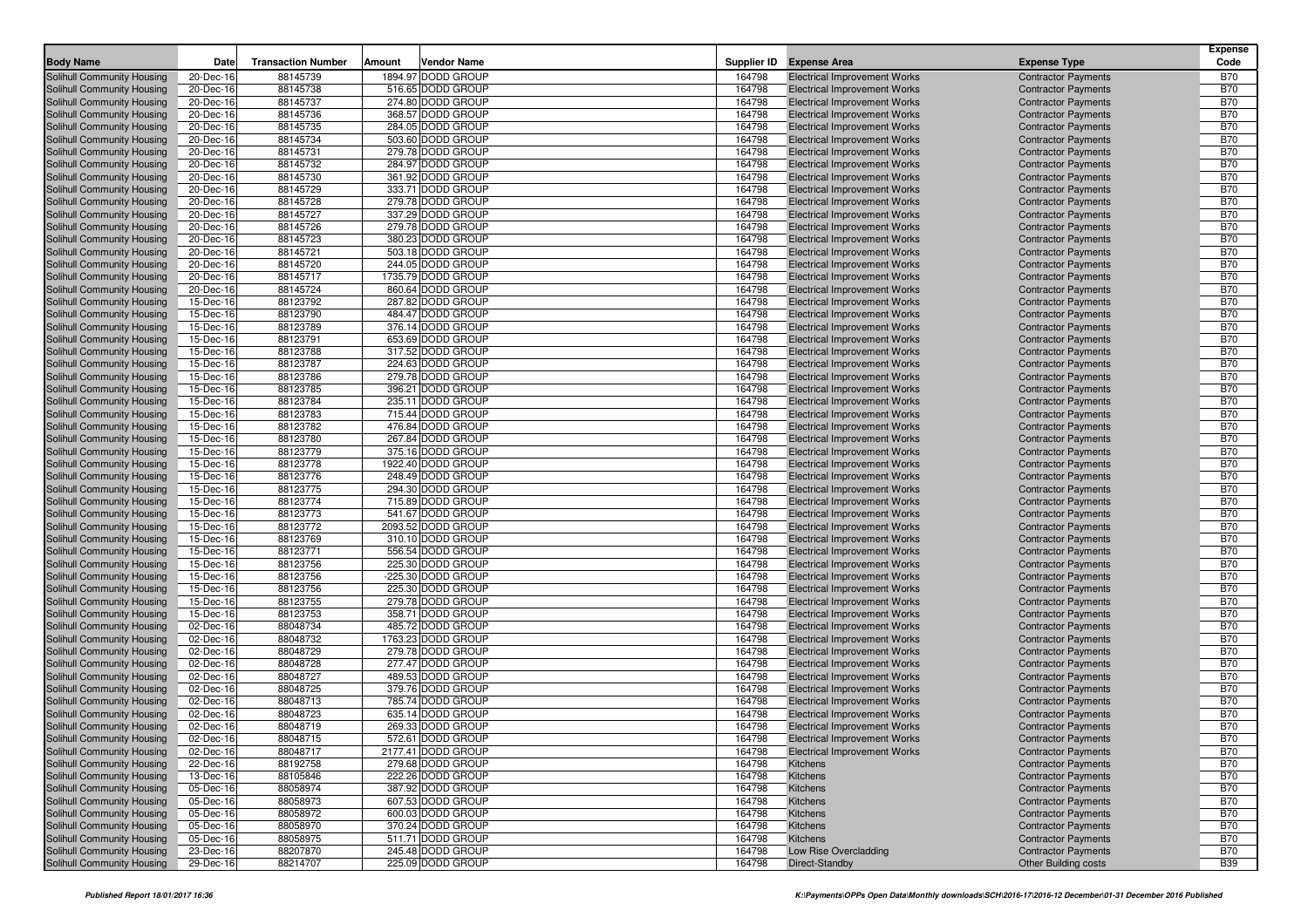| Body Name | Date | Transaction Number | Amount | Vendor Name | Supplier ID | Expense Area | Expense Type | Expense Code |
|---|---|---|---|---|---|---|---|---|
| Solihull Community Housing | 20-Dec-16 | 88145739 | 1894.97 | DODD GROUP | 164798 | Electrical Improvement Works | Contractor Payments | B70 |
| Solihull Community Housing | 20-Dec-16 | 88145738 | 516.65 | DODD GROUP | 164798 | Electrical Improvement Works | Contractor Payments | B70 |
| Solihull Community Housing | 20-Dec-16 | 88145737 | 274.80 | DODD GROUP | 164798 | Electrical Improvement Works | Contractor Payments | B70 |
| Solihull Community Housing | 20-Dec-16 | 88145736 | 368.57 | DODD GROUP | 164798 | Electrical Improvement Works | Contractor Payments | B70 |
| Solihull Community Housing | 20-Dec-16 | 88145735 | 284.05 | DODD GROUP | 164798 | Electrical Improvement Works | Contractor Payments | B70 |
| Solihull Community Housing | 20-Dec-16 | 88145734 | 503.60 | DODD GROUP | 164798 | Electrical Improvement Works | Contractor Payments | B70 |
| Solihull Community Housing | 20-Dec-16 | 88145731 | 279.78 | DODD GROUP | 164798 | Electrical Improvement Works | Contractor Payments | B70 |
| Solihull Community Housing | 20-Dec-16 | 88145732 | 284.97 | DODD GROUP | 164798 | Electrical Improvement Works | Contractor Payments | B70 |
| Solihull Community Housing | 20-Dec-16 | 88145730 | 361.92 | DODD GROUP | 164798 | Electrical Improvement Works | Contractor Payments | B70 |
| Solihull Community Housing | 20-Dec-16 | 88145729 | 333.71 | DODD GROUP | 164798 | Electrical Improvement Works | Contractor Payments | B70 |
| Solihull Community Housing | 20-Dec-16 | 88145728 | 279.78 | DODD GROUP | 164798 | Electrical Improvement Works | Contractor Payments | B70 |
| Solihull Community Housing | 20-Dec-16 | 88145727 | 337.29 | DODD GROUP | 164798 | Electrical Improvement Works | Contractor Payments | B70 |
| Solihull Community Housing | 20-Dec-16 | 88145726 | 279.78 | DODD GROUP | 164798 | Electrical Improvement Works | Contractor Payments | B70 |
| Solihull Community Housing | 20-Dec-16 | 88145723 | 380.23 | DODD GROUP | 164798 | Electrical Improvement Works | Contractor Payments | B70 |
| Solihull Community Housing | 20-Dec-16 | 88145721 | 503.18 | DODD GROUP | 164798 | Electrical Improvement Works | Contractor Payments | B70 |
| Solihull Community Housing | 20-Dec-16 | 88145720 | 244.05 | DODD GROUP | 164798 | Electrical Improvement Works | Contractor Payments | B70 |
| Solihull Community Housing | 20-Dec-16 | 88145717 | 1735.79 | DODD GROUP | 164798 | Electrical Improvement Works | Contractor Payments | B70 |
| Solihull Community Housing | 20-Dec-16 | 88145724 | 860.64 | DODD GROUP | 164798 | Electrical Improvement Works | Contractor Payments | B70 |
| Solihull Community Housing | 15-Dec-16 | 88123792 | 287.82 | DODD GROUP | 164798 | Electrical Improvement Works | Contractor Payments | B70 |
| Solihull Community Housing | 15-Dec-16 | 88123790 | 484.47 | DODD GROUP | 164798 | Electrical Improvement Works | Contractor Payments | B70 |
| Solihull Community Housing | 15-Dec-16 | 88123789 | 376.14 | DODD GROUP | 164798 | Electrical Improvement Works | Contractor Payments | B70 |
| Solihull Community Housing | 15-Dec-16 | 88123791 | 653.69 | DODD GROUP | 164798 | Electrical Improvement Works | Contractor Payments | B70 |
| Solihull Community Housing | 15-Dec-16 | 88123788 | 317.52 | DODD GROUP | 164798 | Electrical Improvement Works | Contractor Payments | B70 |
| Solihull Community Housing | 15-Dec-16 | 88123787 | 224.63 | DODD GROUP | 164798 | Electrical Improvement Works | Contractor Payments | B70 |
| Solihull Community Housing | 15-Dec-16 | 88123786 | 279.78 | DODD GROUP | 164798 | Electrical Improvement Works | Contractor Payments | B70 |
| Solihull Community Housing | 15-Dec-16 | 88123785 | 396.21 | DODD GROUP | 164798 | Electrical Improvement Works | Contractor Payments | B70 |
| Solihull Community Housing | 15-Dec-16 | 88123784 | 235.11 | DODD GROUP | 164798 | Electrical Improvement Works | Contractor Payments | B70 |
| Solihull Community Housing | 15-Dec-16 | 88123783 | 715.44 | DODD GROUP | 164798 | Electrical Improvement Works | Contractor Payments | B70 |
| Solihull Community Housing | 15-Dec-16 | 88123782 | 476.84 | DODD GROUP | 164798 | Electrical Improvement Works | Contractor Payments | B70 |
| Solihull Community Housing | 15-Dec-16 | 88123780 | 267.84 | DODD GROUP | 164798 | Electrical Improvement Works | Contractor Payments | B70 |
| Solihull Community Housing | 15-Dec-16 | 88123779 | 375.16 | DODD GROUP | 164798 | Electrical Improvement Works | Contractor Payments | B70 |
| Solihull Community Housing | 15-Dec-16 | 88123778 | 1922.40 | DODD GROUP | 164798 | Electrical Improvement Works | Contractor Payments | B70 |
| Solihull Community Housing | 15-Dec-16 | 88123776 | 248.49 | DODD GROUP | 164798 | Electrical Improvement Works | Contractor Payments | B70 |
| Solihull Community Housing | 15-Dec-16 | 88123775 | 294.30 | DODD GROUP | 164798 | Electrical Improvement Works | Contractor Payments | B70 |
| Solihull Community Housing | 15-Dec-16 | 88123774 | 715.89 | DODD GROUP | 164798 | Electrical Improvement Works | Contractor Payments | B70 |
| Solihull Community Housing | 15-Dec-16 | 88123773 | 541.67 | DODD GROUP | 164798 | Electrical Improvement Works | Contractor Payments | B70 |
| Solihull Community Housing | 15-Dec-16 | 88123772 | 2093.52 | DODD GROUP | 164798 | Electrical Improvement Works | Contractor Payments | B70 |
| Solihull Community Housing | 15-Dec-16 | 88123769 | 310.10 | DODD GROUP | 164798 | Electrical Improvement Works | Contractor Payments | B70 |
| Solihull Community Housing | 15-Dec-16 | 88123771 | 556.54 | DODD GROUP | 164798 | Electrical Improvement Works | Contractor Payments | B70 |
| Solihull Community Housing | 15-Dec-16 | 88123756 | 225.30 | DODD GROUP | 164798 | Electrical Improvement Works | Contractor Payments | B70 |
| Solihull Community Housing | 15-Dec-16 | 88123756 | -225.30 | DODD GROUP | 164798 | Electrical Improvement Works | Contractor Payments | B70 |
| Solihull Community Housing | 15-Dec-16 | 88123756 | 225.30 | DODD GROUP | 164798 | Electrical Improvement Works | Contractor Payments | B70 |
| Solihull Community Housing | 15-Dec-16 | 88123755 | 279.78 | DODD GROUP | 164798 | Electrical Improvement Works | Contractor Payments | B70 |
| Solihull Community Housing | 15-Dec-16 | 88123753 | 358.71 | DODD GROUP | 164798 | Electrical Improvement Works | Contractor Payments | B70 |
| Solihull Community Housing | 02-Dec-16 | 88048734 | 485.72 | DODD GROUP | 164798 | Electrical Improvement Works | Contractor Payments | B70 |
| Solihull Community Housing | 02-Dec-16 | 88048732 | 1763.23 | DODD GROUP | 164798 | Electrical Improvement Works | Contractor Payments | B70 |
| Solihull Community Housing | 02-Dec-16 | 88048729 | 279.78 | DODD GROUP | 164798 | Electrical Improvement Works | Contractor Payments | B70 |
| Solihull Community Housing | 02-Dec-16 | 88048728 | 277.47 | DODD GROUP | 164798 | Electrical Improvement Works | Contractor Payments | B70 |
| Solihull Community Housing | 02-Dec-16 | 88048727 | 489.53 | DODD GROUP | 164798 | Electrical Improvement Works | Contractor Payments | B70 |
| Solihull Community Housing | 02-Dec-16 | 88048725 | 379.76 | DODD GROUP | 164798 | Electrical Improvement Works | Contractor Payments | B70 |
| Solihull Community Housing | 02-Dec-16 | 88048713 | 785.74 | DODD GROUP | 164798 | Electrical Improvement Works | Contractor Payments | B70 |
| Solihull Community Housing | 02-Dec-16 | 88048723 | 635.14 | DODD GROUP | 164798 | Electrical Improvement Works | Contractor Payments | B70 |
| Solihull Community Housing | 02-Dec-16 | 88048719 | 269.33 | DODD GROUP | 164798 | Electrical Improvement Works | Contractor Payments | B70 |
| Solihull Community Housing | 02-Dec-16 | 88048715 | 572.61 | DODD GROUP | 164798 | Electrical Improvement Works | Contractor Payments | B70 |
| Solihull Community Housing | 02-Dec-16 | 88048717 | 2177.41 | DODD GROUP | 164798 | Electrical Improvement Works | Contractor Payments | B70 |
| Solihull Community Housing | 22-Dec-16 | 88192758 | 279.68 | DODD GROUP | 164798 | Kitchens | Contractor Payments | B70 |
| Solihull Community Housing | 13-Dec-16 | 88105846 | 222.26 | DODD GROUP | 164798 | Kitchens | Contractor Payments | B70 |
| Solihull Community Housing | 05-Dec-16 | 88058974 | 387.92 | DODD GROUP | 164798 | Kitchens | Contractor Payments | B70 |
| Solihull Community Housing | 05-Dec-16 | 88058973 | 607.53 | DODD GROUP | 164798 | Kitchens | Contractor Payments | B70 |
| Solihull Community Housing | 05-Dec-16 | 88058972 | 600.03 | DODD GROUP | 164798 | Kitchens | Contractor Payments | B70 |
| Solihull Community Housing | 05-Dec-16 | 88058970 | 370.24 | DODD GROUP | 164798 | Kitchens | Contractor Payments | B70 |
| Solihull Community Housing | 05-Dec-16 | 88058975 | 511.71 | DODD GROUP | 164798 | Kitchens | Contractor Payments | B70 |
| Solihull Community Housing | 23-Dec-16 | 88207870 | 245.48 | DODD GROUP | 164798 | Low Rise Overcladding | Contractor Payments | B70 |
| Solihull Community Housing | 29-Dec-16 | 88214707 | 225.09 | DODD GROUP | 164798 | Direct-Standby | Other Building costs | B39 |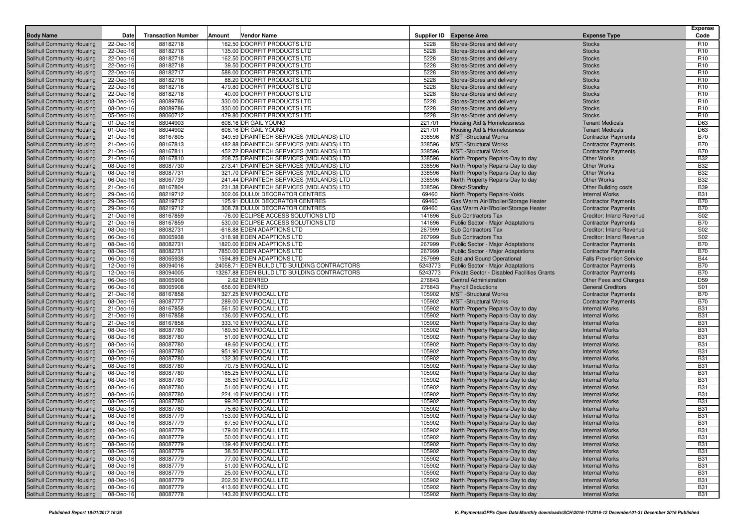| Body Name | Date | Transaction Number | Amount | Vendor Name | Supplier ID | Expense Area | Expense Type | Expense Code |
|---|---|---|---|---|---|---|---|---|
| Solihull Community Housing | 22-Dec-16 | 88182718 | 162.50 | DOORFIT PRODUCTS LTD | 5228 | Stores-Stores and delivery | Stocks | R10 |
| Solihull Community Housing | 22-Dec-16 | 88182718 | 135.00 | DOORFIT PRODUCTS LTD | 5228 | Stores-Stores and delivery | Stocks | R10 |
| Solihull Community Housing | 22-Dec-16 | 88182718 | 162.50 | DOORFIT PRODUCTS LTD | 5228 | Stores-Stores and delivery | Stocks | R10 |
| Solihull Community Housing | 22-Dec-16 | 88182718 | 39.50 | DOORFIT PRODUCTS LTD | 5228 | Stores-Stores and delivery | Stocks | R10 |
| Solihull Community Housing | 22-Dec-16 | 88182717 | 588.00 | DOORFIT PRODUCTS LTD | 5228 | Stores-Stores and delivery | Stocks | R10 |
| Solihull Community Housing | 22-Dec-16 | 88182716 | 88.20 | DOORFIT PRODUCTS LTD | 5228 | Stores-Stores and delivery | Stocks | R10 |
| Solihull Community Housing | 22-Dec-16 | 88182716 | 479.80 | DOORFIT PRODUCTS LTD | 5228 | Stores-Stores and delivery | Stocks | R10 |
| Solihull Community Housing | 22-Dec-16 | 88182718 | 40.00 | DOORFIT PRODUCTS LTD | 5228 | Stores-Stores and delivery | Stocks | R10 |
| Solihull Community Housing | 08-Dec-16 | 88089786 | 330.00 | DOORFIT PRODUCTS LTD | 5228 | Stores-Stores and delivery | Stocks | R10 |
| Solihull Community Housing | 08-Dec-16 | 88089786 | 330.00 | DOORFIT PRODUCTS LTD | 5228 | Stores-Stores and delivery | Stocks | R10 |
| Solihull Community Housing | 05-Dec-16 | 88060712 | 479.80 | DOORFIT PRODUCTS LTD | 5228 | Stores-Stores and delivery | Stocks | R10 |
| Solihull Community Housing | 01-Dec-16 | 88044903 | 608.16 | DR GAIL YOUNG | 221701 | Housing Aid & Homelessness | Tenant Medicals | D63 |
| Solihull Community Housing | 01-Dec-16 | 88044902 | 608.16 | DR GAIL YOUNG | 221701 | Housing Aid & Homelessness | Tenant Medicals | D63 |
| Solihull Community Housing | 21-Dec-16 | 88167805 | 349.59 | DRAINTECH SERVICES (MIDLANDS) LTD | 338596 | MST -Structural Works | Contractor Payments | B70 |
| Solihull Community Housing | 21-Dec-16 | 88167813 | 482.88 | DRAINTECH SERVICES (MIDLANDS) LTD | 338596 | MST -Structural Works | Contractor Payments | B70 |
| Solihull Community Housing | 21-Dec-16 | 88167811 | 452.72 | DRAINTECH SERVICES (MIDLANDS) LTD | 338596 | MST -Structural Works | Contractor Payments | B70 |
| Solihull Community Housing | 21-Dec-16 | 88167810 | 208.75 | DRAINTECH SERVICES (MIDLANDS) LTD | 338596 | North Property Repairs-Day to day | Other Works | B32 |
| Solihull Community Housing | 08-Dec-16 | 88087730 | 273.41 | DRAINTECH SERVICES (MIDLANDS) LTD | 338596 | North Property Repairs-Day to day | Other Works | B32 |
| Solihull Community Housing | 08-Dec-16 | 88087731 | 321.70 | DRAINTECH SERVICES (MIDLANDS) LTD | 338596 | North Property Repairs-Day to day | Other Works | B32 |
| Solihull Community Housing | 06-Dec-16 | 88067739 | 241.44 | DRAINTECH SERVICES (MIDLANDS) LTD | 338596 | North Property Repairs-Day to day | Other Works | B32 |
| Solihull Community Housing | 21-Dec-16 | 88167804 | 231.38 | DRAINTECH SERVICES (MIDLANDS) LTD | 338596 | Direct-Standby | Other Building costs | B39 |
| Solihull Community Housing | 29-Dec-16 | 88219712 | 302.06 | DULUX DECORATOR CENTRES | 69460 | North Property Repairs-Voids | Internal Works | B31 |
| Solihull Community Housing | 29-Dec-16 | 88219712 | 125.91 | DULUX DECORATOR CENTRES | 69460 | Gas Warm Air/B'boiler/Storage Heater | Contractor Payments | B70 |
| Solihull Community Housing | 29-Dec-16 | 88219712 | 308.78 | DULUX DECORATOR CENTRES | 69460 | Gas Warm Air/B'boiler/Storage Heater | Contractor Payments | B70 |
| Solihull Community Housing | 21-Dec-16 | 88167859 | -76.00 | ECLIPSE ACCESS SOLUTIONS LTD | 141696 | Sub Contractors Tax | Creditor: Inland Revenue | S02 |
| Solihull Community Housing | 21-Dec-16 | 88167859 | 530.00 | ECLIPSE ACCESS SOLUTIONS LTD | 141696 | Public Sector - Major Adaptations | Contractor Payments | B70 |
| Solihull Community Housing | 08-Dec-16 | 88082731 | -618.88 | EDEN ADAPTIONS LTD | 267999 | Sub Contractors Tax | Creditor: Inland Revenue | S02 |
| Solihull Community Housing | 06-Dec-16 | 88065938 | -318.98 | EDEN ADAPTIONS LTD | 267999 | Sub Contractors Tax | Creditor: Inland Revenue | S02 |
| Solihull Community Housing | 08-Dec-16 | 88082731 | 1820.00 | EDEN ADAPTIONS LTD | 267999 | Public Sector - Major Adaptations | Contractor Payments | B70 |
| Solihull Community Housing | 08-Dec-16 | 88082731 | 7850.00 | EDEN ADAPTIONS LTD | 267999 | Public Sector - Major Adaptations | Contractor Payments | B70 |
| Solihull Community Housing | 06-Dec-16 | 88065938 | 1594.89 | EDEN ADAPTIONS LTD | 267999 | Safe and Sound Operational | Falls Prevention Service | B44 |
| Solihull Community Housing | 12-Dec-16 | 88094016 | 24058.71 | EDEN BUILD LTD BUILDING CONTRACTORS | 5243773 | Public Sector - Major Adaptations | Contractor Payments | B70 |
| Solihull Community Housing | 12-Dec-16 | 88094005 | 13267.88 | EDEN BUILD LTD BUILDING CONTRACTORS | 5243773 | Private Sector - Disabled Facilities Grants | Contractor Payments | B70 |
| Solihull Community Housing | 06-Dec-16 | 88065908 | 2.62 | EDENRED | 276843 | Central Administration | Other Fees and Charges | D59 |
| Solihull Community Housing | 06-Dec-16 | 88065908 | 656.00 | EDENRED | 276843 | Payroll Deductions | General Creditors | S01 |
| Solihull Community Housing | 21-Dec-16 | 88167858 | 327.25 | ENVIROCALL LTD | 105902 | MST -Structural Works | Contractor Payments | B70 |
| Solihull Community Housing | 08-Dec-16 | 88087777 | 289.00 | ENVIROCALL LTD | 105902 | MST -Structural Works | Contractor Payments | B70 |
| Solihull Community Housing | 21-Dec-16 | 88167858 | 561.50 | ENVIROCALL LTD | 105902 | North Property Repairs-Day to day | Internal Works | B31 |
| Solihull Community Housing | 21-Dec-16 | 88167858 | 136.00 | ENVIROCALL LTD | 105902 | North Property Repairs-Day to day | Internal Works | B31 |
| Solihull Community Housing | 21-Dec-16 | 88167858 | 333.10 | ENVIROCALL LTD | 105902 | North Property Repairs-Day to day | Internal Works | B31 |
| Solihull Community Housing | 08-Dec-16 | 88087780 | 189.50 | ENVIROCALL LTD | 105902 | North Property Repairs-Day to day | Internal Works | B31 |
| Solihull Community Housing | 08-Dec-16 | 88087780 | 51.00 | ENVIROCALL LTD | 105902 | North Property Repairs-Day to day | Internal Works | B31 |
| Solihull Community Housing | 08-Dec-16 | 88087780 | 49.60 | ENVIROCALL LTD | 105902 | North Property Repairs-Day to day | Internal Works | B31 |
| Solihull Community Housing | 08-Dec-16 | 88087780 | 951.90 | ENVIROCALL LTD | 105902 | North Property Repairs-Day to day | Internal Works | B31 |
| Solihull Community Housing | 08-Dec-16 | 88087780 | 132.30 | ENVIROCALL LTD | 105902 | North Property Repairs-Day to day | Internal Works | B31 |
| Solihull Community Housing | 08-Dec-16 | 88087780 | 70.75 | ENVIROCALL LTD | 105902 | North Property Repairs-Day to day | Internal Works | B31 |
| Solihull Community Housing | 08-Dec-16 | 88087780 | 185.25 | ENVIROCALL LTD | 105902 | North Property Repairs-Day to day | Internal Works | B31 |
| Solihull Community Housing | 08-Dec-16 | 88087780 | 38.50 | ENVIROCALL LTD | 105902 | North Property Repairs-Day to day | Internal Works | B31 |
| Solihull Community Housing | 08-Dec-16 | 88087780 | 51.00 | ENVIROCALL LTD | 105902 | North Property Repairs-Day to day | Internal Works | B31 |
| Solihull Community Housing | 08-Dec-16 | 88087780 | 224.10 | ENVIROCALL LTD | 105902 | North Property Repairs-Day to day | Internal Works | B31 |
| Solihull Community Housing | 08-Dec-16 | 88087780 | 99.20 | ENVIROCALL LTD | 105902 | North Property Repairs-Day to day | Internal Works | B31 |
| Solihull Community Housing | 08-Dec-16 | 88087780 | 75.60 | ENVIROCALL LTD | 105902 | North Property Repairs-Day to day | Internal Works | B31 |
| Solihull Community Housing | 08-Dec-16 | 88087779 | 153.00 | ENVIROCALL LTD | 105902 | North Property Repairs-Day to day | Internal Works | B31 |
| Solihull Community Housing | 08-Dec-16 | 88087779 | 67.50 | ENVIROCALL LTD | 105902 | North Property Repairs-Day to day | Internal Works | B31 |
| Solihull Community Housing | 08-Dec-16 | 88087779 | 179.00 | ENVIROCALL LTD | 105902 | North Property Repairs-Day to day | Internal Works | B31 |
| Solihull Community Housing | 08-Dec-16 | 88087779 | 50.00 | ENVIROCALL LTD | 105902 | North Property Repairs-Day to day | Internal Works | B31 |
| Solihull Community Housing | 08-Dec-16 | 88087779 | 139.40 | ENVIROCALL LTD | 105902 | North Property Repairs-Day to day | Internal Works | B31 |
| Solihull Community Housing | 08-Dec-16 | 88087779 | 38.50 | ENVIROCALL LTD | 105902 | North Property Repairs-Day to day | Internal Works | B31 |
| Solihull Community Housing | 08-Dec-16 | 88087779 | 77.00 | ENVIROCALL LTD | 105902 | North Property Repairs-Day to day | Internal Works | B31 |
| Solihull Community Housing | 08-Dec-16 | 88087779 | 51.00 | ENVIROCALL LTD | 105902 | North Property Repairs-Day to day | Internal Works | B31 |
| Solihull Community Housing | 08-Dec-16 | 88087779 | 25.00 | ENVIROCALL LTD | 105902 | North Property Repairs-Day to day | Internal Works | B31 |
| Solihull Community Housing | 08-Dec-16 | 88087779 | 202.50 | ENVIROCALL LTD | 105902 | North Property Repairs-Day to day | Internal Works | B31 |
| Solihull Community Housing | 08-Dec-16 | 88087779 | 413.60 | ENVIROCALL LTD | 105902 | North Property Repairs-Day to day | Internal Works | B31 |
| Solihull Community Housing | 08-Dec-16 | 88087778 | 143.20 | ENVIROCALL LTD | 105902 | North Property Repairs-Day to day | Internal Works | B31 |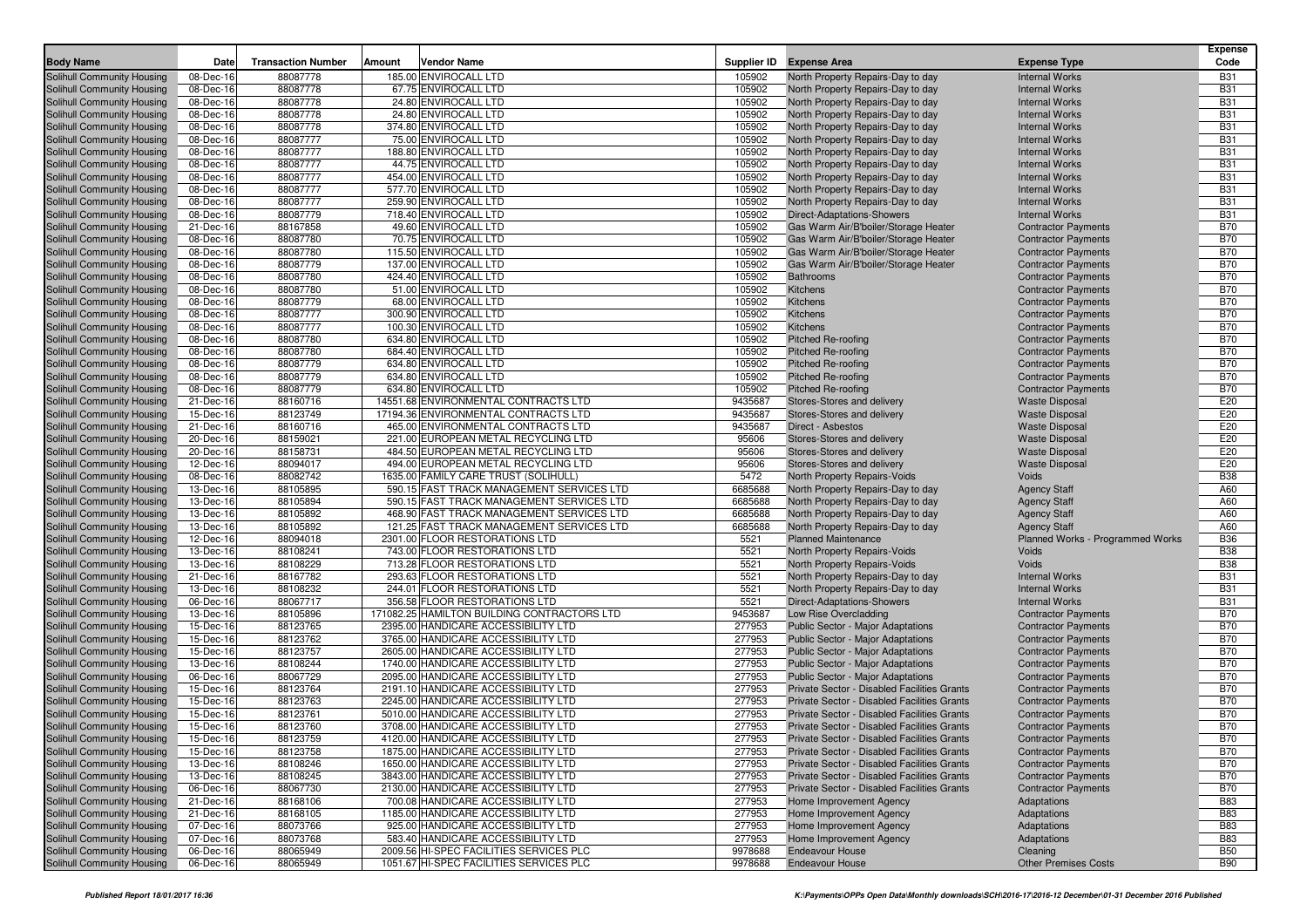| Body Name | Date | Transaction Number | Amount | Vendor Name | Supplier ID | Expense Area | Expense Type | Expense Code |
|---|---|---|---|---|---|---|---|---|
| Solihull Community Housing | 08-Dec-16 | 88087778 | 185.00 | ENVIROCALL LTD | 105902 | North Property Repairs-Day to day | Internal Works | B31 |
| Solihull Community Housing | 08-Dec-16 | 88087778 | 67.75 | ENVIROCALL LTD | 105902 | North Property Repairs-Day to day | Internal Works | B31 |
| Solihull Community Housing | 08-Dec-16 | 88087778 | 24.80 | ENVIROCALL LTD | 105902 | North Property Repairs-Day to day | Internal Works | B31 |
| Solihull Community Housing | 08-Dec-16 | 88087778 | 24.80 | ENVIROCALL LTD | 105902 | North Property Repairs-Day to day | Internal Works | B31 |
| Solihull Community Housing | 08-Dec-16 | 88087778 | 374.80 | ENVIROCALL LTD | 105902 | North Property Repairs-Day to day | Internal Works | B31 |
| Solihull Community Housing | 08-Dec-16 | 88087777 | 75.00 | ENVIROCALL LTD | 105902 | North Property Repairs-Day to day | Internal Works | B31 |
| Solihull Community Housing | 08-Dec-16 | 88087777 | 188.80 | ENVIROCALL LTD | 105902 | North Property Repairs-Day to day | Internal Works | B31 |
| Solihull Community Housing | 08-Dec-16 | 88087777 | 44.75 | ENVIROCALL LTD | 105902 | North Property Repairs-Day to day | Internal Works | B31 |
| Solihull Community Housing | 08-Dec-16 | 88087777 | 454.00 | ENVIROCALL LTD | 105902 | North Property Repairs-Day to day | Internal Works | B31 |
| Solihull Community Housing | 08-Dec-16 | 88087777 | 577.70 | ENVIROCALL LTD | 105902 | North Property Repairs-Day to day | Internal Works | B31 |
| Solihull Community Housing | 08-Dec-16 | 88087777 | 259.90 | ENVIROCALL LTD | 105902 | North Property Repairs-Day to day | Internal Works | B31 |
| Solihull Community Housing | 08-Dec-16 | 88087779 | 718.40 | ENVIROCALL LTD | 105902 | Direct-Adaptations-Showers | Internal Works | B31 |
| Solihull Community Housing | 21-Dec-16 | 88167858 | 49.60 | ENVIROCALL LTD | 105902 | Gas Warm Air/B'boiler/Storage Heater | Contractor Payments | B70 |
| Solihull Community Housing | 08-Dec-16 | 88087780 | 70.75 | ENVIROCALL LTD | 105902 | Gas Warm Air/B'boiler/Storage Heater | Contractor Payments | B70 |
| Solihull Community Housing | 08-Dec-16 | 88087780 | 115.50 | ENVIROCALL LTD | 105902 | Gas Warm Air/B'boiler/Storage Heater | Contractor Payments | B70 |
| Solihull Community Housing | 08-Dec-16 | 88087779 | 137.00 | ENVIROCALL LTD | 105902 | Gas Warm Air/B'boiler/Storage Heater | Contractor Payments | B70 |
| Solihull Community Housing | 08-Dec-16 | 88087780 | 424.40 | ENVIROCALL LTD | 105902 | Bathrooms | Contractor Payments | B70 |
| Solihull Community Housing | 08-Dec-16 | 88087780 | 51.00 | ENVIROCALL LTD | 105902 | Kitchens | Contractor Payments | B70 |
| Solihull Community Housing | 08-Dec-16 | 88087779 | 68.00 | ENVIROCALL LTD | 105902 | Kitchens | Contractor Payments | B70 |
| Solihull Community Housing | 08-Dec-16 | 88087777 | 300.90 | ENVIROCALL LTD | 105902 | Kitchens | Contractor Payments | B70 |
| Solihull Community Housing | 08-Dec-16 | 88087777 | 100.30 | ENVIROCALL LTD | 105902 | Kitchens | Contractor Payments | B70 |
| Solihull Community Housing | 08-Dec-16 | 88087780 | 634.80 | ENVIROCALL LTD | 105902 | Pitched Re-roofing | Contractor Payments | B70 |
| Solihull Community Housing | 08-Dec-16 | 88087780 | 684.40 | ENVIROCALL LTD | 105902 | Pitched Re-roofing | Contractor Payments | B70 |
| Solihull Community Housing | 08-Dec-16 | 88087779 | 634.80 | ENVIROCALL LTD | 105902 | Pitched Re-roofing | Contractor Payments | B70 |
| Solihull Community Housing | 08-Dec-16 | 88087779 | 634.80 | ENVIROCALL LTD | 105902 | Pitched Re-roofing | Contractor Payments | B70 |
| Solihull Community Housing | 08-Dec-16 | 88087779 | 634.80 | ENVIROCALL LTD | 105902 | Pitched Re-roofing | Contractor Payments | B70 |
| Solihull Community Housing | 21-Dec-16 | 88160716 | 14551.68 | ENVIRONMENTAL CONTRACTS LTD | 9435687 | Stores-Stores and delivery | Waste Disposal | E20 |
| Solihull Community Housing | 15-Dec-16 | 88123749 | 17194.36 | ENVIRONMENTAL CONTRACTS LTD | 9435687 | Stores-Stores and delivery | Waste Disposal | E20 |
| Solihull Community Housing | 21-Dec-16 | 88160716 | 465.00 | ENVIRONMENTAL CONTRACTS LTD | 9435687 | Direct - Asbestos | Waste Disposal | E20 |
| Solihull Community Housing | 20-Dec-16 | 88159021 | 221.00 | EUROPEAN METAL RECYCLING LTD | 95606 | Stores-Stores and delivery | Waste Disposal | E20 |
| Solihull Community Housing | 20-Dec-16 | 88158731 | 484.50 | EUROPEAN METAL RECYCLING LTD | 95606 | Stores-Stores and delivery | Waste Disposal | E20 |
| Solihull Community Housing | 12-Dec-16 | 88094017 | 494.00 | EUROPEAN METAL RECYCLING LTD | 95606 | Stores-Stores and delivery | Waste Disposal | E20 |
| Solihull Community Housing | 08-Dec-16 | 88082742 | 1635.00 | FAMILY CARE TRUST (SOLIHULL) | 5472 | North Property Repairs-Voids | Voids | B38 |
| Solihull Community Housing | 13-Dec-16 | 88105895 | 590.15 | FAST TRACK MANAGEMENT SERVICES LTD | 6685688 | North Property Repairs-Day to day | Agency Staff | A60 |
| Solihull Community Housing | 13-Dec-16 | 88105894 | 590.15 | FAST TRACK MANAGEMENT SERVICES LTD | 6685688 | North Property Repairs-Day to day | Agency Staff | A60 |
| Solihull Community Housing | 13-Dec-16 | 88105892 | 468.90 | FAST TRACK MANAGEMENT SERVICES LTD | 6685688 | North Property Repairs-Day to day | Agency Staff | A60 |
| Solihull Community Housing | 13-Dec-16 | 88105892 | 121.25 | FAST TRACK MANAGEMENT SERVICES LTD | 6685688 | North Property Repairs-Day to day | Agency Staff | A60 |
| Solihull Community Housing | 12-Dec-16 | 88094018 | 2301.00 | FLOOR RESTORATIONS LTD | 5521 | Planned Maintenance | Planned Works - Programmed Works | B36 |
| Solihull Community Housing | 13-Dec-16 | 88108241 | 743.00 | FLOOR RESTORATIONS LTD | 5521 | North Property Repairs-Voids | Voids | B38 |
| Solihull Community Housing | 13-Dec-16 | 88108229 | 713.28 | FLOOR RESTORATIONS LTD | 5521 | North Property Repairs-Voids | Voids | B38 |
| Solihull Community Housing | 21-Dec-16 | 88167782 | 293.63 | FLOOR RESTORATIONS LTD | 5521 | North Property Repairs-Day to day | Internal Works | B31 |
| Solihull Community Housing | 13-Dec-16 | 88108232 | 244.01 | FLOOR RESTORATIONS LTD | 5521 | North Property Repairs-Day to day | Internal Works | B31 |
| Solihull Community Housing | 06-Dec-16 | 88067717 | 356.58 | FLOOR RESTORATIONS LTD | 5521 | Direct-Adaptations-Showers | Internal Works | B31 |
| Solihull Community Housing | 13-Dec-16 | 88105896 | 171082.25 | HAMILTON BUILDING CONTRACTORS LTD | 9453687 | Low Rise Overcladding | Contractor Payments | B70 |
| Solihull Community Housing | 15-Dec-16 | 88123765 | 2395.00 | HANDICARE ACCESSIBILITY LTD | 277953 | Public Sector - Major Adaptations | Contractor Payments | B70 |
| Solihull Community Housing | 15-Dec-16 | 88123762 | 3765.00 | HANDICARE ACCESSIBILITY LTD | 277953 | Public Sector - Major Adaptations | Contractor Payments | B70 |
| Solihull Community Housing | 15-Dec-16 | 88123757 | 2605.00 | HANDICARE ACCESSIBILITY LTD | 277953 | Public Sector - Major Adaptations | Contractor Payments | B70 |
| Solihull Community Housing | 13-Dec-16 | 88108244 | 1740.00 | HANDICARE ACCESSIBILITY LTD | 277953 | Public Sector - Major Adaptations | Contractor Payments | B70 |
| Solihull Community Housing | 06-Dec-16 | 88067729 | 2095.00 | HANDICARE ACCESSIBILITY LTD | 277953 | Public Sector - Major Adaptations | Contractor Payments | B70 |
| Solihull Community Housing | 15-Dec-16 | 88123764 | 2191.10 | HANDICARE ACCESSIBILITY LTD | 277953 | Private Sector - Disabled Facilities Grants | Contractor Payments | B70 |
| Solihull Community Housing | 15-Dec-16 | 88123763 | 2245.00 | HANDICARE ACCESSIBILITY LTD | 277953 | Private Sector - Disabled Facilities Grants | Contractor Payments | B70 |
| Solihull Community Housing | 15-Dec-16 | 88123761 | 5010.00 | HANDICARE ACCESSIBILITY LTD | 277953 | Private Sector - Disabled Facilities Grants | Contractor Payments | B70 |
| Solihull Community Housing | 15-Dec-16 | 88123760 | 3708.00 | HANDICARE ACCESSIBILITY LTD | 277953 | Private Sector - Disabled Facilities Grants | Contractor Payments | B70 |
| Solihull Community Housing | 15-Dec-16 | 88123759 | 4120.00 | HANDICARE ACCESSIBILITY LTD | 277953 | Private Sector - Disabled Facilities Grants | Contractor Payments | B70 |
| Solihull Community Housing | 15-Dec-16 | 88123758 | 1875.00 | HANDICARE ACCESSIBILITY LTD | 277953 | Private Sector - Disabled Facilities Grants | Contractor Payments | B70 |
| Solihull Community Housing | 13-Dec-16 | 88108246 | 1650.00 | HANDICARE ACCESSIBILITY LTD | 277953 | Private Sector - Disabled Facilities Grants | Contractor Payments | B70 |
| Solihull Community Housing | 13-Dec-16 | 88108245 | 3843.00 | HANDICARE ACCESSIBILITY LTD | 277953 | Private Sector - Disabled Facilities Grants | Contractor Payments | B70 |
| Solihull Community Housing | 06-Dec-16 | 88067730 | 2130.00 | HANDICARE ACCESSIBILITY LTD | 277953 | Private Sector - Disabled Facilities Grants | Contractor Payments | B70 |
| Solihull Community Housing | 21-Dec-16 | 88168106 | 700.08 | HANDICARE ACCESSIBILITY LTD | 277953 | Home Improvement Agency | Adaptations | B83 |
| Solihull Community Housing | 21-Dec-16 | 88168105 | 1185.00 | HANDICARE ACCESSIBILITY LTD | 277953 | Home Improvement Agency | Adaptations | B83 |
| Solihull Community Housing | 07-Dec-16 | 88073766 | 925.00 | HANDICARE ACCESSIBILITY LTD | 277953 | Home Improvement Agency | Adaptations | B83 |
| Solihull Community Housing | 07-Dec-16 | 88073768 | 583.40 | HANDICARE ACCESSIBILITY LTD | 277953 | Home Improvement Agency | Adaptations | B83 |
| Solihull Community Housing | 06-Dec-16 | 88065949 | 2009.56 | HI-SPEC FACILITIES SERVICES PLC | 9978688 | Endeavour House | Cleaning | B50 |
| Solihull Community Housing | 06-Dec-16 | 88065949 | 1051.67 | HI-SPEC FACILITIES SERVICES PLC | 9978688 | Endeavour House | Other Premises Costs | B90 |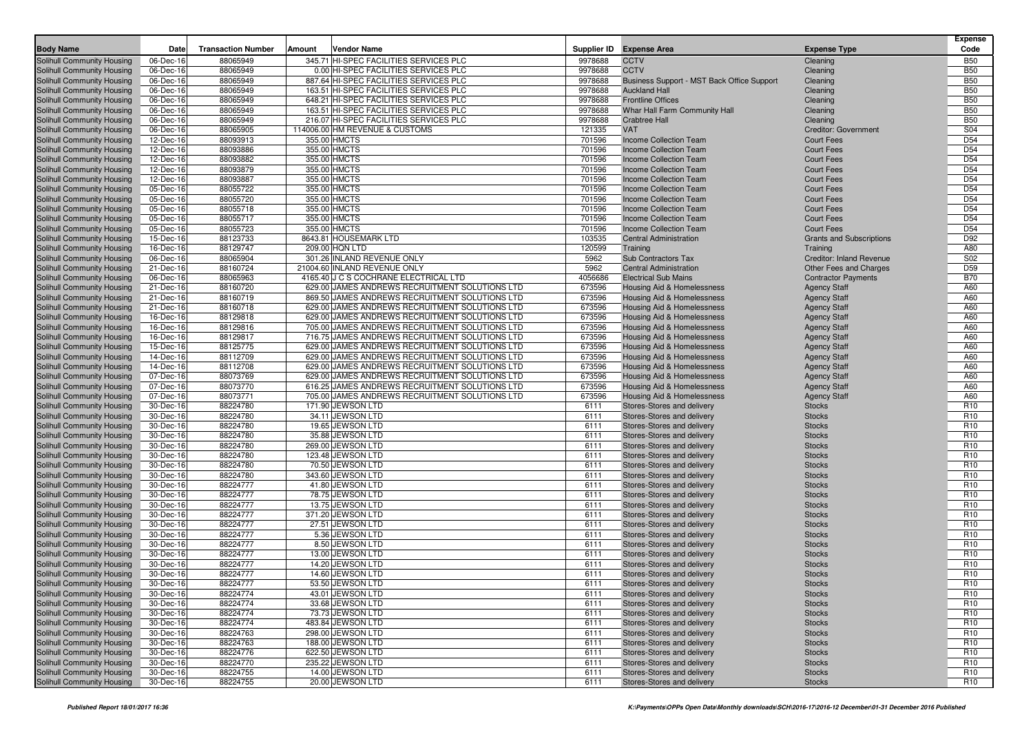| Body Name | Date | Transaction Number | Amount | Vendor Name | Supplier ID | Expense Area | Expense Type | Expense Code |
|---|---|---|---|---|---|---|---|---|
| Solihull Community Housing | 06-Dec-16 | 88065949 | 345.71 | HI-SPEC FACILITIES SERVICES PLC | 9978688 | CCTV | Cleaning | B50 |
| Solihull Community Housing | 06-Dec-16 | 88065949 | 0.00 | HI-SPEC FACILITIES SERVICES PLC | 9978688 | CCTV | Cleaning | B50 |
| Solihull Community Housing | 06-Dec-16 | 88065949 | 887.64 | HI-SPEC FACILITIES SERVICES PLC | 9978688 | Business Support - MST Back Office Support | Cleaning | B50 |
| Solihull Community Housing | 06-Dec-16 | 88065949 | 163.51 | HI-SPEC FACILITIES SERVICES PLC | 9978688 | Auckland Hall | Cleaning | B50 |
| Solihull Community Housing | 06-Dec-16 | 88065949 | 648.21 | HI-SPEC FACILITIES SERVICES PLC | 9978688 | Frontline Offices | Cleaning | B50 |
| Solihull Community Housing | 06-Dec-16 | 88065949 | 163.51 | HI-SPEC FACILITIES SERVICES PLC | 9978688 | Whar Hall Farm Community Hall | Cleaning | B50 |
| Solihull Community Housing | 06-Dec-16 | 88065949 | 216.07 | HI-SPEC FACILITIES SERVICES PLC | 9978688 | Crabtree Hall | Cleaning | B50 |
| Solihull Community Housing | 06-Dec-16 | 88065905 | 114006.00 | HM REVENUE & CUSTOMS | 121335 | VAT | Creditor: Government | S04 |
| Solihull Community Housing | 12-Dec-16 | 88093913 | 355.00 | HMCTS | 701596 | Income Collection Team | Court Fees | D54 |
| Solihull Community Housing | 12-Dec-16 | 88093886 | 355.00 | HMCTS | 701596 | Income Collection Team | Court Fees | D54 |
| Solihull Community Housing | 12-Dec-16 | 88093882 | 355.00 | HMCTS | 701596 | Income Collection Team | Court Fees | D54 |
| Solihull Community Housing | 12-Dec-16 | 88093879 | 355.00 | HMCTS | 701596 | Income Collection Team | Court Fees | D54 |
| Solihull Community Housing | 12-Dec-16 | 88093887 | 355.00 | HMCTS | 701596 | Income Collection Team | Court Fees | D54 |
| Solihull Community Housing | 05-Dec-16 | 88055722 | 355.00 | HMCTS | 701596 | Income Collection Team | Court Fees | D54 |
| Solihull Community Housing | 05-Dec-16 | 88055720 | 355.00 | HMCTS | 701596 | Income Collection Team | Court Fees | D54 |
| Solihull Community Housing | 05-Dec-16 | 88055718 | 355.00 | HMCTS | 701596 | Income Collection Team | Court Fees | D54 |
| Solihull Community Housing | 05-Dec-16 | 88055717 | 355.00 | HMCTS | 701596 | Income Collection Team | Court Fees | D54 |
| Solihull Community Housing | 05-Dec-16 | 88055723 | 355.00 | HMCTS | 701596 | Income Collection Team | Court Fees | D54 |
| Solihull Community Housing | 15-Dec-16 | 88123733 | 8643.81 | HOUSEMARK LTD | 103535 | Central Administration | Grants and Subscriptions | D92 |
| Solihull Community Housing | 16-Dec-16 | 88129747 | 209.00 | HQN LTD | 120599 | Training | Training | A80 |
| Solihull Community Housing | 06-Dec-16 | 88065904 | 301.26 | INLAND REVENUE ONLY | 5962 | Sub Contractors Tax | Creditor: Inland Revenue | S02 |
| Solihull Community Housing | 21-Dec-16 | 88160724 | 21004.60 | INLAND REVENUE ONLY | 5962 | Central Administration | Other Fees and Charges | D59 |
| Solihull Community Housing | 06-Dec-16 | 88065963 | 4165.40 | J C S COCHRANE ELECTRICAL LTD | 4056686 | Electrical Sub Mains | Contractor Payments | B70 |
| Solihull Community Housing | 21-Dec-16 | 88160720 | 629.00 | JAMES ANDREWS RECRUITMENT SOLUTIONS LTD | 673596 | Housing Aid & Homelessness | Agency Staff | A60 |
| Solihull Community Housing | 21-Dec-16 | 88160719 | 869.50 | JAMES ANDREWS RECRUITMENT SOLUTIONS LTD | 673596 | Housing Aid & Homelessness | Agency Staff | A60 |
| Solihull Community Housing | 21-Dec-16 | 88160718 | 629.00 | JAMES ANDREWS RECRUITMENT SOLUTIONS LTD | 673596 | Housing Aid & Homelessness | Agency Staff | A60 |
| Solihull Community Housing | 16-Dec-16 | 88129818 | 629.00 | JAMES ANDREWS RECRUITMENT SOLUTIONS LTD | 673596 | Housing Aid & Homelessness | Agency Staff | A60 |
| Solihull Community Housing | 16-Dec-16 | 88129816 | 705.00 | JAMES ANDREWS RECRUITMENT SOLUTIONS LTD | 673596 | Housing Aid & Homelessness | Agency Staff | A60 |
| Solihull Community Housing | 16-Dec-16 | 88129817 | 716.75 | JAMES ANDREWS RECRUITMENT SOLUTIONS LTD | 673596 | Housing Aid & Homelessness | Agency Staff | A60 |
| Solihull Community Housing | 15-Dec-16 | 88125775 | 629.00 | JAMES ANDREWS RECRUITMENT SOLUTIONS LTD | 673596 | Housing Aid & Homelessness | Agency Staff | A60 |
| Solihull Community Housing | 14-Dec-16 | 88112709 | 629.00 | JAMES ANDREWS RECRUITMENT SOLUTIONS LTD | 673596 | Housing Aid & Homelessness | Agency Staff | A60 |
| Solihull Community Housing | 14-Dec-16 | 88112708 | 629.00 | JAMES ANDREWS RECRUITMENT SOLUTIONS LTD | 673596 | Housing Aid & Homelessness | Agency Staff | A60 |
| Solihull Community Housing | 07-Dec-16 | 88073769 | 629.00 | JAMES ANDREWS RECRUITMENT SOLUTIONS LTD | 673596 | Housing Aid & Homelessness | Agency Staff | A60 |
| Solihull Community Housing | 07-Dec-16 | 88073770 | 616.25 | JAMES ANDREWS RECRUITMENT SOLUTIONS LTD | 673596 | Housing Aid & Homelessness | Agency Staff | A60 |
| Solihull Community Housing | 07-Dec-16 | 88073771 | 705.00 | JAMES ANDREWS RECRUITMENT SOLUTIONS LTD | 673596 | Housing Aid & Homelessness | Agency Staff | A60 |
| Solihull Community Housing | 30-Dec-16 | 88224780 | 171.90 | JEWSON LTD | 6111 | Stores-Stores and delivery | Stocks | R10 |
| Solihull Community Housing | 30-Dec-16 | 88224780 | 34.11 | JEWSON LTD | 6111 | Stores-Stores and delivery | Stocks | R10 |
| Solihull Community Housing | 30-Dec-16 | 88224780 | 19.65 | JEWSON LTD | 6111 | Stores-Stores and delivery | Stocks | R10 |
| Solihull Community Housing | 30-Dec-16 | 88224780 | 35.88 | JEWSON LTD | 6111 | Stores-Stores and delivery | Stocks | R10 |
| Solihull Community Housing | 30-Dec-16 | 88224780 | 269.00 | JEWSON LTD | 6111 | Stores-Stores and delivery | Stocks | R10 |
| Solihull Community Housing | 30-Dec-16 | 88224780 | 123.48 | JEWSON LTD | 6111 | Stores-Stores and delivery | Stocks | R10 |
| Solihull Community Housing | 30-Dec-16 | 88224780 | 70.50 | JEWSON LTD | 6111 | Stores-Stores and delivery | Stocks | R10 |
| Solihull Community Housing | 30-Dec-16 | 88224780 | 343.60 | JEWSON LTD | 6111 | Stores-Stores and delivery | Stocks | R10 |
| Solihull Community Housing | 30-Dec-16 | 88224777 | 41.80 | JEWSON LTD | 6111 | Stores-Stores and delivery | Stocks | R10 |
| Solihull Community Housing | 30-Dec-16 | 88224777 | 78.75 | JEWSON LTD | 6111 | Stores-Stores and delivery | Stocks | R10 |
| Solihull Community Housing | 30-Dec-16 | 88224777 | 13.75 | JEWSON LTD | 6111 | Stores-Stores and delivery | Stocks | R10 |
| Solihull Community Housing | 30-Dec-16 | 88224777 | 371.20 | JEWSON LTD | 6111 | Stores-Stores and delivery | Stocks | R10 |
| Solihull Community Housing | 30-Dec-16 | 88224777 | 27.51 | JEWSON LTD | 6111 | Stores-Stores and delivery | Stocks | R10 |
| Solihull Community Housing | 30-Dec-16 | 88224777 | 5.36 | JEWSON LTD | 6111 | Stores-Stores and delivery | Stocks | R10 |
| Solihull Community Housing | 30-Dec-16 | 88224777 | 8.50 | JEWSON LTD | 6111 | Stores-Stores and delivery | Stocks | R10 |
| Solihull Community Housing | 30-Dec-16 | 88224777 | 13.00 | JEWSON LTD | 6111 | Stores-Stores and delivery | Stocks | R10 |
| Solihull Community Housing | 30-Dec-16 | 88224777 | 14.20 | JEWSON LTD | 6111 | Stores-Stores and delivery | Stocks | R10 |
| Solihull Community Housing | 30-Dec-16 | 88224777 | 14.60 | JEWSON LTD | 6111 | Stores-Stores and delivery | Stocks | R10 |
| Solihull Community Housing | 30-Dec-16 | 88224777 | 53.50 | JEWSON LTD | 6111 | Stores-Stores and delivery | Stocks | R10 |
| Solihull Community Housing | 30-Dec-16 | 88224774 | 43.01 | JEWSON LTD | 6111 | Stores-Stores and delivery | Stocks | R10 |
| Solihull Community Housing | 30-Dec-16 | 88224774 | 33.68 | JEWSON LTD | 6111 | Stores-Stores and delivery | Stocks | R10 |
| Solihull Community Housing | 30-Dec-16 | 88224774 | 73.73 | JEWSON LTD | 6111 | Stores-Stores and delivery | Stocks | R10 |
| Solihull Community Housing | 30-Dec-16 | 88224774 | 483.84 | JEWSON LTD | 6111 | Stores-Stores and delivery | Stocks | R10 |
| Solihull Community Housing | 30-Dec-16 | 88224763 | 298.00 | JEWSON LTD | 6111 | Stores-Stores and delivery | Stocks | R10 |
| Solihull Community Housing | 30-Dec-16 | 88224763 | 188.00 | JEWSON LTD | 6111 | Stores-Stores and delivery | Stocks | R10 |
| Solihull Community Housing | 30-Dec-16 | 88224776 | 622.50 | JEWSON LTD | 6111 | Stores-Stores and delivery | Stocks | R10 |
| Solihull Community Housing | 30-Dec-16 | 88224770 | 235.22 | JEWSON LTD | 6111 | Stores-Stores and delivery | Stocks | R10 |
| Solihull Community Housing | 30-Dec-16 | 88224755 | 14.00 | JEWSON LTD | 6111 | Stores-Stores and delivery | Stocks | R10 |
| Solihull Community Housing | 30-Dec-16 | 88224755 | 20.00 | JEWSON LTD | 6111 | Stores-Stores and delivery | Stocks | R10 |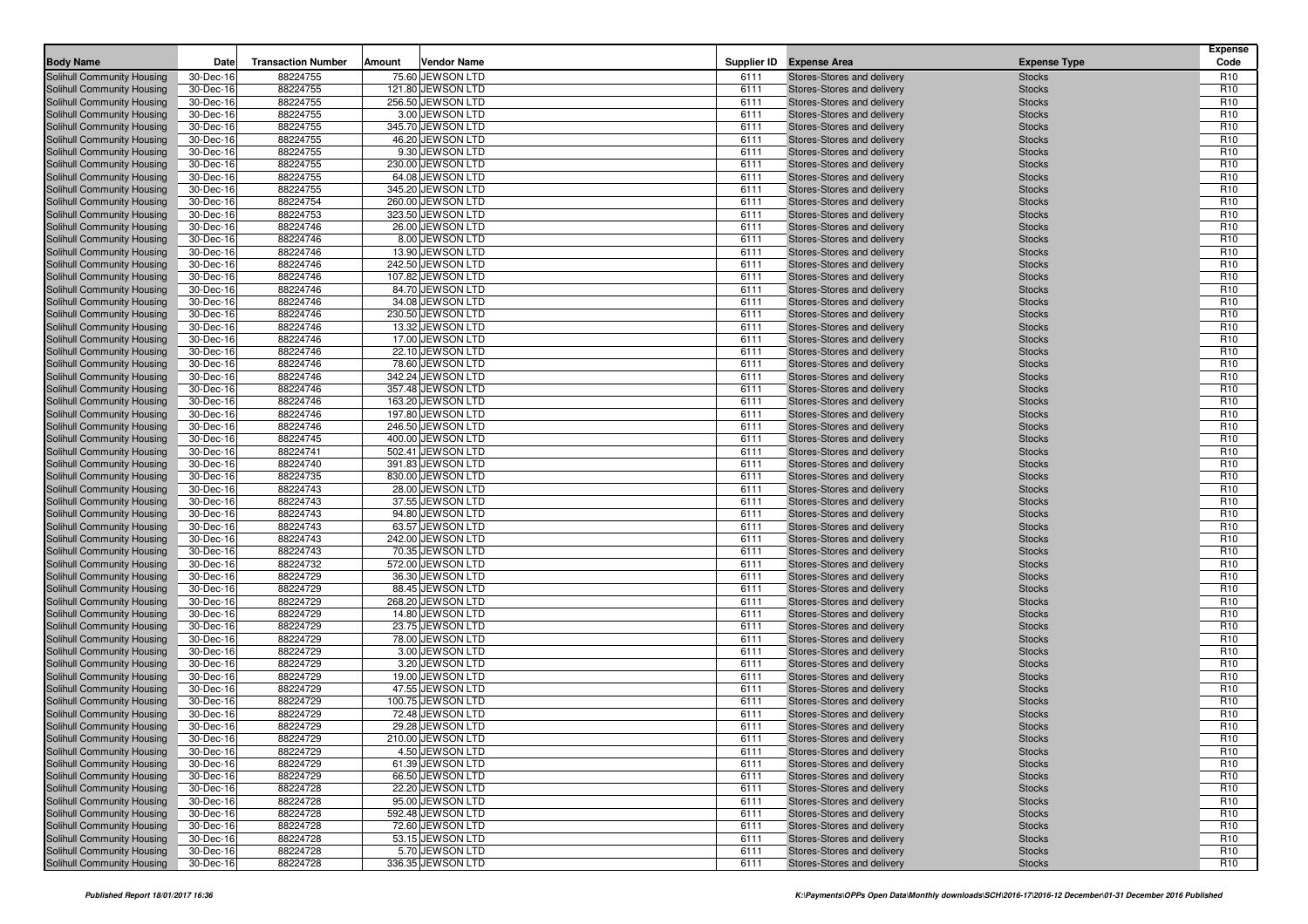| Body Name | Date | Transaction Number | Amount | Vendor Name | Supplier ID | Expense Area | Expense Type | Expense Code |
|---|---|---|---|---|---|---|---|---|
| Solihull Community Housing | 30-Dec-16 | 88224755 | 75.60 | JEWSON LTD | 6111 | Stores-Stores and delivery | Stocks | R10 |
| Solihull Community Housing | 30-Dec-16 | 88224755 | 121.80 | JEWSON LTD | 6111 | Stores-Stores and delivery | Stocks | R10 |
| Solihull Community Housing | 30-Dec-16 | 88224755 | 256.50 | JEWSON LTD | 6111 | Stores-Stores and delivery | Stocks | R10 |
| Solihull Community Housing | 30-Dec-16 | 88224755 | 3.00 | JEWSON LTD | 6111 | Stores-Stores and delivery | Stocks | R10 |
| Solihull Community Housing | 30-Dec-16 | 88224755 | 345.70 | JEWSON LTD | 6111 | Stores-Stores and delivery | Stocks | R10 |
| Solihull Community Housing | 30-Dec-16 | 88224755 | 46.20 | JEWSON LTD | 6111 | Stores-Stores and delivery | Stocks | R10 |
| Solihull Community Housing | 30-Dec-16 | 88224755 | 9.30 | JEWSON LTD | 6111 | Stores-Stores and delivery | Stocks | R10 |
| Solihull Community Housing | 30-Dec-16 | 88224755 | 230.00 | JEWSON LTD | 6111 | Stores-Stores and delivery | Stocks | R10 |
| Solihull Community Housing | 30-Dec-16 | 88224755 | 64.08 | JEWSON LTD | 6111 | Stores-Stores and delivery | Stocks | R10 |
| Solihull Community Housing | 30-Dec-16 | 88224755 | 345.20 | JEWSON LTD | 6111 | Stores-Stores and delivery | Stocks | R10 |
| Solihull Community Housing | 30-Dec-16 | 88224754 | 260.00 | JEWSON LTD | 6111 | Stores-Stores and delivery | Stocks | R10 |
| Solihull Community Housing | 30-Dec-16 | 88224753 | 323.50 | JEWSON LTD | 6111 | Stores-Stores and delivery | Stocks | R10 |
| Solihull Community Housing | 30-Dec-16 | 88224746 | 26.00 | JEWSON LTD | 6111 | Stores-Stores and delivery | Stocks | R10 |
| Solihull Community Housing | 30-Dec-16 | 88224746 | 8.00 | JEWSON LTD | 6111 | Stores-Stores and delivery | Stocks | R10 |
| Solihull Community Housing | 30-Dec-16 | 88224746 | 13.90 | JEWSON LTD | 6111 | Stores-Stores and delivery | Stocks | R10 |
| Solihull Community Housing | 30-Dec-16 | 88224746 | 242.50 | JEWSON LTD | 6111 | Stores-Stores and delivery | Stocks | R10 |
| Solihull Community Housing | 30-Dec-16 | 88224746 | 107.82 | JEWSON LTD | 6111 | Stores-Stores and delivery | Stocks | R10 |
| Solihull Community Housing | 30-Dec-16 | 88224746 | 84.70 | JEWSON LTD | 6111 | Stores-Stores and delivery | Stocks | R10 |
| Solihull Community Housing | 30-Dec-16 | 88224746 | 34.08 | JEWSON LTD | 6111 | Stores-Stores and delivery | Stocks | R10 |
| Solihull Community Housing | 30-Dec-16 | 88224746 | 230.50 | JEWSON LTD | 6111 | Stores-Stores and delivery | Stocks | R10 |
| Solihull Community Housing | 30-Dec-16 | 88224746 | 13.32 | JEWSON LTD | 6111 | Stores-Stores and delivery | Stocks | R10 |
| Solihull Community Housing | 30-Dec-16 | 88224746 | 17.00 | JEWSON LTD | 6111 | Stores-Stores and delivery | Stocks | R10 |
| Solihull Community Housing | 30-Dec-16 | 88224746 | 22.10 | JEWSON LTD | 6111 | Stores-Stores and delivery | Stocks | R10 |
| Solihull Community Housing | 30-Dec-16 | 88224746 | 78.60 | JEWSON LTD | 6111 | Stores-Stores and delivery | Stocks | R10 |
| Solihull Community Housing | 30-Dec-16 | 88224746 | 342.24 | JEWSON LTD | 6111 | Stores-Stores and delivery | Stocks | R10 |
| Solihull Community Housing | 30-Dec-16 | 88224746 | 357.48 | JEWSON LTD | 6111 | Stores-Stores and delivery | Stocks | R10 |
| Solihull Community Housing | 30-Dec-16 | 88224746 | 163.20 | JEWSON LTD | 6111 | Stores-Stores and delivery | Stocks | R10 |
| Solihull Community Housing | 30-Dec-16 | 88224746 | 197.80 | JEWSON LTD | 6111 | Stores-Stores and delivery | Stocks | R10 |
| Solihull Community Housing | 30-Dec-16 | 88224746 | 246.50 | JEWSON LTD | 6111 | Stores-Stores and delivery | Stocks | R10 |
| Solihull Community Housing | 30-Dec-16 | 88224745 | 400.00 | JEWSON LTD | 6111 | Stores-Stores and delivery | Stocks | R10 |
| Solihull Community Housing | 30-Dec-16 | 88224741 | 502.41 | JEWSON LTD | 6111 | Stores-Stores and delivery | Stocks | R10 |
| Solihull Community Housing | 30-Dec-16 | 88224740 | 391.83 | JEWSON LTD | 6111 | Stores-Stores and delivery | Stocks | R10 |
| Solihull Community Housing | 30-Dec-16 | 88224735 | 830.00 | JEWSON LTD | 6111 | Stores-Stores and delivery | Stocks | R10 |
| Solihull Community Housing | 30-Dec-16 | 88224743 | 28.00 | JEWSON LTD | 6111 | Stores-Stores and delivery | Stocks | R10 |
| Solihull Community Housing | 30-Dec-16 | 88224743 | 37.55 | JEWSON LTD | 6111 | Stores-Stores and delivery | Stocks | R10 |
| Solihull Community Housing | 30-Dec-16 | 88224743 | 94.80 | JEWSON LTD | 6111 | Stores-Stores and delivery | Stocks | R10 |
| Solihull Community Housing | 30-Dec-16 | 88224743 | 63.57 | JEWSON LTD | 6111 | Stores-Stores and delivery | Stocks | R10 |
| Solihull Community Housing | 30-Dec-16 | 88224743 | 242.00 | JEWSON LTD | 6111 | Stores-Stores and delivery | Stocks | R10 |
| Solihull Community Housing | 30-Dec-16 | 88224743 | 70.35 | JEWSON LTD | 6111 | Stores-Stores and delivery | Stocks | R10 |
| Solihull Community Housing | 30-Dec-16 | 88224732 | 572.00 | JEWSON LTD | 6111 | Stores-Stores and delivery | Stocks | R10 |
| Solihull Community Housing | 30-Dec-16 | 88224729 | 36.30 | JEWSON LTD | 6111 | Stores-Stores and delivery | Stocks | R10 |
| Solihull Community Housing | 30-Dec-16 | 88224729 | 88.45 | JEWSON LTD | 6111 | Stores-Stores and delivery | Stocks | R10 |
| Solihull Community Housing | 30-Dec-16 | 88224729 | 268.20 | JEWSON LTD | 6111 | Stores-Stores and delivery | Stocks | R10 |
| Solihull Community Housing | 30-Dec-16 | 88224729 | 14.80 | JEWSON LTD | 6111 | Stores-Stores and delivery | Stocks | R10 |
| Solihull Community Housing | 30-Dec-16 | 88224729 | 23.75 | JEWSON LTD | 6111 | Stores-Stores and delivery | Stocks | R10 |
| Solihull Community Housing | 30-Dec-16 | 88224729 | 78.00 | JEWSON LTD | 6111 | Stores-Stores and delivery | Stocks | R10 |
| Solihull Community Housing | 30-Dec-16 | 88224729 | 3.00 | JEWSON LTD | 6111 | Stores-Stores and delivery | Stocks | R10 |
| Solihull Community Housing | 30-Dec-16 | 88224729 | 3.20 | JEWSON LTD | 6111 | Stores-Stores and delivery | Stocks | R10 |
| Solihull Community Housing | 30-Dec-16 | 88224729 | 19.00 | JEWSON LTD | 6111 | Stores-Stores and delivery | Stocks | R10 |
| Solihull Community Housing | 30-Dec-16 | 88224729 | 47.55 | JEWSON LTD | 6111 | Stores-Stores and delivery | Stocks | R10 |
| Solihull Community Housing | 30-Dec-16 | 88224729 | 100.75 | JEWSON LTD | 6111 | Stores-Stores and delivery | Stocks | R10 |
| Solihull Community Housing | 30-Dec-16 | 88224729 | 72.48 | JEWSON LTD | 6111 | Stores-Stores and delivery | Stocks | R10 |
| Solihull Community Housing | 30-Dec-16 | 88224729 | 29.28 | JEWSON LTD | 6111 | Stores-Stores and delivery | Stocks | R10 |
| Solihull Community Housing | 30-Dec-16 | 88224729 | 210.00 | JEWSON LTD | 6111 | Stores-Stores and delivery | Stocks | R10 |
| Solihull Community Housing | 30-Dec-16 | 88224729 | 4.50 | JEWSON LTD | 6111 | Stores-Stores and delivery | Stocks | R10 |
| Solihull Community Housing | 30-Dec-16 | 88224729 | 61.39 | JEWSON LTD | 6111 | Stores-Stores and delivery | Stocks | R10 |
| Solihull Community Housing | 30-Dec-16 | 88224729 | 66.50 | JEWSON LTD | 6111 | Stores-Stores and delivery | Stocks | R10 |
| Solihull Community Housing | 30-Dec-16 | 88224728 | 22.20 | JEWSON LTD | 6111 | Stores-Stores and delivery | Stocks | R10 |
| Solihull Community Housing | 30-Dec-16 | 88224728 | 95.00 | JEWSON LTD | 6111 | Stores-Stores and delivery | Stocks | R10 |
| Solihull Community Housing | 30-Dec-16 | 88224728 | 592.48 | JEWSON LTD | 6111 | Stores-Stores and delivery | Stocks | R10 |
| Solihull Community Housing | 30-Dec-16 | 88224728 | 72.60 | JEWSON LTD | 6111 | Stores-Stores and delivery | Stocks | R10 |
| Solihull Community Housing | 30-Dec-16 | 88224728 | 53.15 | JEWSON LTD | 6111 | Stores-Stores and delivery | Stocks | R10 |
| Solihull Community Housing | 30-Dec-16 | 88224728 | 5.70 | JEWSON LTD | 6111 | Stores-Stores and delivery | Stocks | R10 |
| Solihull Community Housing | 30-Dec-16 | 88224728 | 336.35 | JEWSON LTD | 6111 | Stores-Stores and delivery | Stocks | R10 |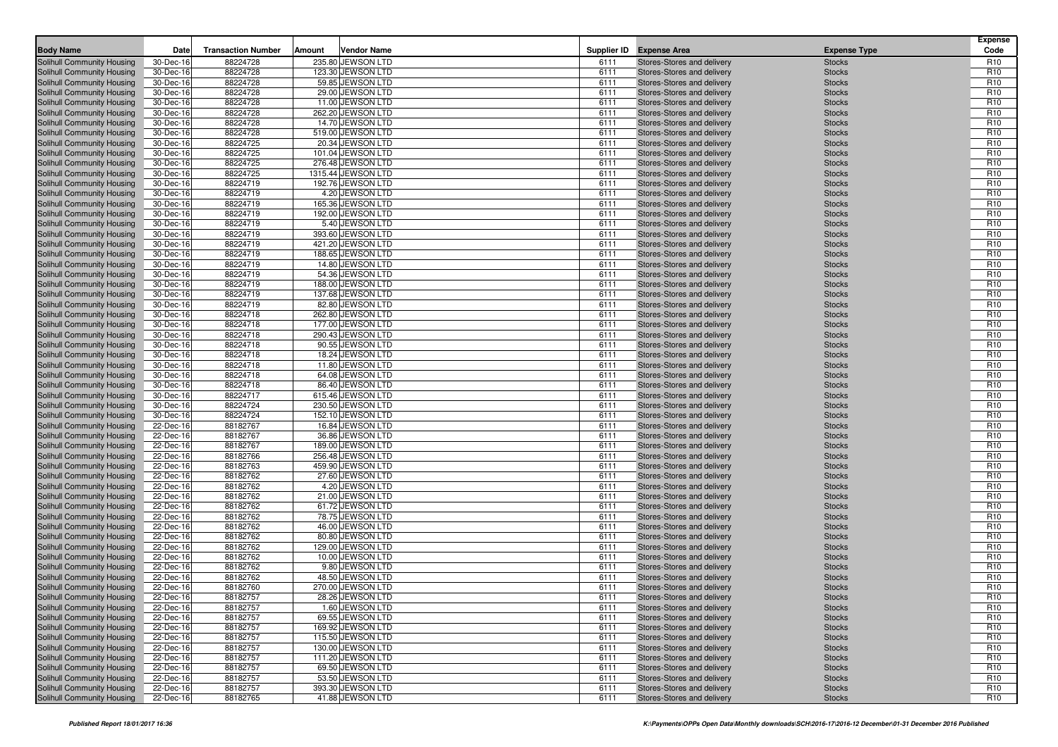| Body Name | Date | Transaction Number | Amount | Vendor Name | Supplier ID | Expense Area | Expense Type | Expense Code |
|---|---|---|---|---|---|---|---|---|
| Solihull Community Housing | 30-Dec-16 | 88224728 | 235.80 | JEWSON LTD | 6111 | Stores-Stores and delivery | Stocks | R10 |
| Solihull Community Housing | 30-Dec-16 | 88224728 | 123.30 | JEWSON LTD | 6111 | Stores-Stores and delivery | Stocks | R10 |
| Solihull Community Housing | 30-Dec-16 | 88224728 | 59.85 | JEWSON LTD | 6111 | Stores-Stores and delivery | Stocks | R10 |
| Solihull Community Housing | 30-Dec-16 | 88224728 | 29.00 | JEWSON LTD | 6111 | Stores-Stores and delivery | Stocks | R10 |
| Solihull Community Housing | 30-Dec-16 | 88224728 | 11.00 | JEWSON LTD | 6111 | Stores-Stores and delivery | Stocks | R10 |
| Solihull Community Housing | 30-Dec-16 | 88224728 | 262.20 | JEWSON LTD | 6111 | Stores-Stores and delivery | Stocks | R10 |
| Solihull Community Housing | 30-Dec-16 | 88224728 | 14.70 | JEWSON LTD | 6111 | Stores-Stores and delivery | Stocks | R10 |
| Solihull Community Housing | 30-Dec-16 | 88224728 | 519.00 | JEWSON LTD | 6111 | Stores-Stores and delivery | Stocks | R10 |
| Solihull Community Housing | 30-Dec-16 | 88224725 | 20.34 | JEWSON LTD | 6111 | Stores-Stores and delivery | Stocks | R10 |
| Solihull Community Housing | 30-Dec-16 | 88224725 | 101.04 | JEWSON LTD | 6111 | Stores-Stores and delivery | Stocks | R10 |
| Solihull Community Housing | 30-Dec-16 | 88224725 | 276.48 | JEWSON LTD | 6111 | Stores-Stores and delivery | Stocks | R10 |
| Solihull Community Housing | 30-Dec-16 | 88224725 | 1315.44 | JEWSON LTD | 6111 | Stores-Stores and delivery | Stocks | R10 |
| Solihull Community Housing | 30-Dec-16 | 88224719 | 192.76 | JEWSON LTD | 6111 | Stores-Stores and delivery | Stocks | R10 |
| Solihull Community Housing | 30-Dec-16 | 88224719 | 4.20 | JEWSON LTD | 6111 | Stores-Stores and delivery | Stocks | R10 |
| Solihull Community Housing | 30-Dec-16 | 88224719 | 165.36 | JEWSON LTD | 6111 | Stores-Stores and delivery | Stocks | R10 |
| Solihull Community Housing | 30-Dec-16 | 88224719 | 192.00 | JEWSON LTD | 6111 | Stores-Stores and delivery | Stocks | R10 |
| Solihull Community Housing | 30-Dec-16 | 88224719 | 5.40 | JEWSON LTD | 6111 | Stores-Stores and delivery | Stocks | R10 |
| Solihull Community Housing | 30-Dec-16 | 88224719 | 393.60 | JEWSON LTD | 6111 | Stores-Stores and delivery | Stocks | R10 |
| Solihull Community Housing | 30-Dec-16 | 88224719 | 421.20 | JEWSON LTD | 6111 | Stores-Stores and delivery | Stocks | R10 |
| Solihull Community Housing | 30-Dec-16 | 88224719 | 188.65 | JEWSON LTD | 6111 | Stores-Stores and delivery | Stocks | R10 |
| Solihull Community Housing | 30-Dec-16 | 88224719 | 14.80 | JEWSON LTD | 6111 | Stores-Stores and delivery | Stocks | R10 |
| Solihull Community Housing | 30-Dec-16 | 88224719 | 54.36 | JEWSON LTD | 6111 | Stores-Stores and delivery | Stocks | R10 |
| Solihull Community Housing | 30-Dec-16 | 88224719 | 188.00 | JEWSON LTD | 6111 | Stores-Stores and delivery | Stocks | R10 |
| Solihull Community Housing | 30-Dec-16 | 88224719 | 137.68 | JEWSON LTD | 6111 | Stores-Stores and delivery | Stocks | R10 |
| Solihull Community Housing | 30-Dec-16 | 88224719 | 82.80 | JEWSON LTD | 6111 | Stores-Stores and delivery | Stocks | R10 |
| Solihull Community Housing | 30-Dec-16 | 88224718 | 262.80 | JEWSON LTD | 6111 | Stores-Stores and delivery | Stocks | R10 |
| Solihull Community Housing | 30-Dec-16 | 88224718 | 177.00 | JEWSON LTD | 6111 | Stores-Stores and delivery | Stocks | R10 |
| Solihull Community Housing | 30-Dec-16 | 88224718 | 290.43 | JEWSON LTD | 6111 | Stores-Stores and delivery | Stocks | R10 |
| Solihull Community Housing | 30-Dec-16 | 88224718 | 90.55 | JEWSON LTD | 6111 | Stores-Stores and delivery | Stocks | R10 |
| Solihull Community Housing | 30-Dec-16 | 88224718 | 18.24 | JEWSON LTD | 6111 | Stores-Stores and delivery | Stocks | R10 |
| Solihull Community Housing | 30-Dec-16 | 88224718 | 11.80 | JEWSON LTD | 6111 | Stores-Stores and delivery | Stocks | R10 |
| Solihull Community Housing | 30-Dec-16 | 88224718 | 64.08 | JEWSON LTD | 6111 | Stores-Stores and delivery | Stocks | R10 |
| Solihull Community Housing | 30-Dec-16 | 88224718 | 86.40 | JEWSON LTD | 6111 | Stores-Stores and delivery | Stocks | R10 |
| Solihull Community Housing | 30-Dec-16 | 88224717 | 615.46 | JEWSON LTD | 6111 | Stores-Stores and delivery | Stocks | R10 |
| Solihull Community Housing | 30-Dec-16 | 88224724 | 230.50 | JEWSON LTD | 6111 | Stores-Stores and delivery | Stocks | R10 |
| Solihull Community Housing | 30-Dec-16 | 88224724 | 152.10 | JEWSON LTD | 6111 | Stores-Stores and delivery | Stocks | R10 |
| Solihull Community Housing | 22-Dec-16 | 88182767 | 16.84 | JEWSON LTD | 6111 | Stores-Stores and delivery | Stocks | R10 |
| Solihull Community Housing | 22-Dec-16 | 88182767 | 36.86 | JEWSON LTD | 6111 | Stores-Stores and delivery | Stocks | R10 |
| Solihull Community Housing | 22-Dec-16 | 88182767 | 189.00 | JEWSON LTD | 6111 | Stores-Stores and delivery | Stocks | R10 |
| Solihull Community Housing | 22-Dec-16 | 88182766 | 256.48 | JEWSON LTD | 6111 | Stores-Stores and delivery | Stocks | R10 |
| Solihull Community Housing | 22-Dec-16 | 88182763 | 459.90 | JEWSON LTD | 6111 | Stores-Stores and delivery | Stocks | R10 |
| Solihull Community Housing | 22-Dec-16 | 88182762 | 27.60 | JEWSON LTD | 6111 | Stores-Stores and delivery | Stocks | R10 |
| Solihull Community Housing | 22-Dec-16 | 88182762 | 4.20 | JEWSON LTD | 6111 | Stores-Stores and delivery | Stocks | R10 |
| Solihull Community Housing | 22-Dec-16 | 88182762 | 21.00 | JEWSON LTD | 6111 | Stores-Stores and delivery | Stocks | R10 |
| Solihull Community Housing | 22-Dec-16 | 88182762 | 61.72 | JEWSON LTD | 6111 | Stores-Stores and delivery | Stocks | R10 |
| Solihull Community Housing | 22-Dec-16 | 88182762 | 78.75 | JEWSON LTD | 6111 | Stores-Stores and delivery | Stocks | R10 |
| Solihull Community Housing | 22-Dec-16 | 88182762 | 46.00 | JEWSON LTD | 6111 | Stores-Stores and delivery | Stocks | R10 |
| Solihull Community Housing | 22-Dec-16 | 88182762 | 80.80 | JEWSON LTD | 6111 | Stores-Stores and delivery | Stocks | R10 |
| Solihull Community Housing | 22-Dec-16 | 88182762 | 129.00 | JEWSON LTD | 6111 | Stores-Stores and delivery | Stocks | R10 |
| Solihull Community Housing | 22-Dec-16 | 88182762 | 10.00 | JEWSON LTD | 6111 | Stores-Stores and delivery | Stocks | R10 |
| Solihull Community Housing | 22-Dec-16 | 88182762 | 9.80 | JEWSON LTD | 6111 | Stores-Stores and delivery | Stocks | R10 |
| Solihull Community Housing | 22-Dec-16 | 88182762 | 48.50 | JEWSON LTD | 6111 | Stores-Stores and delivery | Stocks | R10 |
| Solihull Community Housing | 22-Dec-16 | 88182760 | 270.00 | JEWSON LTD | 6111 | Stores-Stores and delivery | Stocks | R10 |
| Solihull Community Housing | 22-Dec-16 | 88182757 | 28.26 | JEWSON LTD | 6111 | Stores-Stores and delivery | Stocks | R10 |
| Solihull Community Housing | 22-Dec-16 | 88182757 | 1.60 | JEWSON LTD | 6111 | Stores-Stores and delivery | Stocks | R10 |
| Solihull Community Housing | 22-Dec-16 | 88182757 | 69.55 | JEWSON LTD | 6111 | Stores-Stores and delivery | Stocks | R10 |
| Solihull Community Housing | 22-Dec-16 | 88182757 | 169.92 | JEWSON LTD | 6111 | Stores-Stores and delivery | Stocks | R10 |
| Solihull Community Housing | 22-Dec-16 | 88182757 | 115.50 | JEWSON LTD | 6111 | Stores-Stores and delivery | Stocks | R10 |
| Solihull Community Housing | 22-Dec-16 | 88182757 | 130.00 | JEWSON LTD | 6111 | Stores-Stores and delivery | Stocks | R10 |
| Solihull Community Housing | 22-Dec-16 | 88182757 | 111.20 | JEWSON LTD | 6111 | Stores-Stores and delivery | Stocks | R10 |
| Solihull Community Housing | 22-Dec-16 | 88182757 | 69.50 | JEWSON LTD | 6111 | Stores-Stores and delivery | Stocks | R10 |
| Solihull Community Housing | 22-Dec-16 | 88182757 | 53.50 | JEWSON LTD | 6111 | Stores-Stores and delivery | Stocks | R10 |
| Solihull Community Housing | 22-Dec-16 | 88182757 | 393.30 | JEWSON LTD | 6111 | Stores-Stores and delivery | Stocks | R10 |
| Solihull Community Housing | 22-Dec-16 | 88182765 | 41.88 | JEWSON LTD | 6111 | Stores-Stores and delivery | Stocks | R10 |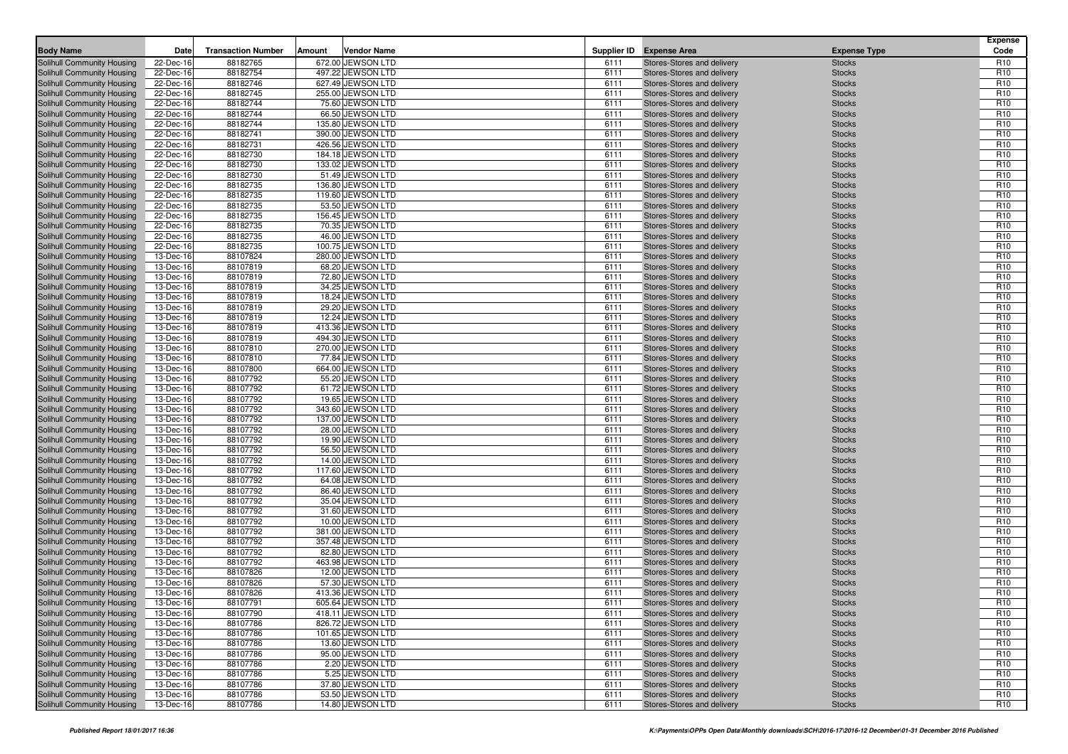| Body Name | Date | Transaction Number | Amount | Vendor Name | Supplier ID | Expense Area | Expense Type | Expense Code |
|---|---|---|---|---|---|---|---|---|
| Solihull Community Housing | 22-Dec-16 | 88182765 | 672.00 | JEWSON LTD | 6111 | Stores-Stores and delivery | Stocks | R10 |
| Solihull Community Housing | 22-Dec-16 | 88182754 | 497.22 | JEWSON LTD | 6111 | Stores-Stores and delivery | Stocks | R10 |
| Solihull Community Housing | 22-Dec-16 | 88182746 | 627.49 | JEWSON LTD | 6111 | Stores-Stores and delivery | Stocks | R10 |
| Solihull Community Housing | 22-Dec-16 | 88182745 | 255.00 | JEWSON LTD | 6111 | Stores-Stores and delivery | Stocks | R10 |
| Solihull Community Housing | 22-Dec-16 | 88182744 | 75.60 | JEWSON LTD | 6111 | Stores-Stores and delivery | Stocks | R10 |
| Solihull Community Housing | 22-Dec-16 | 88182744 | 66.50 | JEWSON LTD | 6111 | Stores-Stores and delivery | Stocks | R10 |
| Solihull Community Housing | 22-Dec-16 | 88182744 | 135.80 | JEWSON LTD | 6111 | Stores-Stores and delivery | Stocks | R10 |
| Solihull Community Housing | 22-Dec-16 | 88182741 | 390.00 | JEWSON LTD | 6111 | Stores-Stores and delivery | Stocks | R10 |
| Solihull Community Housing | 22-Dec-16 | 88182731 | 426.56 | JEWSON LTD | 6111 | Stores-Stores and delivery | Stocks | R10 |
| Solihull Community Housing | 22-Dec-16 | 88182730 | 184.18 | JEWSON LTD | 6111 | Stores-Stores and delivery | Stocks | R10 |
| Solihull Community Housing | 22-Dec-16 | 88182730 | 133.02 | JEWSON LTD | 6111 | Stores-Stores and delivery | Stocks | R10 |
| Solihull Community Housing | 22-Dec-16 | 88182730 | 51.49 | JEWSON LTD | 6111 | Stores-Stores and delivery | Stocks | R10 |
| Solihull Community Housing | 22-Dec-16 | 88182735 | 136.80 | JEWSON LTD | 6111 | Stores-Stores and delivery | Stocks | R10 |
| Solihull Community Housing | 22-Dec-16 | 88182735 | 119.60 | JEWSON LTD | 6111 | Stores-Stores and delivery | Stocks | R10 |
| Solihull Community Housing | 22-Dec-16 | 88182735 | 53.50 | JEWSON LTD | 6111 | Stores-Stores and delivery | Stocks | R10 |
| Solihull Community Housing | 22-Dec-16 | 88182735 | 156.45 | JEWSON LTD | 6111 | Stores-Stores and delivery | Stocks | R10 |
| Solihull Community Housing | 22-Dec-16 | 88182735 | 70.35 | JEWSON LTD | 6111 | Stores-Stores and delivery | Stocks | R10 |
| Solihull Community Housing | 22-Dec-16 | 88182735 | 46.00 | JEWSON LTD | 6111 | Stores-Stores and delivery | Stocks | R10 |
| Solihull Community Housing | 22-Dec-16 | 88182735 | 100.75 | JEWSON LTD | 6111 | Stores-Stores and delivery | Stocks | R10 |
| Solihull Community Housing | 13-Dec-16 | 88107824 | 280.00 | JEWSON LTD | 6111 | Stores-Stores and delivery | Stocks | R10 |
| Solihull Community Housing | 13-Dec-16 | 88107819 | 68.20 | JEWSON LTD | 6111 | Stores-Stores and delivery | Stocks | R10 |
| Solihull Community Housing | 13-Dec-16 | 88107819 | 72.80 | JEWSON LTD | 6111 | Stores-Stores and delivery | Stocks | R10 |
| Solihull Community Housing | 13-Dec-16 | 88107819 | 34.25 | JEWSON LTD | 6111 | Stores-Stores and delivery | Stocks | R10 |
| Solihull Community Housing | 13-Dec-16 | 88107819 | 18.24 | JEWSON LTD | 6111 | Stores-Stores and delivery | Stocks | R10 |
| Solihull Community Housing | 13-Dec-16 | 88107819 | 29.20 | JEWSON LTD | 6111 | Stores-Stores and delivery | Stocks | R10 |
| Solihull Community Housing | 13-Dec-16 | 88107819 | 12.24 | JEWSON LTD | 6111 | Stores-Stores and delivery | Stocks | R10 |
| Solihull Community Housing | 13-Dec-16 | 88107819 | 413.36 | JEWSON LTD | 6111 | Stores-Stores and delivery | Stocks | R10 |
| Solihull Community Housing | 13-Dec-16 | 88107819 | 494.30 | JEWSON LTD | 6111 | Stores-Stores and delivery | Stocks | R10 |
| Solihull Community Housing | 13-Dec-16 | 88107810 | 270.00 | JEWSON LTD | 6111 | Stores-Stores and delivery | Stocks | R10 |
| Solihull Community Housing | 13-Dec-16 | 88107810 | 77.84 | JEWSON LTD | 6111 | Stores-Stores and delivery | Stocks | R10 |
| Solihull Community Housing | 13-Dec-16 | 88107800 | 664.00 | JEWSON LTD | 6111 | Stores-Stores and delivery | Stocks | R10 |
| Solihull Community Housing | 13-Dec-16 | 88107792 | 55.20 | JEWSON LTD | 6111 | Stores-Stores and delivery | Stocks | R10 |
| Solihull Community Housing | 13-Dec-16 | 88107792 | 61.72 | JEWSON LTD | 6111 | Stores-Stores and delivery | Stocks | R10 |
| Solihull Community Housing | 13-Dec-16 | 88107792 | 19.65 | JEWSON LTD | 6111 | Stores-Stores and delivery | Stocks | R10 |
| Solihull Community Housing | 13-Dec-16 | 88107792 | 343.60 | JEWSON LTD | 6111 | Stores-Stores and delivery | Stocks | R10 |
| Solihull Community Housing | 13-Dec-16 | 88107792 | 137.00 | JEWSON LTD | 6111 | Stores-Stores and delivery | Stocks | R10 |
| Solihull Community Housing | 13-Dec-16 | 88107792 | 28.00 | JEWSON LTD | 6111 | Stores-Stores and delivery | Stocks | R10 |
| Solihull Community Housing | 13-Dec-16 | 88107792 | 19.90 | JEWSON LTD | 6111 | Stores-Stores and delivery | Stocks | R10 |
| Solihull Community Housing | 13-Dec-16 | 88107792 | 56.50 | JEWSON LTD | 6111 | Stores-Stores and delivery | Stocks | R10 |
| Solihull Community Housing | 13-Dec-16 | 88107792 | 14.00 | JEWSON LTD | 6111 | Stores-Stores and delivery | Stocks | R10 |
| Solihull Community Housing | 13-Dec-16 | 88107792 | 117.60 | JEWSON LTD | 6111 | Stores-Stores and delivery | Stocks | R10 |
| Solihull Community Housing | 13-Dec-16 | 88107792 | 64.08 | JEWSON LTD | 6111 | Stores-Stores and delivery | Stocks | R10 |
| Solihull Community Housing | 13-Dec-16 | 88107792 | 86.40 | JEWSON LTD | 6111 | Stores-Stores and delivery | Stocks | R10 |
| Solihull Community Housing | 13-Dec-16 | 88107792 | 35.04 | JEWSON LTD | 6111 | Stores-Stores and delivery | Stocks | R10 |
| Solihull Community Housing | 13-Dec-16 | 88107792 | 31.60 | JEWSON LTD | 6111 | Stores-Stores and delivery | Stocks | R10 |
| Solihull Community Housing | 13-Dec-16 | 88107792 | 10.00 | JEWSON LTD | 6111 | Stores-Stores and delivery | Stocks | R10 |
| Solihull Community Housing | 13-Dec-16 | 88107792 | 381.00 | JEWSON LTD | 6111 | Stores-Stores and delivery | Stocks | R10 |
| Solihull Community Housing | 13-Dec-16 | 88107792 | 357.48 | JEWSON LTD | 6111 | Stores-Stores and delivery | Stocks | R10 |
| Solihull Community Housing | 13-Dec-16 | 88107792 | 82.80 | JEWSON LTD | 6111 | Stores-Stores and delivery | Stocks | R10 |
| Solihull Community Housing | 13-Dec-16 | 88107792 | 463.98 | JEWSON LTD | 6111 | Stores-Stores and delivery | Stocks | R10 |
| Solihull Community Housing | 13-Dec-16 | 88107826 | 12.00 | JEWSON LTD | 6111 | Stores-Stores and delivery | Stocks | R10 |
| Solihull Community Housing | 13-Dec-16 | 88107826 | 57.30 | JEWSON LTD | 6111 | Stores-Stores and delivery | Stocks | R10 |
| Solihull Community Housing | 13-Dec-16 | 88107826 | 413.36 | JEWSON LTD | 6111 | Stores-Stores and delivery | Stocks | R10 |
| Solihull Community Housing | 13-Dec-16 | 88107791 | 605.64 | JEWSON LTD | 6111 | Stores-Stores and delivery | Stocks | R10 |
| Solihull Community Housing | 13-Dec-16 | 88107790 | 418.11 | JEWSON LTD | 6111 | Stores-Stores and delivery | Stocks | R10 |
| Solihull Community Housing | 13-Dec-16 | 88107786 | 826.72 | JEWSON LTD | 6111 | Stores-Stores and delivery | Stocks | R10 |
| Solihull Community Housing | 13-Dec-16 | 88107786 | 101.65 | JEWSON LTD | 6111 | Stores-Stores and delivery | Stocks | R10 |
| Solihull Community Housing | 13-Dec-16 | 88107786 | 13.60 | JEWSON LTD | 6111 | Stores-Stores and delivery | Stocks | R10 |
| Solihull Community Housing | 13-Dec-16 | 88107786 | 95.00 | JEWSON LTD | 6111 | Stores-Stores and delivery | Stocks | R10 |
| Solihull Community Housing | 13-Dec-16 | 88107786 | 2.20 | JEWSON LTD | 6111 | Stores-Stores and delivery | Stocks | R10 |
| Solihull Community Housing | 13-Dec-16 | 88107786 | 5.25 | JEWSON LTD | 6111 | Stores-Stores and delivery | Stocks | R10 |
| Solihull Community Housing | 13-Dec-16 | 88107786 | 37.80 | JEWSON LTD | 6111 | Stores-Stores and delivery | Stocks | R10 |
| Solihull Community Housing | 13-Dec-16 | 88107786 | 53.50 | JEWSON LTD | 6111 | Stores-Stores and delivery | Stocks | R10 |
| Solihull Community Housing | 13-Dec-16 | 88107786 | 14.80 | JEWSON LTD | 6111 | Stores-Stores and delivery | Stocks | R10 |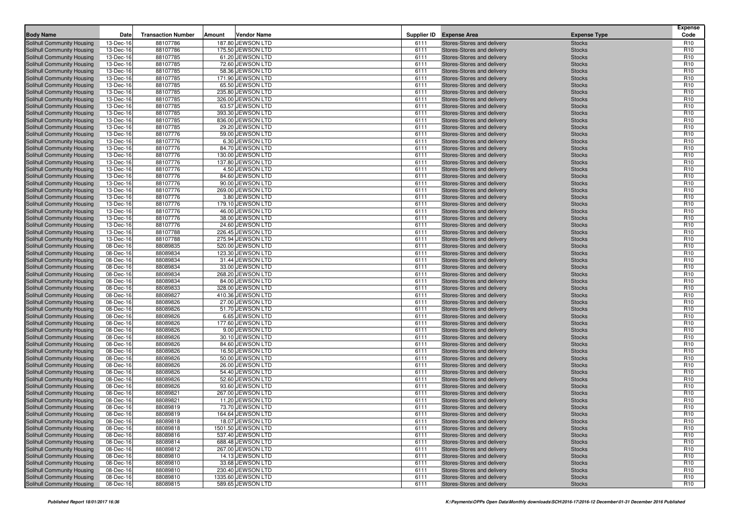| Body Name | Date | Transaction Number | Amount | Vendor Name | Supplier ID | Expense Area | Expense Type | Expense Code |
|---|---|---|---|---|---|---|---|---|
| Solihull Community Housing | 13-Dec-16 | 88107786 | 187.80 | JEWSON LTD | 6111 | Stores-Stores and delivery | Stocks | R10 |
| Solihull Community Housing | 13-Dec-16 | 88107786 | 175.50 | JEWSON LTD | 6111 | Stores-Stores and delivery | Stocks | R10 |
| Solihull Community Housing | 13-Dec-16 | 88107785 | 61.20 | JEWSON LTD | 6111 | Stores-Stores and delivery | Stocks | R10 |
| Solihull Community Housing | 13-Dec-16 | 88107785 | 72.60 | JEWSON LTD | 6111 | Stores-Stores and delivery | Stocks | R10 |
| Solihull Community Housing | 13-Dec-16 | 88107785 | 58.36 | JEWSON LTD | 6111 | Stores-Stores and delivery | Stocks | R10 |
| Solihull Community Housing | 13-Dec-16 | 88107785 | 171.90 | JEWSON LTD | 6111 | Stores-Stores and delivery | Stocks | R10 |
| Solihull Community Housing | 13-Dec-16 | 88107785 | 65.50 | JEWSON LTD | 6111 | Stores-Stores and delivery | Stocks | R10 |
| Solihull Community Housing | 13-Dec-16 | 88107785 | 235.80 | JEWSON LTD | 6111 | Stores-Stores and delivery | Stocks | R10 |
| Solihull Community Housing | 13-Dec-16 | 88107785 | 326.00 | JEWSON LTD | 6111 | Stores-Stores and delivery | Stocks | R10 |
| Solihull Community Housing | 13-Dec-16 | 88107785 | 63.57 | JEWSON LTD | 6111 | Stores-Stores and delivery | Stocks | R10 |
| Solihull Community Housing | 13-Dec-16 | 88107785 | 393.30 | JEWSON LTD | 6111 | Stores-Stores and delivery | Stocks | R10 |
| Solihull Community Housing | 13-Dec-16 | 88107785 | 836.00 | JEWSON LTD | 6111 | Stores-Stores and delivery | Stocks | R10 |
| Solihull Community Housing | 13-Dec-16 | 88107785 | 29.20 | JEWSON LTD | 6111 | Stores-Stores and delivery | Stocks | R10 |
| Solihull Community Housing | 13-Dec-16 | 88107776 | 59.00 | JEWSON LTD | 6111 | Stores-Stores and delivery | Stocks | R10 |
| Solihull Community Housing | 13-Dec-16 | 88107776 | 6.30 | JEWSON LTD | 6111 | Stores-Stores and delivery | Stocks | R10 |
| Solihull Community Housing | 13-Dec-16 | 88107776 | 84.70 | JEWSON LTD | 6111 | Stores-Stores and delivery | Stocks | R10 |
| Solihull Community Housing | 13-Dec-16 | 88107776 | 130.00 | JEWSON LTD | 6111 | Stores-Stores and delivery | Stocks | R10 |
| Solihull Community Housing | 13-Dec-16 | 88107776 | 137.80 | JEWSON LTD | 6111 | Stores-Stores and delivery | Stocks | R10 |
| Solihull Community Housing | 13-Dec-16 | 88107776 | 4.50 | JEWSON LTD | 6111 | Stores-Stores and delivery | Stocks | R10 |
| Solihull Community Housing | 13-Dec-16 | 88107776 | 84.60 | JEWSON LTD | 6111 | Stores-Stores and delivery | Stocks | R10 |
| Solihull Community Housing | 13-Dec-16 | 88107776 | 90.00 | JEWSON LTD | 6111 | Stores-Stores and delivery | Stocks | R10 |
| Solihull Community Housing | 13-Dec-16 | 88107776 | 269.00 | JEWSON LTD | 6111 | Stores-Stores and delivery | Stocks | R10 |
| Solihull Community Housing | 13-Dec-16 | 88107776 | 3.80 | JEWSON LTD | 6111 | Stores-Stores and delivery | Stocks | R10 |
| Solihull Community Housing | 13-Dec-16 | 88107776 | 179.10 | JEWSON LTD | 6111 | Stores-Stores and delivery | Stocks | R10 |
| Solihull Community Housing | 13-Dec-16 | 88107776 | 46.00 | JEWSON LTD | 6111 | Stores-Stores and delivery | Stocks | R10 |
| Solihull Community Housing | 13-Dec-16 | 88107776 | 38.00 | JEWSON LTD | 6111 | Stores-Stores and delivery | Stocks | R10 |
| Solihull Community Housing | 13-Dec-16 | 88107776 | 24.60 | JEWSON LTD | 6111 | Stores-Stores and delivery | Stocks | R10 |
| Solihull Community Housing | 13-Dec-16 | 88107788 | 226.45 | JEWSON LTD | 6111 | Stores-Stores and delivery | Stocks | R10 |
| Solihull Community Housing | 13-Dec-16 | 88107788 | 275.94 | JEWSON LTD | 6111 | Stores-Stores and delivery | Stocks | R10 |
| Solihull Community Housing | 08-Dec-16 | 88089835 | 520.00 | JEWSON LTD | 6111 | Stores-Stores and delivery | Stocks | R10 |
| Solihull Community Housing | 08-Dec-16 | 88089834 | 123.30 | JEWSON LTD | 6111 | Stores-Stores and delivery | Stocks | R10 |
| Solihull Community Housing | 08-Dec-16 | 88089834 | 31.44 | JEWSON LTD | 6111 | Stores-Stores and delivery | Stocks | R10 |
| Solihull Community Housing | 08-Dec-16 | 88089834 | 33.00 | JEWSON LTD | 6111 | Stores-Stores and delivery | Stocks | R10 |
| Solihull Community Housing | 08-Dec-16 | 88089834 | 268.20 | JEWSON LTD | 6111 | Stores-Stores and delivery | Stocks | R10 |
| Solihull Community Housing | 08-Dec-16 | 88089834 | 84.00 | JEWSON LTD | 6111 | Stores-Stores and delivery | Stocks | R10 |
| Solihull Community Housing | 08-Dec-16 | 88089833 | 328.00 | JEWSON LTD | 6111 | Stores-Stores and delivery | Stocks | R10 |
| Solihull Community Housing | 08-Dec-16 | 88089827 | 410.36 | JEWSON LTD | 6111 | Stores-Stores and delivery | Stocks | R10 |
| Solihull Community Housing | 08-Dec-16 | 88089826 | 27.00 | JEWSON LTD | 6111 | Stores-Stores and delivery | Stocks | R10 |
| Solihull Community Housing | 08-Dec-16 | 88089826 | 51.70 | JEWSON LTD | 6111 | Stores-Stores and delivery | Stocks | R10 |
| Solihull Community Housing | 08-Dec-16 | 88089826 | 6.65 | JEWSON LTD | 6111 | Stores-Stores and delivery | Stocks | R10 |
| Solihull Community Housing | 08-Dec-16 | 88089826 | 177.60 | JEWSON LTD | 6111 | Stores-Stores and delivery | Stocks | R10 |
| Solihull Community Housing | 08-Dec-16 | 88089826 | 9.00 | JEWSON LTD | 6111 | Stores-Stores and delivery | Stocks | R10 |
| Solihull Community Housing | 08-Dec-16 | 88089826 | 30.10 | JEWSON LTD | 6111 | Stores-Stores and delivery | Stocks | R10 |
| Solihull Community Housing | 08-Dec-16 | 88089826 | 84.60 | JEWSON LTD | 6111 | Stores-Stores and delivery | Stocks | R10 |
| Solihull Community Housing | 08-Dec-16 | 88089826 | 16.50 | JEWSON LTD | 6111 | Stores-Stores and delivery | Stocks | R10 |
| Solihull Community Housing | 08-Dec-16 | 88089826 | 50.00 | JEWSON LTD | 6111 | Stores-Stores and delivery | Stocks | R10 |
| Solihull Community Housing | 08-Dec-16 | 88089826 | 26.00 | JEWSON LTD | 6111 | Stores-Stores and delivery | Stocks | R10 |
| Solihull Community Housing | 08-Dec-16 | 88089826 | 54.40 | JEWSON LTD | 6111 | Stores-Stores and delivery | Stocks | R10 |
| Solihull Community Housing | 08-Dec-16 | 88089826 | 52.60 | JEWSON LTD | 6111 | Stores-Stores and delivery | Stocks | R10 |
| Solihull Community Housing | 08-Dec-16 | 88089826 | 93.60 | JEWSON LTD | 6111 | Stores-Stores and delivery | Stocks | R10 |
| Solihull Community Housing | 08-Dec-16 | 88089821 | 267.00 | JEWSON LTD | 6111 | Stores-Stores and delivery | Stocks | R10 |
| Solihull Community Housing | 08-Dec-16 | 88089821 | 11.20 | JEWSON LTD | 6111 | Stores-Stores and delivery | Stocks | R10 |
| Solihull Community Housing | 08-Dec-16 | 88089819 | 73.70 | JEWSON LTD | 6111 | Stores-Stores and delivery | Stocks | R10 |
| Solihull Community Housing | 08-Dec-16 | 88089819 | 164.64 | JEWSON LTD | 6111 | Stores-Stores and delivery | Stocks | R10 |
| Solihull Community Housing | 08-Dec-16 | 88089818 | 18.07 | JEWSON LTD | 6111 | Stores-Stores and delivery | Stocks | R10 |
| Solihull Community Housing | 08-Dec-16 | 88089818 | 1501.50 | JEWSON LTD | 6111 | Stores-Stores and delivery | Stocks | R10 |
| Solihull Community Housing | 08-Dec-16 | 88089816 | 537.40 | JEWSON LTD | 6111 | Stores-Stores and delivery | Stocks | R10 |
| Solihull Community Housing | 08-Dec-16 | 88089814 | 688.48 | JEWSON LTD | 6111 | Stores-Stores and delivery | Stocks | R10 |
| Solihull Community Housing | 08-Dec-16 | 88089812 | 267.00 | JEWSON LTD | 6111 | Stores-Stores and delivery | Stocks | R10 |
| Solihull Community Housing | 08-Dec-16 | 88089810 | 14.13 | JEWSON LTD | 6111 | Stores-Stores and delivery | Stocks | R10 |
| Solihull Community Housing | 08-Dec-16 | 88089810 | 33.68 | JEWSON LTD | 6111 | Stores-Stores and delivery | Stocks | R10 |
| Solihull Community Housing | 08-Dec-16 | 88089810 | 230.40 | JEWSON LTD | 6111 | Stores-Stores and delivery | Stocks | R10 |
| Solihull Community Housing | 08-Dec-16 | 88089810 | 1335.60 | JEWSON LTD | 6111 | Stores-Stores and delivery | Stocks | R10 |
| Solihull Community Housing | 08-Dec-16 | 88089815 | 589.65 | JEWSON LTD | 6111 | Stores-Stores and delivery | Stocks | R10 |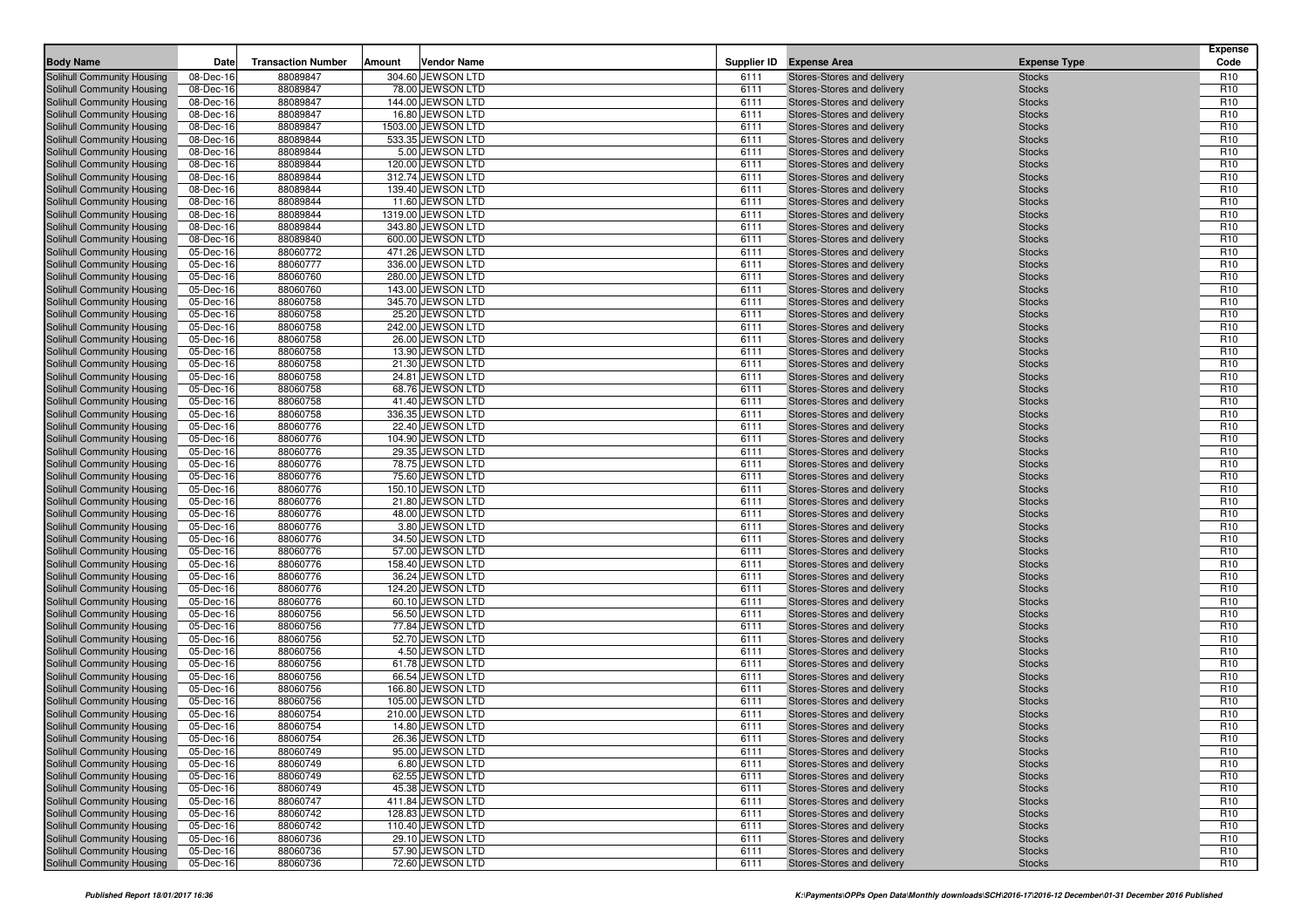| Body Name | Date | Transaction Number | Amount | Vendor Name | Supplier ID | Expense Area | Expense Type | Expense Code |
|---|---|---|---|---|---|---|---|---|
| Solihull Community Housing | 08-Dec-16 | 88089847 | 304.60 | JEWSON LTD | 6111 | Stores-Stores and delivery | Stocks | R10 |
| Solihull Community Housing | 08-Dec-16 | 88089847 | 78.00 | JEWSON LTD | 6111 | Stores-Stores and delivery | Stocks | R10 |
| Solihull Community Housing | 08-Dec-16 | 88089847 | 144.00 | JEWSON LTD | 6111 | Stores-Stores and delivery | Stocks | R10 |
| Solihull Community Housing | 08-Dec-16 | 88089847 | 16.80 | JEWSON LTD | 6111 | Stores-Stores and delivery | Stocks | R10 |
| Solihull Community Housing | 08-Dec-16 | 88089847 | 1503.00 | JEWSON LTD | 6111 | Stores-Stores and delivery | Stocks | R10 |
| Solihull Community Housing | 08-Dec-16 | 88089844 | 533.35 | JEWSON LTD | 6111 | Stores-Stores and delivery | Stocks | R10 |
| Solihull Community Housing | 08-Dec-16 | 88089844 | 5.00 | JEWSON LTD | 6111 | Stores-Stores and delivery | Stocks | R10 |
| Solihull Community Housing | 08-Dec-16 | 88089844 | 120.00 | JEWSON LTD | 6111 | Stores-Stores and delivery | Stocks | R10 |
| Solihull Community Housing | 08-Dec-16 | 88089844 | 312.74 | JEWSON LTD | 6111 | Stores-Stores and delivery | Stocks | R10 |
| Solihull Community Housing | 08-Dec-16 | 88089844 | 139.40 | JEWSON LTD | 6111 | Stores-Stores and delivery | Stocks | R10 |
| Solihull Community Housing | 08-Dec-16 | 88089844 | 11.60 | JEWSON LTD | 6111 | Stores-Stores and delivery | Stocks | R10 |
| Solihull Community Housing | 08-Dec-16 | 88089844 | 1319.00 | JEWSON LTD | 6111 | Stores-Stores and delivery | Stocks | R10 |
| Solihull Community Housing | 08-Dec-16 | 88089844 | 343.80 | JEWSON LTD | 6111 | Stores-Stores and delivery | Stocks | R10 |
| Solihull Community Housing | 08-Dec-16 | 88089840 | 600.00 | JEWSON LTD | 6111 | Stores-Stores and delivery | Stocks | R10 |
| Solihull Community Housing | 05-Dec-16 | 88060772 | 471.26 | JEWSON LTD | 6111 | Stores-Stores and delivery | Stocks | R10 |
| Solihull Community Housing | 05-Dec-16 | 88060777 | 336.00 | JEWSON LTD | 6111 | Stores-Stores and delivery | Stocks | R10 |
| Solihull Community Housing | 05-Dec-16 | 88060760 | 280.00 | JEWSON LTD | 6111 | Stores-Stores and delivery | Stocks | R10 |
| Solihull Community Housing | 05-Dec-16 | 88060760 | 143.00 | JEWSON LTD | 6111 | Stores-Stores and delivery | Stocks | R10 |
| Solihull Community Housing | 05-Dec-16 | 88060758 | 345.70 | JEWSON LTD | 6111 | Stores-Stores and delivery | Stocks | R10 |
| Solihull Community Housing | 05-Dec-16 | 88060758 | 25.20 | JEWSON LTD | 6111 | Stores-Stores and delivery | Stocks | R10 |
| Solihull Community Housing | 05-Dec-16 | 88060758 | 242.00 | JEWSON LTD | 6111 | Stores-Stores and delivery | Stocks | R10 |
| Solihull Community Housing | 05-Dec-16 | 88060758 | 26.00 | JEWSON LTD | 6111 | Stores-Stores and delivery | Stocks | R10 |
| Solihull Community Housing | 05-Dec-16 | 88060758 | 13.90 | JEWSON LTD | 6111 | Stores-Stores and delivery | Stocks | R10 |
| Solihull Community Housing | 05-Dec-16 | 88060758 | 21.30 | JEWSON LTD | 6111 | Stores-Stores and delivery | Stocks | R10 |
| Solihull Community Housing | 05-Dec-16 | 88060758 | 24.81 | JEWSON LTD | 6111 | Stores-Stores and delivery | Stocks | R10 |
| Solihull Community Housing | 05-Dec-16 | 88060758 | 68.76 | JEWSON LTD | 6111 | Stores-Stores and delivery | Stocks | R10 |
| Solihull Community Housing | 05-Dec-16 | 88060758 | 41.40 | JEWSON LTD | 6111 | Stores-Stores and delivery | Stocks | R10 |
| Solihull Community Housing | 05-Dec-16 | 88060758 | 336.35 | JEWSON LTD | 6111 | Stores-Stores and delivery | Stocks | R10 |
| Solihull Community Housing | 05-Dec-16 | 88060776 | 22.40 | JEWSON LTD | 6111 | Stores-Stores and delivery | Stocks | R10 |
| Solihull Community Housing | 05-Dec-16 | 88060776 | 104.90 | JEWSON LTD | 6111 | Stores-Stores and delivery | Stocks | R10 |
| Solihull Community Housing | 05-Dec-16 | 88060776 | 29.35 | JEWSON LTD | 6111 | Stores-Stores and delivery | Stocks | R10 |
| Solihull Community Housing | 05-Dec-16 | 88060776 | 78.75 | JEWSON LTD | 6111 | Stores-Stores and delivery | Stocks | R10 |
| Solihull Community Housing | 05-Dec-16 | 88060776 | 75.60 | JEWSON LTD | 6111 | Stores-Stores and delivery | Stocks | R10 |
| Solihull Community Housing | 05-Dec-16 | 88060776 | 150.10 | JEWSON LTD | 6111 | Stores-Stores and delivery | Stocks | R10 |
| Solihull Community Housing | 05-Dec-16 | 88060776 | 21.80 | JEWSON LTD | 6111 | Stores-Stores and delivery | Stocks | R10 |
| Solihull Community Housing | 05-Dec-16 | 88060776 | 48.00 | JEWSON LTD | 6111 | Stores-Stores and delivery | Stocks | R10 |
| Solihull Community Housing | 05-Dec-16 | 88060776 | 3.80 | JEWSON LTD | 6111 | Stores-Stores and delivery | Stocks | R10 |
| Solihull Community Housing | 05-Dec-16 | 88060776 | 34.50 | JEWSON LTD | 6111 | Stores-Stores and delivery | Stocks | R10 |
| Solihull Community Housing | 05-Dec-16 | 88060776 | 57.00 | JEWSON LTD | 6111 | Stores-Stores and delivery | Stocks | R10 |
| Solihull Community Housing | 05-Dec-16 | 88060776 | 158.40 | JEWSON LTD | 6111 | Stores-Stores and delivery | Stocks | R10 |
| Solihull Community Housing | 05-Dec-16 | 88060776 | 36.24 | JEWSON LTD | 6111 | Stores-Stores and delivery | Stocks | R10 |
| Solihull Community Housing | 05-Dec-16 | 88060776 | 124.20 | JEWSON LTD | 6111 | Stores-Stores and delivery | Stocks | R10 |
| Solihull Community Housing | 05-Dec-16 | 88060776 | 60.10 | JEWSON LTD | 6111 | Stores-Stores and delivery | Stocks | R10 |
| Solihull Community Housing | 05-Dec-16 | 88060756 | 56.50 | JEWSON LTD | 6111 | Stores-Stores and delivery | Stocks | R10 |
| Solihull Community Housing | 05-Dec-16 | 88060756 | 77.84 | JEWSON LTD | 6111 | Stores-Stores and delivery | Stocks | R10 |
| Solihull Community Housing | 05-Dec-16 | 88060756 | 52.70 | JEWSON LTD | 6111 | Stores-Stores and delivery | Stocks | R10 |
| Solihull Community Housing | 05-Dec-16 | 88060756 | 4.50 | JEWSON LTD | 6111 | Stores-Stores and delivery | Stocks | R10 |
| Solihull Community Housing | 05-Dec-16 | 88060756 | 61.78 | JEWSON LTD | 6111 | Stores-Stores and delivery | Stocks | R10 |
| Solihull Community Housing | 05-Dec-16 | 88060756 | 66.54 | JEWSON LTD | 6111 | Stores-Stores and delivery | Stocks | R10 |
| Solihull Community Housing | 05-Dec-16 | 88060756 | 166.80 | JEWSON LTD | 6111 | Stores-Stores and delivery | Stocks | R10 |
| Solihull Community Housing | 05-Dec-16 | 88060756 | 105.00 | JEWSON LTD | 6111 | Stores-Stores and delivery | Stocks | R10 |
| Solihull Community Housing | 05-Dec-16 | 88060754 | 210.00 | JEWSON LTD | 6111 | Stores-Stores and delivery | Stocks | R10 |
| Solihull Community Housing | 05-Dec-16 | 88060754 | 14.80 | JEWSON LTD | 6111 | Stores-Stores and delivery | Stocks | R10 |
| Solihull Community Housing | 05-Dec-16 | 88060754 | 26.36 | JEWSON LTD | 6111 | Stores-Stores and delivery | Stocks | R10 |
| Solihull Community Housing | 05-Dec-16 | 88060749 | 95.00 | JEWSON LTD | 6111 | Stores-Stores and delivery | Stocks | R10 |
| Solihull Community Housing | 05-Dec-16 | 88060749 | 6.80 | JEWSON LTD | 6111 | Stores-Stores and delivery | Stocks | R10 |
| Solihull Community Housing | 05-Dec-16 | 88060749 | 62.55 | JEWSON LTD | 6111 | Stores-Stores and delivery | Stocks | R10 |
| Solihull Community Housing | 05-Dec-16 | 88060749 | 45.38 | JEWSON LTD | 6111 | Stores-Stores and delivery | Stocks | R10 |
| Solihull Community Housing | 05-Dec-16 | 88060747 | 411.84 | JEWSON LTD | 6111 | Stores-Stores and delivery | Stocks | R10 |
| Solihull Community Housing | 05-Dec-16 | 88060742 | 128.83 | JEWSON LTD | 6111 | Stores-Stores and delivery | Stocks | R10 |
| Solihull Community Housing | 05-Dec-16 | 88060742 | 110.40 | JEWSON LTD | 6111 | Stores-Stores and delivery | Stocks | R10 |
| Solihull Community Housing | 05-Dec-16 | 88060736 | 29.10 | JEWSON LTD | 6111 | Stores-Stores and delivery | Stocks | R10 |
| Solihull Community Housing | 05-Dec-16 | 88060736 | 57.90 | JEWSON LTD | 6111 | Stores-Stores and delivery | Stocks | R10 |
| Solihull Community Housing | 05-Dec-16 | 88060736 | 72.60 | JEWSON LTD | 6111 | Stores-Stores and delivery | Stocks | R10 |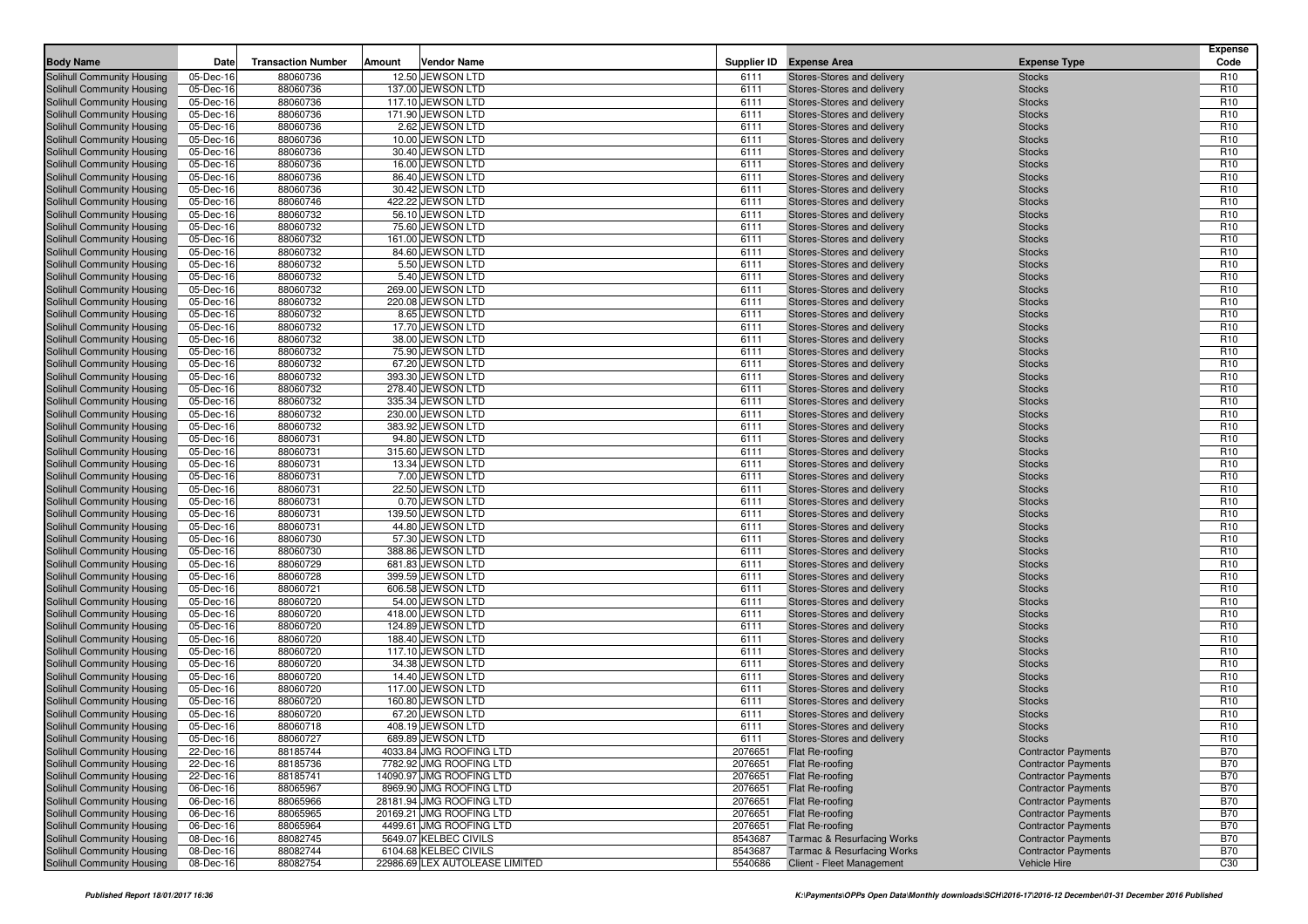| Body Name | Date | Transaction Number | Amount | Vendor Name | Supplier ID | Expense Area | Expense Type | Expense Code |
|---|---|---|---|---|---|---|---|---|
| Solihull Community Housing | 05-Dec-16 | 88060736 | 12.50 | JEWSON LTD | 6111 | Stores-Stores and delivery | Stocks | R10 |
| Solihull Community Housing | 05-Dec-16 | 88060736 | 137.00 | JEWSON LTD | 6111 | Stores-Stores and delivery | Stocks | R10 |
| Solihull Community Housing | 05-Dec-16 | 88060736 | 117.10 | JEWSON LTD | 6111 | Stores-Stores and delivery | Stocks | R10 |
| Solihull Community Housing | 05-Dec-16 | 88060736 | 171.90 | JEWSON LTD | 6111 | Stores-Stores and delivery | Stocks | R10 |
| Solihull Community Housing | 05-Dec-16 | 88060736 | 2.62 | JEWSON LTD | 6111 | Stores-Stores and delivery | Stocks | R10 |
| Solihull Community Housing | 05-Dec-16 | 88060736 | 10.00 | JEWSON LTD | 6111 | Stores-Stores and delivery | Stocks | R10 |
| Solihull Community Housing | 05-Dec-16 | 88060736 | 30.40 | JEWSON LTD | 6111 | Stores-Stores and delivery | Stocks | R10 |
| Solihull Community Housing | 05-Dec-16 | 88060736 | 16.00 | JEWSON LTD | 6111 | Stores-Stores and delivery | Stocks | R10 |
| Solihull Community Housing | 05-Dec-16 | 88060736 | 86.40 | JEWSON LTD | 6111 | Stores-Stores and delivery | Stocks | R10 |
| Solihull Community Housing | 05-Dec-16 | 88060736 | 30.42 | JEWSON LTD | 6111 | Stores-Stores and delivery | Stocks | R10 |
| Solihull Community Housing | 05-Dec-16 | 88060746 | 422.22 | JEWSON LTD | 6111 | Stores-Stores and delivery | Stocks | R10 |
| Solihull Community Housing | 05-Dec-16 | 88060732 | 56.10 | JEWSON LTD | 6111 | Stores-Stores and delivery | Stocks | R10 |
| Solihull Community Housing | 05-Dec-16 | 88060732 | 75.60 | JEWSON LTD | 6111 | Stores-Stores and delivery | Stocks | R10 |
| Solihull Community Housing | 05-Dec-16 | 88060732 | 161.00 | JEWSON LTD | 6111 | Stores-Stores and delivery | Stocks | R10 |
| Solihull Community Housing | 05-Dec-16 | 88060732 | 84.60 | JEWSON LTD | 6111 | Stores-Stores and delivery | Stocks | R10 |
| Solihull Community Housing | 05-Dec-16 | 88060732 | 5.50 | JEWSON LTD | 6111 | Stores-Stores and delivery | Stocks | R10 |
| Solihull Community Housing | 05-Dec-16 | 88060732 | 5.40 | JEWSON LTD | 6111 | Stores-Stores and delivery | Stocks | R10 |
| Solihull Community Housing | 05-Dec-16 | 88060732 | 269.00 | JEWSON LTD | 6111 | Stores-Stores and delivery | Stocks | R10 |
| Solihull Community Housing | 05-Dec-16 | 88060732 | 220.08 | JEWSON LTD | 6111 | Stores-Stores and delivery | Stocks | R10 |
| Solihull Community Housing | 05-Dec-16 | 88060732 | 8.65 | JEWSON LTD | 6111 | Stores-Stores and delivery | Stocks | R10 |
| Solihull Community Housing | 05-Dec-16 | 88060732 | 17.70 | JEWSON LTD | 6111 | Stores-Stores and delivery | Stocks | R10 |
| Solihull Community Housing | 05-Dec-16 | 88060732 | 38.00 | JEWSON LTD | 6111 | Stores-Stores and delivery | Stocks | R10 |
| Solihull Community Housing | 05-Dec-16 | 88060732 | 75.90 | JEWSON LTD | 6111 | Stores-Stores and delivery | Stocks | R10 |
| Solihull Community Housing | 05-Dec-16 | 88060732 | 67.20 | JEWSON LTD | 6111 | Stores-Stores and delivery | Stocks | R10 |
| Solihull Community Housing | 05-Dec-16 | 88060732 | 393.30 | JEWSON LTD | 6111 | Stores-Stores and delivery | Stocks | R10 |
| Solihull Community Housing | 05-Dec-16 | 88060732 | 278.40 | JEWSON LTD | 6111 | Stores-Stores and delivery | Stocks | R10 |
| Solihull Community Housing | 05-Dec-16 | 88060732 | 335.34 | JEWSON LTD | 6111 | Stores-Stores and delivery | Stocks | R10 |
| Solihull Community Housing | 05-Dec-16 | 88060732 | 230.00 | JEWSON LTD | 6111 | Stores-Stores and delivery | Stocks | R10 |
| Solihull Community Housing | 05-Dec-16 | 88060732 | 383.92 | JEWSON LTD | 6111 | Stores-Stores and delivery | Stocks | R10 |
| Solihull Community Housing | 05-Dec-16 | 88060731 | 94.80 | JEWSON LTD | 6111 | Stores-Stores and delivery | Stocks | R10 |
| Solihull Community Housing | 05-Dec-16 | 88060731 | 315.60 | JEWSON LTD | 6111 | Stores-Stores and delivery | Stocks | R10 |
| Solihull Community Housing | 05-Dec-16 | 88060731 | 13.34 | JEWSON LTD | 6111 | Stores-Stores and delivery | Stocks | R10 |
| Solihull Community Housing | 05-Dec-16 | 88060731 | 7.00 | JEWSON LTD | 6111 | Stores-Stores and delivery | Stocks | R10 |
| Solihull Community Housing | 05-Dec-16 | 88060731 | 22.50 | JEWSON LTD | 6111 | Stores-Stores and delivery | Stocks | R10 |
| Solihull Community Housing | 05-Dec-16 | 88060731 | 0.70 | JEWSON LTD | 6111 | Stores-Stores and delivery | Stocks | R10 |
| Solihull Community Housing | 05-Dec-16 | 88060731 | 139.50 | JEWSON LTD | 6111 | Stores-Stores and delivery | Stocks | R10 |
| Solihull Community Housing | 05-Dec-16 | 88060731 | 44.80 | JEWSON LTD | 6111 | Stores-Stores and delivery | Stocks | R10 |
| Solihull Community Housing | 05-Dec-16 | 88060730 | 57.30 | JEWSON LTD | 6111 | Stores-Stores and delivery | Stocks | R10 |
| Solihull Community Housing | 05-Dec-16 | 88060730 | 388.86 | JEWSON LTD | 6111 | Stores-Stores and delivery | Stocks | R10 |
| Solihull Community Housing | 05-Dec-16 | 88060729 | 681.83 | JEWSON LTD | 6111 | Stores-Stores and delivery | Stocks | R10 |
| Solihull Community Housing | 05-Dec-16 | 88060728 | 399.59 | JEWSON LTD | 6111 | Stores-Stores and delivery | Stocks | R10 |
| Solihull Community Housing | 05-Dec-16 | 88060721 | 606.58 | JEWSON LTD | 6111 | Stores-Stores and delivery | Stocks | R10 |
| Solihull Community Housing | 05-Dec-16 | 88060720 | 54.00 | JEWSON LTD | 6111 | Stores-Stores and delivery | Stocks | R10 |
| Solihull Community Housing | 05-Dec-16 | 88060720 | 418.00 | JEWSON LTD | 6111 | Stores-Stores and delivery | Stocks | R10 |
| Solihull Community Housing | 05-Dec-16 | 88060720 | 124.89 | JEWSON LTD | 6111 | Stores-Stores and delivery | Stocks | R10 |
| Solihull Community Housing | 05-Dec-16 | 88060720 | 188.40 | JEWSON LTD | 6111 | Stores-Stores and delivery | Stocks | R10 |
| Solihull Community Housing | 05-Dec-16 | 88060720 | 117.10 | JEWSON LTD | 6111 | Stores-Stores and delivery | Stocks | R10 |
| Solihull Community Housing | 05-Dec-16 | 88060720 | 34.38 | JEWSON LTD | 6111 | Stores-Stores and delivery | Stocks | R10 |
| Solihull Community Housing | 05-Dec-16 | 88060720 | 14.40 | JEWSON LTD | 6111 | Stores-Stores and delivery | Stocks | R10 |
| Solihull Community Housing | 05-Dec-16 | 88060720 | 117.00 | JEWSON LTD | 6111 | Stores-Stores and delivery | Stocks | R10 |
| Solihull Community Housing | 05-Dec-16 | 88060720 | 160.80 | JEWSON LTD | 6111 | Stores-Stores and delivery | Stocks | R10 |
| Solihull Community Housing | 05-Dec-16 | 88060720 | 67.20 | JEWSON LTD | 6111 | Stores-Stores and delivery | Stocks | R10 |
| Solihull Community Housing | 05-Dec-16 | 88060718 | 408.19 | JEWSON LTD | 6111 | Stores-Stores and delivery | Stocks | R10 |
| Solihull Community Housing | 05-Dec-16 | 88060727 | 689.89 | JEWSON LTD | 6111 | Stores-Stores and delivery | Stocks | R10 |
| Solihull Community Housing | 22-Dec-16 | 88185744 | 4033.84 | JMG ROOFING LTD | 2076651 | Flat Re-roofing | Contractor Payments | B70 |
| Solihull Community Housing | 22-Dec-16 | 88185736 | 7782.92 | JMG ROOFING LTD | 2076651 | Flat Re-roofing | Contractor Payments | B70 |
| Solihull Community Housing | 22-Dec-16 | 88185741 | 14090.97 | JMG ROOFING LTD | 2076651 | Flat Re-roofing | Contractor Payments | B70 |
| Solihull Community Housing | 06-Dec-16 | 88065967 | 8969.90 | JMG ROOFING LTD | 2076651 | Flat Re-roofing | Contractor Payments | B70 |
| Solihull Community Housing | 06-Dec-16 | 88065966 | 28181.94 | JMG ROOFING LTD | 2076651 | Flat Re-roofing | Contractor Payments | B70 |
| Solihull Community Housing | 06-Dec-16 | 88065965 | 20169.21 | JMG ROOFING LTD | 2076651 | Flat Re-roofing | Contractor Payments | B70 |
| Solihull Community Housing | 06-Dec-16 | 88065964 | 4499.61 | JMG ROOFING LTD | 2076651 | Flat Re-roofing | Contractor Payments | B70 |
| Solihull Community Housing | 08-Dec-16 | 88082745 | 5649.07 | KELBEC CIVILS | 8543687 | Tarmac & Resurfacing Works | Contractor Payments | B70 |
| Solihull Community Housing | 08-Dec-16 | 88082744 | 6104.68 | KELBEC CIVILS | 8543687 | Tarmac & Resurfacing Works | Contractor Payments | B70 |
| Solihull Community Housing | 08-Dec-16 | 88082754 | 22986.69 | LEX AUTOLEASE LIMITED | 5540686 | Client - Fleet Management | Vehicle Hire | C30 |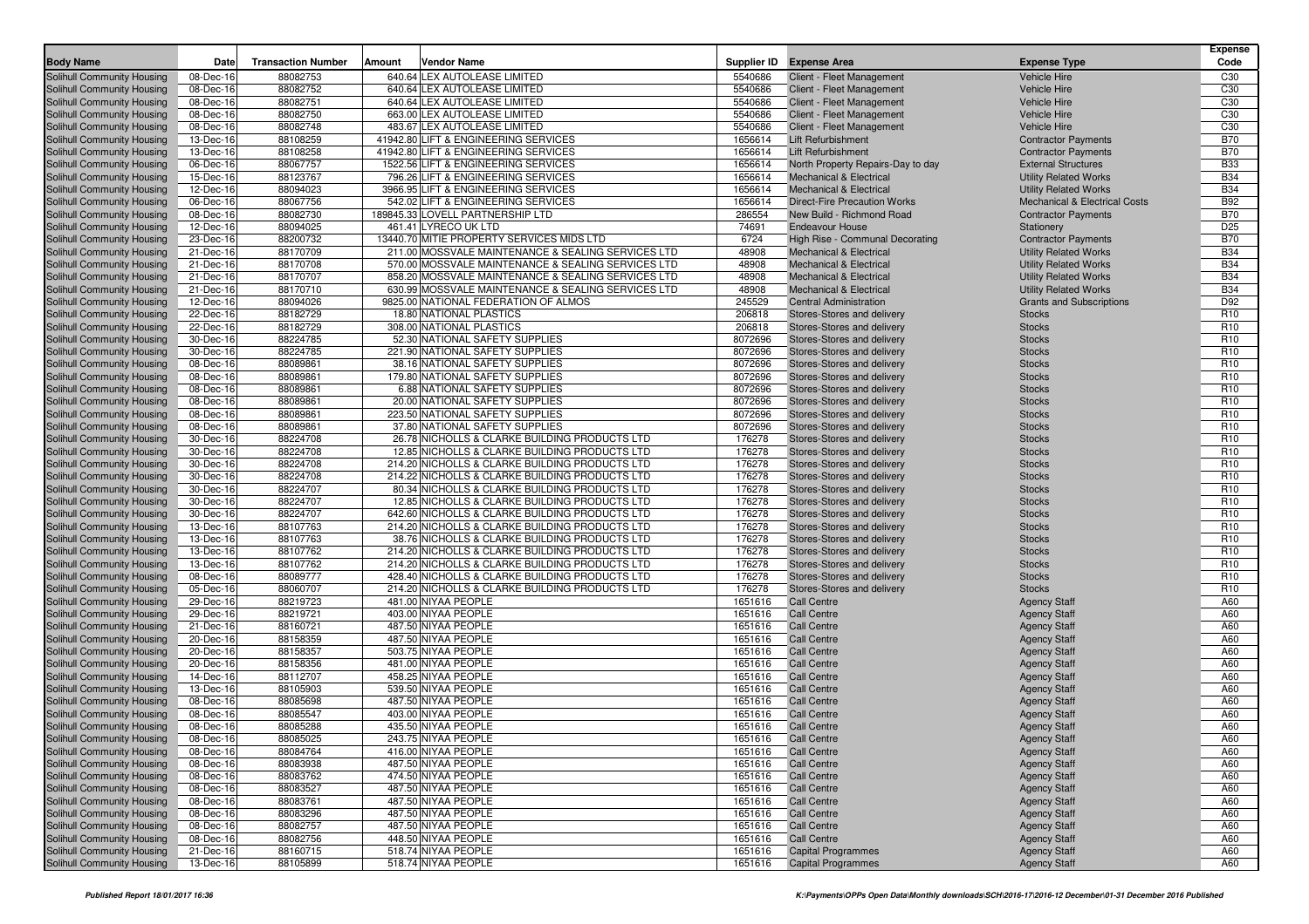| Body Name | Date | Transaction Number | Amount | Vendor Name | Supplier ID | Expense Area | Expense Type | Expense Code |
|---|---|---|---|---|---|---|---|---|
| Solihull Community Housing | 08-Dec-16 | 88082753 | 640.64 | LEX AUTOLEASE LIMITED | 5540686 | Client - Fleet Management | Vehicle Hire | C30 |
| Solihull Community Housing | 08-Dec-16 | 88082752 | 640.64 | LEX AUTOLEASE LIMITED | 5540686 | Client - Fleet Management | Vehicle Hire | C30 |
| Solihull Community Housing | 08-Dec-16 | 88082751 | 640.64 | LEX AUTOLEASE LIMITED | 5540686 | Client - Fleet Management | Vehicle Hire | C30 |
| Solihull Community Housing | 08-Dec-16 | 88082750 | 663.00 | LEX AUTOLEASE LIMITED | 5540686 | Client - Fleet Management | Vehicle Hire | C30 |
| Solihull Community Housing | 08-Dec-16 | 88082748 | 483.67 | LEX AUTOLEASE LIMITED | 5540686 | Client - Fleet Management | Vehicle Hire | C30 |
| Solihull Community Housing | 13-Dec-16 | 88108259 | 41942.80 | LIFT & ENGINEERING SERVICES | 1656614 | Lift Refurbishment | Contractor Payments | B70 |
| Solihull Community Housing | 13-Dec-16 | 88108258 | 41942.80 | LIFT & ENGINEERING SERVICES | 1656614 | Lift Refurbishment | Contractor Payments | B70 |
| Solihull Community Housing | 06-Dec-16 | 88067757 | 1522.56 | LIFT & ENGINEERING SERVICES | 1656614 | North Property Repairs-Day to day | External Structures | B33 |
| Solihull Community Housing | 15-Dec-16 | 88123767 | 796.26 | LIFT & ENGINEERING SERVICES | 1656614 | Mechanical & Electrical | Utility Related Works | B34 |
| Solihull Community Housing | 12-Dec-16 | 88094023 | 3966.95 | LIFT & ENGINEERING SERVICES | 1656614 | Mechanical & Electrical | Utility Related Works | B34 |
| Solihull Community Housing | 06-Dec-16 | 88067756 | 542.02 | LIFT & ENGINEERING SERVICES | 1656614 | Direct-Fire Precaution Works | Mechanical & Electrical Costs | B92 |
| Solihull Community Housing | 08-Dec-16 | 88082730 | 189845.33 | LOVELL PARTNERSHIP LTD | 286554 | New Build - Richmond Road | Contractor Payments | B70 |
| Solihull Community Housing | 12-Dec-16 | 88094025 | 461.41 | LYRECO UK LTD | 74691 | Endeavour House | Stationery | D25 |
| Solihull Community Housing | 23-Dec-16 | 88200732 | 13440.70 | MITIE PROPERTY SERVICES MIDS LTD | 6724 | High Rise - Communal Decorating | Contractor Payments | B70 |
| Solihull Community Housing | 21-Dec-16 | 88170709 | 211.00 | MOSSVALE MAINTENANCE & SEALING SERVICES LTD | 48908 | Mechanical & Electrical | Utility Related Works | B34 |
| Solihull Community Housing | 21-Dec-16 | 88170708 | 570.00 | MOSSVALE MAINTENANCE & SEALING SERVICES LTD | 48908 | Mechanical & Electrical | Utility Related Works | B34 |
| Solihull Community Housing | 21-Dec-16 | 88170707 | 858.20 | MOSSVALE MAINTENANCE & SEALING SERVICES LTD | 48908 | Mechanical & Electrical | Utility Related Works | B34 |
| Solihull Community Housing | 21-Dec-16 | 88170710 | 630.99 | MOSSVALE MAINTENANCE & SEALING SERVICES LTD | 48908 | Mechanical & Electrical | Utility Related Works | B34 |
| Solihull Community Housing | 12-Dec-16 | 88094026 | 9825.00 | NATIONAL FEDERATION OF ALMOS | 245529 | Central Administration | Grants and Subscriptions | D92 |
| Solihull Community Housing | 22-Dec-16 | 88182729 | 18.80 | NATIONAL PLASTICS | 206818 | Stores-Stores and delivery | Stocks | R10 |
| Solihull Community Housing | 22-Dec-16 | 88182729 | 308.00 | NATIONAL PLASTICS | 206818 | Stores-Stores and delivery | Stocks | R10 |
| Solihull Community Housing | 30-Dec-16 | 88224785 | 52.30 | NATIONAL SAFETY SUPPLIES | 8072696 | Stores-Stores and delivery | Stocks | R10 |
| Solihull Community Housing | 30-Dec-16 | 88224785 | 221.90 | NATIONAL SAFETY SUPPLIES | 8072696 | Stores-Stores and delivery | Stocks | R10 |
| Solihull Community Housing | 08-Dec-16 | 88089861 | 38.16 | NATIONAL SAFETY SUPPLIES | 8072696 | Stores-Stores and delivery | Stocks | R10 |
| Solihull Community Housing | 08-Dec-16 | 88089861 | 179.80 | NATIONAL SAFETY SUPPLIES | 8072696 | Stores-Stores and delivery | Stocks | R10 |
| Solihull Community Housing | 08-Dec-16 | 88089861 | 6.88 | NATIONAL SAFETY SUPPLIES | 8072696 | Stores-Stores and delivery | Stocks | R10 |
| Solihull Community Housing | 08-Dec-16 | 88089861 | 20.00 | NATIONAL SAFETY SUPPLIES | 8072696 | Stores-Stores and delivery | Stocks | R10 |
| Solihull Community Housing | 08-Dec-16 | 88089861 | 223.50 | NATIONAL SAFETY SUPPLIES | 8072696 | Stores-Stores and delivery | Stocks | R10 |
| Solihull Community Housing | 08-Dec-16 | 88089861 | 37.80 | NATIONAL SAFETY SUPPLIES | 8072696 | Stores-Stores and delivery | Stocks | R10 |
| Solihull Community Housing | 30-Dec-16 | 88224708 | 26.78 | NICHOLLS & CLARKE BUILDING PRODUCTS LTD | 176278 | Stores-Stores and delivery | Stocks | R10 |
| Solihull Community Housing | 30-Dec-16 | 88224708 | 12.85 | NICHOLLS & CLARKE BUILDING PRODUCTS LTD | 176278 | Stores-Stores and delivery | Stocks | R10 |
| Solihull Community Housing | 30-Dec-16 | 88224708 | 214.20 | NICHOLLS & CLARKE BUILDING PRODUCTS LTD | 176278 | Stores-Stores and delivery | Stocks | R10 |
| Solihull Community Housing | 30-Dec-16 | 88224708 | 214.22 | NICHOLLS & CLARKE BUILDING PRODUCTS LTD | 176278 | Stores-Stores and delivery | Stocks | R10 |
| Solihull Community Housing | 30-Dec-16 | 88224707 | 80.34 | NICHOLLS & CLARKE BUILDING PRODUCTS LTD | 176278 | Stores-Stores and delivery | Stocks | R10 |
| Solihull Community Housing | 30-Dec-16 | 88224707 | 12.85 | NICHOLLS & CLARKE BUILDING PRODUCTS LTD | 176278 | Stores-Stores and delivery | Stocks | R10 |
| Solihull Community Housing | 30-Dec-16 | 88224707 | 642.60 | NICHOLLS & CLARKE BUILDING PRODUCTS LTD | 176278 | Stores-Stores and delivery | Stocks | R10 |
| Solihull Community Housing | 13-Dec-16 | 88107763 | 214.20 | NICHOLLS & CLARKE BUILDING PRODUCTS LTD | 176278 | Stores-Stores and delivery | Stocks | R10 |
| Solihull Community Housing | 13-Dec-16 | 88107763 | 38.76 | NICHOLLS & CLARKE BUILDING PRODUCTS LTD | 176278 | Stores-Stores and delivery | Stocks | R10 |
| Solihull Community Housing | 13-Dec-16 | 88107762 | 214.20 | NICHOLLS & CLARKE BUILDING PRODUCTS LTD | 176278 | Stores-Stores and delivery | Stocks | R10 |
| Solihull Community Housing | 13-Dec-16 | 88107762 | 214.20 | NICHOLLS & CLARKE BUILDING PRODUCTS LTD | 176278 | Stores-Stores and delivery | Stocks | R10 |
| Solihull Community Housing | 08-Dec-16 | 88089777 | 428.40 | NICHOLLS & CLARKE BUILDING PRODUCTS LTD | 176278 | Stores-Stores and delivery | Stocks | R10 |
| Solihull Community Housing | 05-Dec-16 | 88060707 | 214.20 | NICHOLLS & CLARKE BUILDING PRODUCTS LTD | 176278 | Stores-Stores and delivery | Stocks | R10 |
| Solihull Community Housing | 29-Dec-16 | 88219723 | 481.00 | NIYAA PEOPLE | 1651616 | Call Centre | Agency Staff | A60 |
| Solihull Community Housing | 29-Dec-16 | 88219721 | 403.00 | NIYAA PEOPLE | 1651616 | Call Centre | Agency Staff | A60 |
| Solihull Community Housing | 21-Dec-16 | 88160721 | 487.50 | NIYAA PEOPLE | 1651616 | Call Centre | Agency Staff | A60 |
| Solihull Community Housing | 20-Dec-16 | 88158359 | 487.50 | NIYAA PEOPLE | 1651616 | Call Centre | Agency Staff | A60 |
| Solihull Community Housing | 20-Dec-16 | 88158357 | 503.75 | NIYAA PEOPLE | 1651616 | Call Centre | Agency Staff | A60 |
| Solihull Community Housing | 20-Dec-16 | 88158356 | 481.00 | NIYAA PEOPLE | 1651616 | Call Centre | Agency Staff | A60 |
| Solihull Community Housing | 14-Dec-16 | 88112707 | 458.25 | NIYAA PEOPLE | 1651616 | Call Centre | Agency Staff | A60 |
| Solihull Community Housing | 13-Dec-16 | 88105903 | 539.50 | NIYAA PEOPLE | 1651616 | Call Centre | Agency Staff | A60 |
| Solihull Community Housing | 08-Dec-16 | 88085698 | 487.50 | NIYAA PEOPLE | 1651616 | Call Centre | Agency Staff | A60 |
| Solihull Community Housing | 08-Dec-16 | 88085547 | 403.00 | NIYAA PEOPLE | 1651616 | Call Centre | Agency Staff | A60 |
| Solihull Community Housing | 08-Dec-16 | 88085288 | 435.50 | NIYAA PEOPLE | 1651616 | Call Centre | Agency Staff | A60 |
| Solihull Community Housing | 08-Dec-16 | 88085025 | 243.75 | NIYAA PEOPLE | 1651616 | Call Centre | Agency Staff | A60 |
| Solihull Community Housing | 08-Dec-16 | 88084764 | 416.00 | NIYAA PEOPLE | 1651616 | Call Centre | Agency Staff | A60 |
| Solihull Community Housing | 08-Dec-16 | 88083938 | 487.50 | NIYAA PEOPLE | 1651616 | Call Centre | Agency Staff | A60 |
| Solihull Community Housing | 08-Dec-16 | 88083762 | 474.50 | NIYAA PEOPLE | 1651616 | Call Centre | Agency Staff | A60 |
| Solihull Community Housing | 08-Dec-16 | 88083527 | 487.50 | NIYAA PEOPLE | 1651616 | Call Centre | Agency Staff | A60 |
| Solihull Community Housing | 08-Dec-16 | 88083761 | 487.50 | NIYAA PEOPLE | 1651616 | Call Centre | Agency Staff | A60 |
| Solihull Community Housing | 08-Dec-16 | 88083296 | 487.50 | NIYAA PEOPLE | 1651616 | Call Centre | Agency Staff | A60 |
| Solihull Community Housing | 08-Dec-16 | 88082757 | 487.50 | NIYAA PEOPLE | 1651616 | Call Centre | Agency Staff | A60 |
| Solihull Community Housing | 08-Dec-16 | 88082756 | 448.50 | NIYAA PEOPLE | 1651616 | Call Centre | Agency Staff | A60 |
| Solihull Community Housing | 21-Dec-16 | 88160715 | 518.74 | NIYAA PEOPLE | 1651616 | Capital Programmes | Agency Staff | A60 |
| Solihull Community Housing | 13-Dec-16 | 88105899 | 518.74 | NIYAA PEOPLE | 1651616 | Capital Programmes | Agency Staff | A60 |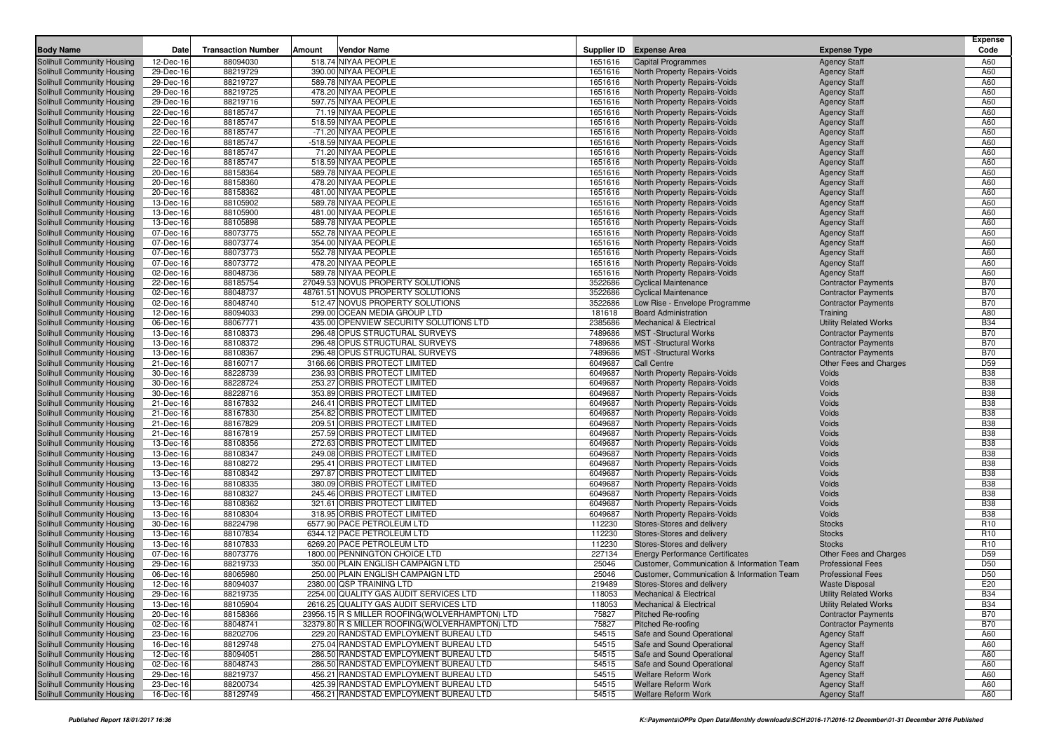| Body Name | Date | Transaction Number | Amount | Vendor Name | Supplier ID | Expense Area | Expense Type | Expense Code |
|---|---|---|---|---|---|---|---|---|
| Solihull Community Housing | 12-Dec-16 | 88094030 | 518.74 | NIYAA PEOPLE | 1651616 | Capital Programmes | Agency Staff | A60 |
| Solihull Community Housing | 29-Dec-16 | 88219729 | 390.00 | NIYAA PEOPLE | 1651616 | North Property Repairs-Voids | Agency Staff | A60 |
| Solihull Community Housing | 29-Dec-16 | 88219727 | 589.78 | NIYAA PEOPLE | 1651616 | North Property Repairs-Voids | Agency Staff | A60 |
| Solihull Community Housing | 29-Dec-16 | 88219725 | 478.20 | NIYAA PEOPLE | 1651616 | North Property Repairs-Voids | Agency Staff | A60 |
| Solihull Community Housing | 29-Dec-16 | 88219716 | 597.75 | NIYAA PEOPLE | 1651616 | North Property Repairs-Voids | Agency Staff | A60 |
| Solihull Community Housing | 22-Dec-16 | 88185747 | 71.19 | NIYAA PEOPLE | 1651616 | North Property Repairs-Voids | Agency Staff | A60 |
| Solihull Community Housing | 22-Dec-16 | 88185747 | 518.59 | NIYAA PEOPLE | 1651616 | North Property Repairs-Voids | Agency Staff | A60 |
| Solihull Community Housing | 22-Dec-16 | 88185747 | -71.20 | NIYAA PEOPLE | 1651616 | North Property Repairs-Voids | Agency Staff | A60 |
| Solihull Community Housing | 22-Dec-16 | 88185747 | -518.59 | NIYAA PEOPLE | 1651616 | North Property Repairs-Voids | Agency Staff | A60 |
| Solihull Community Housing | 22-Dec-16 | 88185747 | 71.20 | NIYAA PEOPLE | 1651616 | North Property Repairs-Voids | Agency Staff | A60 |
| Solihull Community Housing | 22-Dec-16 | 88185747 | 518.59 | NIYAA PEOPLE | 1651616 | North Property Repairs-Voids | Agency Staff | A60 |
| Solihull Community Housing | 20-Dec-16 | 88158364 | 589.78 | NIYAA PEOPLE | 1651616 | North Property Repairs-Voids | Agency Staff | A60 |
| Solihull Community Housing | 20-Dec-16 | 88158360 | 478.20 | NIYAA PEOPLE | 1651616 | North Property Repairs-Voids | Agency Staff | A60 |
| Solihull Community Housing | 20-Dec-16 | 88158362 | 481.00 | NIYAA PEOPLE | 1651616 | North Property Repairs-Voids | Agency Staff | A60 |
| Solihull Community Housing | 13-Dec-16 | 88105902 | 589.78 | NIYAA PEOPLE | 1651616 | North Property Repairs-Voids | Agency Staff | A60 |
| Solihull Community Housing | 13-Dec-16 | 88105900 | 481.00 | NIYAA PEOPLE | 1651616 | North Property Repairs-Voids | Agency Staff | A60 |
| Solihull Community Housing | 13-Dec-16 | 88105898 | 589.78 | NIYAA PEOPLE | 1651616 | North Property Repairs-Voids | Agency Staff | A60 |
| Solihull Community Housing | 07-Dec-16 | 88073775 | 552.78 | NIYAA PEOPLE | 1651616 | North Property Repairs-Voids | Agency Staff | A60 |
| Solihull Community Housing | 07-Dec-16 | 88073774 | 354.00 | NIYAA PEOPLE | 1651616 | North Property Repairs-Voids | Agency Staff | A60 |
| Solihull Community Housing | 07-Dec-16 | 88073773 | 552.78 | NIYAA PEOPLE | 1651616 | North Property Repairs-Voids | Agency Staff | A60 |
| Solihull Community Housing | 07-Dec-16 | 88073772 | 478.20 | NIYAA PEOPLE | 1651616 | North Property Repairs-Voids | Agency Staff | A60 |
| Solihull Community Housing | 02-Dec-16 | 88048736 | 589.78 | NIYAA PEOPLE | 1651616 | North Property Repairs-Voids | Agency Staff | A60 |
| Solihull Community Housing | 22-Dec-16 | 88185754 | 27049.53 | NOVUS PROPERTY SOLUTIONS | 3522686 | Cyclical Maintenance | Contractor Payments | B70 |
| Solihull Community Housing | 02-Dec-16 | 88048737 | 48761.51 | NOVUS PROPERTY SOLUTIONS | 3522686 | Cyclical Maintenance | Contractor Payments | B70 |
| Solihull Community Housing | 02-Dec-16 | 88048740 | 512.47 | NOVUS PROPERTY SOLUTIONS | 3522686 | Low Rise - Envelope Programme | Contractor Payments | B70 |
| Solihull Community Housing | 12-Dec-16 | 88094033 | 299.00 | OCEAN MEDIA GROUP LTD | 181618 | Board Administration | Training | A80 |
| Solihull Community Housing | 06-Dec-16 | 88067771 | 435.00 | OPENVIEW SECURITY SOLUTIONS LTD | 2385686 | Mechanical & Electrical | Utility Related Works | B34 |
| Solihull Community Housing | 13-Dec-16 | 88108373 | 296.48 | OPUS STRUCTURAL SURVEYS | 7489686 | MST -Structural Works | Contractor Payments | B70 |
| Solihull Community Housing | 13-Dec-16 | 88108372 | 296.48 | OPUS STRUCTURAL SURVEYS | 7489686 | MST -Structural Works | Contractor Payments | B70 |
| Solihull Community Housing | 13-Dec-16 | 88108367 | 296.48 | OPUS STRUCTURAL SURVEYS | 7489686 | MST -Structural Works | Contractor Payments | B70 |
| Solihull Community Housing | 21-Dec-16 | 88160717 | 3166.66 | ORBIS PROTECT LIMITED | 6049687 | Call Centre | Other Fees and Charges | D59 |
| Solihull Community Housing | 30-Dec-16 | 88228739 | 236.93 | ORBIS PROTECT LIMITED | 6049687 | North Property Repairs-Voids | Voids | B38 |
| Solihull Community Housing | 30-Dec-16 | 88228724 | 253.27 | ORBIS PROTECT LIMITED | 6049687 | North Property Repairs-Voids | Voids | B38 |
| Solihull Community Housing | 30-Dec-16 | 88228716 | 353.89 | ORBIS PROTECT LIMITED | 6049687 | North Property Repairs-Voids | Voids | B38 |
| Solihull Community Housing | 21-Dec-16 | 88167832 | 246.41 | ORBIS PROTECT LIMITED | 6049687 | North Property Repairs-Voids | Voids | B38 |
| Solihull Community Housing | 21-Dec-16 | 88167830 | 254.82 | ORBIS PROTECT LIMITED | 6049687 | North Property Repairs-Voids | Voids | B38 |
| Solihull Community Housing | 21-Dec-16 | 88167829 | 209.51 | ORBIS PROTECT LIMITED | 6049687 | North Property Repairs-Voids | Voids | B38 |
| Solihull Community Housing | 21-Dec-16 | 88167819 | 257.59 | ORBIS PROTECT LIMITED | 6049687 | North Property Repairs-Voids | Voids | B38 |
| Solihull Community Housing | 13-Dec-16 | 88108356 | 272.63 | ORBIS PROTECT LIMITED | 6049687 | North Property Repairs-Voids | Voids | B38 |
| Solihull Community Housing | 13-Dec-16 | 88108347 | 249.08 | ORBIS PROTECT LIMITED | 6049687 | North Property Repairs-Voids | Voids | B38 |
| Solihull Community Housing | 13-Dec-16 | 88108272 | 295.41 | ORBIS PROTECT LIMITED | 6049687 | North Property Repairs-Voids | Voids | B38 |
| Solihull Community Housing | 13-Dec-16 | 88108342 | 297.87 | ORBIS PROTECT LIMITED | 6049687 | North Property Repairs-Voids | Voids | B38 |
| Solihull Community Housing | 13-Dec-16 | 88108335 | 380.09 | ORBIS PROTECT LIMITED | 6049687 | North Property Repairs-Voids | Voids | B38 |
| Solihull Community Housing | 13-Dec-16 | 88108327 | 245.46 | ORBIS PROTECT LIMITED | 6049687 | North Property Repairs-Voids | Voids | B38 |
| Solihull Community Housing | 13-Dec-16 | 88108362 | 321.61 | ORBIS PROTECT LIMITED | 6049687 | North Property Repairs-Voids | Voids | B38 |
| Solihull Community Housing | 13-Dec-16 | 88108304 | 318.95 | ORBIS PROTECT LIMITED | 6049687 | North Property Repairs-Voids | Voids | B38 |
| Solihull Community Housing | 30-Dec-16 | 88224798 | 6577.90 | PACE PETROLEUM LTD | 112230 | Stores-Stores and delivery | Stocks | R10 |
| Solihull Community Housing | 13-Dec-16 | 88107834 | 6344.12 | PACE PETROLEUM LTD | 112230 | Stores-Stores and delivery | Stocks | R10 |
| Solihull Community Housing | 13-Dec-16 | 88107833 | 6269.20 | PACE PETROLEUM LTD | 112230 | Stores-Stores and delivery | Stocks | R10 |
| Solihull Community Housing | 07-Dec-16 | 88073776 | 1800.00 | PENNINGTON CHOICE LTD | 227134 | Energy Performance Certificates | Other Fees and Charges | D59 |
| Solihull Community Housing | 29-Dec-16 | 88219733 | 350.00 | PLAIN ENGLISH CAMPAIGN LTD | 25046 | Customer, Communication & Information Team | Professional Fees | D50 |
| Solihull Community Housing | 06-Dec-16 | 88065980 | 250.00 | PLAIN ENGLISH CAMPAIGN LTD | 25046 | Customer, Communication & Information Team | Professional Fees | D50 |
| Solihull Community Housing | 12-Dec-16 | 88094037 | 2380.00 | QSP TRAINING LTD | 219489 | Stores-Stores and delivery | Waste Disposal | E20 |
| Solihull Community Housing | 29-Dec-16 | 88219735 | 2254.00 | QUALITY GAS AUDIT SERVICES LTD | 118053 | Mechanical & Electrical | Utility Related Works | B34 |
| Solihull Community Housing | 13-Dec-16 | 88105904 | 2616.25 | QUALITY GAS AUDIT SERVICES LTD | 118053 | Mechanical & Electrical | Utility Related Works | B34 |
| Solihull Community Housing | 20-Dec-16 | 88158366 | 23956.15 | R S MILLER ROOFING(WOLVERHAMPTON) LTD | 75827 | Pitched Re-roofing | Contractor Payments | B70 |
| Solihull Community Housing | 02-Dec-16 | 88048741 | 32379.80 | R S MILLER ROOFING(WOLVERHAMPTON) LTD | 75827 | Pitched Re-roofing | Contractor Payments | B70 |
| Solihull Community Housing | 23-Dec-16 | 88202706 | 229.20 | RANDSTAD EMPLOYMENT BUREAU LTD | 54515 | Safe and Sound Operational | Agency Staff | A60 |
| Solihull Community Housing | 16-Dec-16 | 88129748 | 275.04 | RANDSTAD EMPLOYMENT BUREAU LTD | 54515 | Safe and Sound Operational | Agency Staff | A60 |
| Solihull Community Housing | 12-Dec-16 | 88094051 | 286.50 | RANDSTAD EMPLOYMENT BUREAU LTD | 54515 | Safe and Sound Operational | Agency Staff | A60 |
| Solihull Community Housing | 02-Dec-16 | 88048743 | 286.50 | RANDSTAD EMPLOYMENT BUREAU LTD | 54515 | Safe and Sound Operational | Agency Staff | A60 |
| Solihull Community Housing | 29-Dec-16 | 88219737 | 456.21 | RANDSTAD EMPLOYMENT BUREAU LTD | 54515 | Welfare Reform Work | Agency Staff | A60 |
| Solihull Community Housing | 23-Dec-16 | 88200734 | 425.39 | RANDSTAD EMPLOYMENT BUREAU LTD | 54515 | Welfare Reform Work | Agency Staff | A60 |
| Solihull Community Housing | 16-Dec-16 | 88129749 | 456.21 | RANDSTAD EMPLOYMENT BUREAU LTD | 54515 | Welfare Reform Work | Agency Staff | A60 |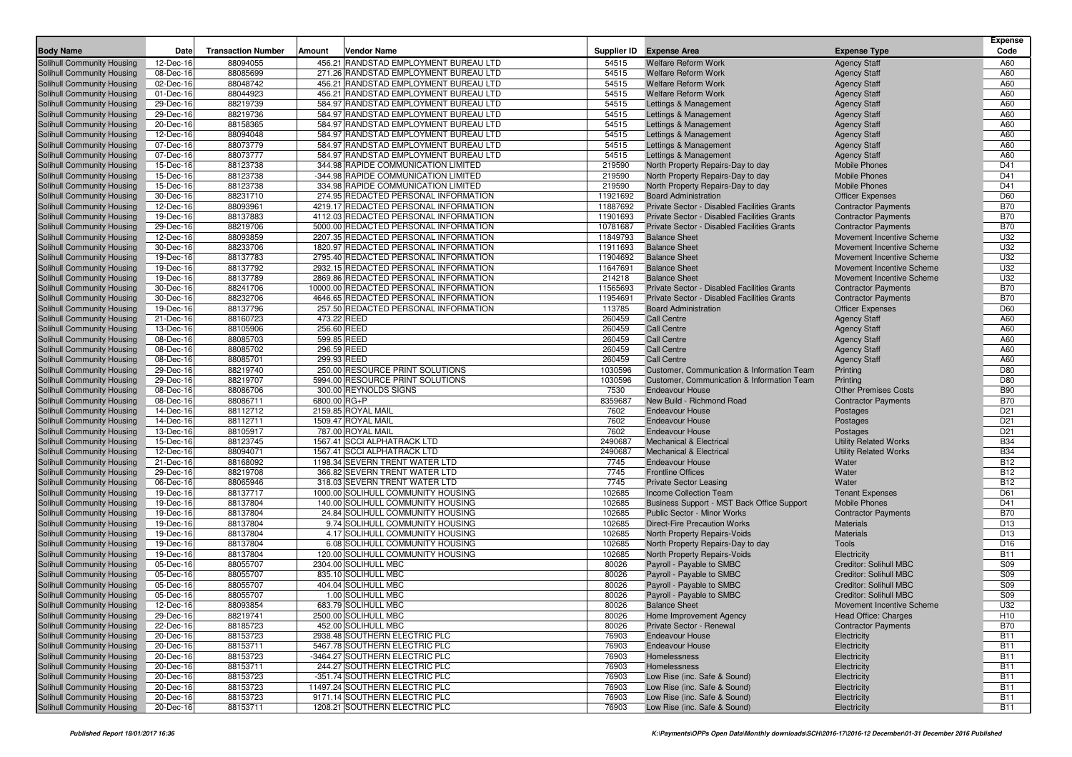| Body Name | Date | Transaction Number | Amount | Vendor Name | Supplier ID | Expense Area | Expense Type | Expense Code |
|---|---|---|---|---|---|---|---|---|
| Solihull Community Housing | 12-Dec-16 | 88094055 | 456.21 | RANDSTAD EMPLOYMENT BUREAU LTD | 54515 | Welfare Reform Work | Agency Staff | A60 |
| Solihull Community Housing | 08-Dec-16 | 88085699 | 271.26 | RANDSTAD EMPLOYMENT BUREAU LTD | 54515 | Welfare Reform Work | Agency Staff | A60 |
| Solihull Community Housing | 02-Dec-16 | 88048742 | 456.21 | RANDSTAD EMPLOYMENT BUREAU LTD | 54515 | Welfare Reform Work | Agency Staff | A60 |
| Solihull Community Housing | 01-Dec-16 | 88044923 | 456.21 | RANDSTAD EMPLOYMENT BUREAU LTD | 54515 | Welfare Reform Work | Agency Staff | A60 |
| Solihull Community Housing | 29-Dec-16 | 88219739 | 584.97 | RANDSTAD EMPLOYMENT BUREAU LTD | 54515 | Lettings & Management | Agency Staff | A60 |
| Solihull Community Housing | 29-Dec-16 | 88219736 | 584.97 | RANDSTAD EMPLOYMENT BUREAU LTD | 54515 | Lettings & Management | Agency Staff | A60 |
| Solihull Community Housing | 20-Dec-16 | 88158365 | 584.97 | RANDSTAD EMPLOYMENT BUREAU LTD | 54515 | Lettings & Management | Agency Staff | A60 |
| Solihull Community Housing | 12-Dec-16 | 88094048 | 584.97 | RANDSTAD EMPLOYMENT BUREAU LTD | 54515 | Lettings & Management | Agency Staff | A60 |
| Solihull Community Housing | 07-Dec-16 | 88073779 | 584.97 | RANDSTAD EMPLOYMENT BUREAU LTD | 54515 | Lettings & Management | Agency Staff | A60 |
| Solihull Community Housing | 07-Dec-16 | 88073777 | 584.97 | RANDSTAD EMPLOYMENT BUREAU LTD | 54515 | Lettings & Management | Agency Staff | A60 |
| Solihull Community Housing | 15-Dec-16 | 88123738 | 344.98 | RAPIDE COMMUNICATION LIMITED | 219590 | North Property Repairs-Day to day | Mobile Phones | D41 |
| Solihull Community Housing | 15-Dec-16 | 88123738 | -344.98 | RAPIDE COMMUNICATION LIMITED | 219590 | North Property Repairs-Day to day | Mobile Phones | D41 |
| Solihull Community Housing | 15-Dec-16 | 88123738 | 334.98 | RAPIDE COMMUNICATION LIMITED | 219590 | North Property Repairs-Day to day | Mobile Phones | D41 |
| Solihull Community Housing | 30-Dec-16 | 88231710 | 274.95 | REDACTED PERSONAL INFORMATION | 11921692 | Board Administration | Officer Expenses | D60 |
| Solihull Community Housing | 12-Dec-16 | 88093961 | 4219.17 | REDACTED PERSONAL INFORMATION | 11887692 | Private Sector - Disabled Facilities Grants | Contractor Payments | B70 |
| Solihull Community Housing | 19-Dec-16 | 88137883 | 4112.03 | REDACTED PERSONAL INFORMATION | 11901693 | Private Sector - Disabled Facilities Grants | Contractor Payments | B70 |
| Solihull Community Housing | 29-Dec-16 | 88219706 | 5000.00 | REDACTED PERSONAL INFORMATION | 10781687 | Private Sector - Disabled Facilities Grants | Contractor Payments | B70 |
| Solihull Community Housing | 12-Dec-16 | 88093859 | 2207.35 | REDACTED PERSONAL INFORMATION | 11849793 | Balance Sheet | Movement Incentive Scheme | U32 |
| Solihull Community Housing | 30-Dec-16 | 88233706 | 1820.97 | REDACTED PERSONAL INFORMATION | 11911693 | Balance Sheet | Movement Incentive Scheme | U32 |
| Solihull Community Housing | 19-Dec-16 | 88137783 | 2795.40 | REDACTED PERSONAL INFORMATION | 11904692 | Balance Sheet | Movement Incentive Scheme | U32 |
| Solihull Community Housing | 19-Dec-16 | 88137792 | 2932.15 | REDACTED PERSONAL INFORMATION | 11647691 | Balance Sheet | Movement Incentive Scheme | U32 |
| Solihull Community Housing | 19-Dec-16 | 88137789 | 2869.86 | REDACTED PERSONAL INFORMATION | 214218 | Balance Sheet | Movement Incentive Scheme | U32 |
| Solihull Community Housing | 30-Dec-16 | 88241706 | 10000.00 | REDACTED PERSONAL INFORMATION | 11565693 | Private Sector - Disabled Facilities Grants | Contractor Payments | B70 |
| Solihull Community Housing | 30-Dec-16 | 88232706 | 4646.65 | REDACTED PERSONAL INFORMATION | 11954691 | Private Sector - Disabled Facilities Grants | Contractor Payments | B70 |
| Solihull Community Housing | 19-Dec-16 | 88137796 | 257.50 | REDACTED PERSONAL INFORMATION | 113785 | Board Administration | Officer Expenses | D60 |
| Solihull Community Housing | 21-Dec-16 | 88160723 | 473.22 | REED | 260459 | Call Centre | Agency Staff | A60 |
| Solihull Community Housing | 13-Dec-16 | 88105906 | 256.60 | REED | 260459 | Call Centre | Agency Staff | A60 |
| Solihull Community Housing | 08-Dec-16 | 88085703 | 599.85 | REED | 260459 | Call Centre | Agency Staff | A60 |
| Solihull Community Housing | 08-Dec-16 | 88085702 | 296.59 | REED | 260459 | Call Centre | Agency Staff | A60 |
| Solihull Community Housing | 08-Dec-16 | 88085701 | 299.93 | REED | 260459 | Call Centre | Agency Staff | A60 |
| Solihull Community Housing | 29-Dec-16 | 88219740 | 250.00 | RESOURCE PRINT SOLUTIONS | 1030596 | Customer, Communication & Information Team | Printing | D80 |
| Solihull Community Housing | 29-Dec-16 | 88219707 | 5994.00 | RESOURCE PRINT SOLUTIONS | 1030596 | Customer, Communication & Information Team | Printing | D80 |
| Solihull Community Housing | 08-Dec-16 | 88086706 | 300.00 | REYNOLDS SIGNS | 7530 | Endeavour House | Other Premises Costs | B90 |
| Solihull Community Housing | 08-Dec-16 | 88086711 | 6800.00 | RG+P | 8359687 | New Build - Richmond Road | Contractor Payments | B70 |
| Solihull Community Housing | 14-Dec-16 | 88112712 | 2159.85 | ROYAL MAIL | 7602 | Endeavour House | Postages | D21 |
| Solihull Community Housing | 14-Dec-16 | 88112711 | 1509.47 | ROYAL MAIL | 7602 | Endeavour House | Postages | D21 |
| Solihull Community Housing | 13-Dec-16 | 88105917 | 787.00 | ROYAL MAIL | 7602 | Endeavour House | Postages | D21 |
| Solihull Community Housing | 15-Dec-16 | 88123745 | 1567.41 | SCCI ALPHATRACK LTD | 2490687 | Mechanical & Electrical | Utility Related Works | B34 |
| Solihull Community Housing | 12-Dec-16 | 88094071 | 1567.41 | SCCI ALPHATRACK LTD | 2490687 | Mechanical & Electrical | Utility Related Works | B34 |
| Solihull Community Housing | 21-Dec-16 | 88168092 | 1198.34 | SEVERN TRENT WATER LTD | 7745 | Endeavour House | Water | B12 |
| Solihull Community Housing | 29-Dec-16 | 88219708 | 366.82 | SEVERN TRENT WATER LTD | 7745 | Frontline Offices | Water | B12 |
| Solihull Community Housing | 06-Dec-16 | 88065946 | 318.03 | SEVERN TRENT WATER LTD | 7745 | Private Sector Leasing | Water | B12 |
| Solihull Community Housing | 19-Dec-16 | 88137717 | 1000.00 | SOLIHULL COMMUNITY HOUSING | 102685 | Income Collection Team | Tenant Expenses | D61 |
| Solihull Community Housing | 19-Dec-16 | 88137804 | 140.00 | SOLIHULL COMMUNITY HOUSING | 102685 | Business Support - MST Back Office Support | Mobile Phones | D41 |
| Solihull Community Housing | 19-Dec-16 | 88137804 | 24.84 | SOLIHULL COMMUNITY HOUSING | 102685 | Public Sector - Minor Works | Contractor Payments | B70 |
| Solihull Community Housing | 19-Dec-16 | 88137804 | 9.74 | SOLIHULL COMMUNITY HOUSING | 102685 | Direct-Fire Precaution Works | Materials | D13 |
| Solihull Community Housing | 19-Dec-16 | 88137804 | 4.17 | SOLIHULL COMMUNITY HOUSING | 102685 | North Property Repairs-Voids | Materials | D13 |
| Solihull Community Housing | 19-Dec-16 | 88137804 | 6.08 | SOLIHULL COMMUNITY HOUSING | 102685 | North Property Repairs-Day to day | Tools | D16 |
| Solihull Community Housing | 19-Dec-16 | 88137804 | 120.00 | SOLIHULL COMMUNITY HOUSING | 102685 | North Property Repairs-Voids | Electricity | B11 |
| Solihull Community Housing | 05-Dec-16 | 88055707 | 2304.00 | SOLIHULL MBC | 80026 | Payroll - Payable to SMBC | Creditor: Solihull MBC | S09 |
| Solihull Community Housing | 05-Dec-16 | 88055707 | 835.10 | SOLIHULL MBC | 80026 | Payroll - Payable to SMBC | Creditor: Solihull MBC | S09 |
| Solihull Community Housing | 05-Dec-16 | 88055707 | 404.04 | SOLIHULL MBC | 80026 | Payroll - Payable to SMBC | Creditor: Solihull MBC | S09 |
| Solihull Community Housing | 05-Dec-16 | 88055707 | 1.00 | SOLIHULL MBC | 80026 | Payroll - Payable to SMBC | Creditor: Solihull MBC | S09 |
| Solihull Community Housing | 12-Dec-16 | 88093854 | 683.79 | SOLIHULL MBC | 80026 | Balance Sheet | Movement Incentive Scheme | U32 |
| Solihull Community Housing | 29-Dec-16 | 88219741 | 2500.00 | SOLIHULL MBC | 80026 | Home Improvement Agency | Head Office: Charges | H10 |
| Solihull Community Housing | 22-Dec-16 | 88185723 | 452.00 | SOLIHULL MBC | 80026 | Private Sector - Renewal | Contractor Payments | B70 |
| Solihull Community Housing | 20-Dec-16 | 88153723 | 2938.48 | SOUTHERN ELECTRIC PLC | 76903 | Endeavour House | Electricity | B11 |
| Solihull Community Housing | 20-Dec-16 | 88153711 | 5467.78 | SOUTHERN ELECTRIC PLC | 76903 | Endeavour House | Electricity | B11 |
| Solihull Community Housing | 20-Dec-16 | 88153723 | -3464.27 | SOUTHERN ELECTRIC PLC | 76903 | Homelessness | Electricity | B11 |
| Solihull Community Housing | 20-Dec-16 | 88153711 | 244.27 | SOUTHERN ELECTRIC PLC | 76903 | Homelessness | Electricity | B11 |
| Solihull Community Housing | 20-Dec-16 | 88153723 | -351.74 | SOUTHERN ELECTRIC PLC | 76903 | Low Rise (inc. Safe & Sound) | Electricity | B11 |
| Solihull Community Housing | 20-Dec-16 | 88153723 | 11497.24 | SOUTHERN ELECTRIC PLC | 76903 | Low Rise (inc. Safe & Sound) | Electricity | B11 |
| Solihull Community Housing | 20-Dec-16 | 88153723 | 9171.14 | SOUTHERN ELECTRIC PLC | 76903 | Low Rise (inc. Safe & Sound) | Electricity | B11 |
| Solihull Community Housing | 20-Dec-16 | 88153711 | 1208.21 | SOUTHERN ELECTRIC PLC | 76903 | Low Rise (inc. Safe & Sound) | Electricity | B11 |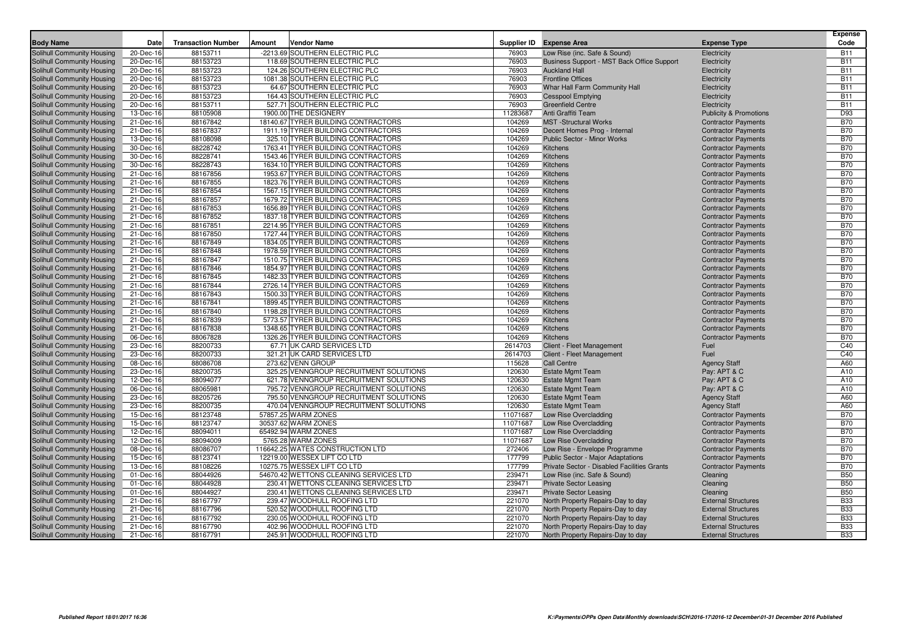| Body Name | Date | Transaction Number | Amount | Vendor Name | Supplier ID | Expense Area | Expense Type | Expense Code |
|---|---|---|---|---|---|---|---|---|
| Solihull Community Housing | 20-Dec-16 | 88153711 | -2213.69 | SOUTHERN ELECTRIC PLC | 76903 | Low Rise (inc. Safe & Sound) | Electricity | B11 |
| Solihull Community Housing | 20-Dec-16 | 88153723 | 118.69 | SOUTHERN ELECTRIC PLC | 76903 | Business Support - MST Back Office Support | Electricity | B11 |
| Solihull Community Housing | 20-Dec-16 | 88153723 | 124.26 | SOUTHERN ELECTRIC PLC | 76903 | Auckland Hall | Electricity | B11 |
| Solihull Community Housing | 20-Dec-16 | 88153723 | 1081.38 | SOUTHERN ELECTRIC PLC | 76903 | Frontline Offices | Electricity | B11 |
| Solihull Community Housing | 20-Dec-16 | 88153723 | 64.67 | SOUTHERN ELECTRIC PLC | 76903 | Whar Hall Farm Community Hall | Electricity | B11 |
| Solihull Community Housing | 20-Dec-16 | 88153723 | 164.43 | SOUTHERN ELECTRIC PLC | 76903 | Cesspool Emptying | Electricity | B11 |
| Solihull Community Housing | 20-Dec-16 | 88153711 | 527.71 | SOUTHERN ELECTRIC PLC | 76903 | Greenfield Centre | Electricity | B11 |
| Solihull Community Housing | 13-Dec-16 | 88105908 | 1900.00 | THE DESIGNERY | 11283687 | Anti Graffiti Team | Publicity & Promotions | D93 |
| Solihull Community Housing | 21-Dec-16 | 88167842 | 18140.67 | TYRER BUILDING CONTRACTORS | 104269 | MST -Structural Works | Contractor Payments | B70 |
| Solihull Community Housing | 21-Dec-16 | 88167837 | 1911.19 | TYRER BUILDING CONTRACTORS | 104269 | Decent Homes Prog - Internal | Contractor Payments | B70 |
| Solihull Community Housing | 13-Dec-16 | 88108098 | 325.10 | TYRER BUILDING CONTRACTORS | 104269 | Public Sector - Minor Works | Contractor Payments | B70 |
| Solihull Community Housing | 30-Dec-16 | 88228742 | 1763.41 | TYRER BUILDING CONTRACTORS | 104269 | Kitchens | Contractor Payments | B70 |
| Solihull Community Housing | 30-Dec-16 | 88228741 | 1543.46 | TYRER BUILDING CONTRACTORS | 104269 | Kitchens | Contractor Payments | B70 |
| Solihull Community Housing | 30-Dec-16 | 88228743 | 1634.10 | TYRER BUILDING CONTRACTORS | 104269 | Kitchens | Contractor Payments | B70 |
| Solihull Community Housing | 21-Dec-16 | 88167856 | 1953.67 | TYRER BUILDING CONTRACTORS | 104269 | Kitchens | Contractor Payments | B70 |
| Solihull Community Housing | 21-Dec-16 | 88167855 | 1823.76 | TYRER BUILDING CONTRACTORS | 104269 | Kitchens | Contractor Payments | B70 |
| Solihull Community Housing | 21-Dec-16 | 88167854 | 1567.15 | TYRER BUILDING CONTRACTORS | 104269 | Kitchens | Contractor Payments | B70 |
| Solihull Community Housing | 21-Dec-16 | 88167857 | 1679.72 | TYRER BUILDING CONTRACTORS | 104269 | Kitchens | Contractor Payments | B70 |
| Solihull Community Housing | 21-Dec-16 | 88167853 | 1656.89 | TYRER BUILDING CONTRACTORS | 104269 | Kitchens | Contractor Payments | B70 |
| Solihull Community Housing | 21-Dec-16 | 88167852 | 1837.18 | TYRER BUILDING CONTRACTORS | 104269 | Kitchens | Contractor Payments | B70 |
| Solihull Community Housing | 21-Dec-16 | 88167851 | 2214.95 | TYRER BUILDING CONTRACTORS | 104269 | Kitchens | Contractor Payments | B70 |
| Solihull Community Housing | 21-Dec-16 | 88167850 | 1727.44 | TYRER BUILDING CONTRACTORS | 104269 | Kitchens | Contractor Payments | B70 |
| Solihull Community Housing | 21-Dec-16 | 88167849 | 1834.05 | TYRER BUILDING CONTRACTORS | 104269 | Kitchens | Contractor Payments | B70 |
| Solihull Community Housing | 21-Dec-16 | 88167848 | 1978.59 | TYRER BUILDING CONTRACTORS | 104269 | Kitchens | Contractor Payments | B70 |
| Solihull Community Housing | 21-Dec-16 | 88167847 | 1510.75 | TYRER BUILDING CONTRACTORS | 104269 | Kitchens | Contractor Payments | B70 |
| Solihull Community Housing | 21-Dec-16 | 88167846 | 1854.97 | TYRER BUILDING CONTRACTORS | 104269 | Kitchens | Contractor Payments | B70 |
| Solihull Community Housing | 21-Dec-16 | 88167845 | 1482.33 | TYRER BUILDING CONTRACTORS | 104269 | Kitchens | Contractor Payments | B70 |
| Solihull Community Housing | 21-Dec-16 | 88167844 | 2726.14 | TYRER BUILDING CONTRACTORS | 104269 | Kitchens | Contractor Payments | B70 |
| Solihull Community Housing | 21-Dec-16 | 88167843 | 1500.33 | TYRER BUILDING CONTRACTORS | 104269 | Kitchens | Contractor Payments | B70 |
| Solihull Community Housing | 21-Dec-16 | 88167841 | 1899.45 | TYRER BUILDING CONTRACTORS | 104269 | Kitchens | Contractor Payments | B70 |
| Solihull Community Housing | 21-Dec-16 | 88167840 | 1198.28 | TYRER BUILDING CONTRACTORS | 104269 | Kitchens | Contractor Payments | B70 |
| Solihull Community Housing | 21-Dec-16 | 88167839 | 5773.57 | TYRER BUILDING CONTRACTORS | 104269 | Kitchens | Contractor Payments | B70 |
| Solihull Community Housing | 21-Dec-16 | 88167838 | 1348.65 | TYRER BUILDING CONTRACTORS | 104269 | Kitchens | Contractor Payments | B70 |
| Solihull Community Housing | 06-Dec-16 | 88067828 | 1326.26 | TYRER BUILDING CONTRACTORS | 104269 | Kitchens | Contractor Payments | B70 |
| Solihull Community Housing | 23-Dec-16 | 88200733 | 67.71 | UK CARD SERVICES LTD | 2614703 | Client - Fleet Management | Fuel | C40 |
| Solihull Community Housing | 23-Dec-16 | 88200733 | 321.21 | UK CARD SERVICES LTD | 2614703 | Client - Fleet Management | Fuel | C40 |
| Solihull Community Housing | 08-Dec-16 | 88086708 | 273.62 | VENN GROUP | 115628 | Call Centre | Agency Staff | A60 |
| Solihull Community Housing | 23-Dec-16 | 88200735 | 325.25 | VENNGROUP RECRUITMENT SOLUTIONS | 120630 | Estate Mgmt Team | Pay: APT & C | A10 |
| Solihull Community Housing | 12-Dec-16 | 88094077 | 621.78 | VENNGROUP RECRUITMENT SOLUTIONS | 120630 | Estate Mgmt Team | Pay: APT & C | A10 |
| Solihull Community Housing | 06-Dec-16 | 88065981 | 795.72 | VENNGROUP RECRUITMENT SOLUTIONS | 120630 | Estate Mgmt Team | Pay: APT & C | A10 |
| Solihull Community Housing | 23-Dec-16 | 88205726 | 795.50 | VENNGROUP RECRUITMENT SOLUTIONS | 120630 | Estate Mgmt Team | Agency Staff | A60 |
| Solihull Community Housing | 23-Dec-16 | 88200735 | 470.04 | VENNGROUP RECRUITMENT SOLUTIONS | 120630 | Estate Mgmt Team | Agency Staff | A60 |
| Solihull Community Housing | 15-Dec-16 | 88123748 | 57857.25 | WARM ZONES | 11071687 | Low Rise Overcladding | Contractor Payments | B70 |
| Solihull Community Housing | 15-Dec-16 | 88123747 | 30537.62 | WARM ZONES | 11071687 | Low Rise Overcladding | Contractor Payments | B70 |
| Solihull Community Housing | 12-Dec-16 | 88094011 | 65492.94 | WARM ZONES | 11071687 | Low Rise Overcladding | Contractor Payments | B70 |
| Solihull Community Housing | 12-Dec-16 | 88094009 | 5765.28 | WARM ZONES | 11071687 | Low Rise Overcladding | Contractor Payments | B70 |
| Solihull Community Housing | 08-Dec-16 | 88086707 | 116642.25 | WATES CONSTRUCTION LTD | 272406 | Low Rise - Envelope Programme | Contractor Payments | B70 |
| Solihull Community Housing | 15-Dec-16 | 88123741 | 12219.00 | WESSEX LIFT CO LTD | 177799 | Public Sector - Major Adaptations | Contractor Payments | B70 |
| Solihull Community Housing | 13-Dec-16 | 88108226 | 10275.75 | WESSEX LIFT CO LTD | 177799 | Private Sector - Disabled Facilities Grants | Contractor Payments | B70 |
| Solihull Community Housing | 01-Dec-16 | 88044926 | 54670.42 | WETTONS CLEANING SERVICES LTD | 239471 | Low Rise (inc. Safe & Sound) | Cleaning | B50 |
| Solihull Community Housing | 01-Dec-16 | 88044928 | 230.41 | WETTONS CLEANING SERVICES LTD | 239471 | Private Sector Leasing | Cleaning | B50 |
| Solihull Community Housing | 01-Dec-16 | 88044927 | 230.41 | WETTONS CLEANING SERVICES LTD | 239471 | Private Sector Leasing | Cleaning | B50 |
| Solihull Community Housing | 21-Dec-16 | 88167797 | 239.47 | WOODHULL ROOFING LTD | 221070 | North Property Repairs-Day to day | External Structures | B33 |
| Solihull Community Housing | 21-Dec-16 | 88167796 | 520.52 | WOODHULL ROOFING LTD | 221070 | North Property Repairs-Day to day | External Structures | B33 |
| Solihull Community Housing | 21-Dec-16 | 88167792 | 230.05 | WOODHULL ROOFING LTD | 221070 | North Property Repairs-Day to day | External Structures | B33 |
| Solihull Community Housing | 21-Dec-16 | 88167790 | 402.96 | WOODHULL ROOFING LTD | 221070 | North Property Repairs-Day to day | External Structures | B33 |
| Solihull Community Housing | 21-Dec-16 | 88167791 | 245.91 | WOODHULL ROOFING LTD | 221070 | North Property Repairs-Day to day | External Structures | B33 |